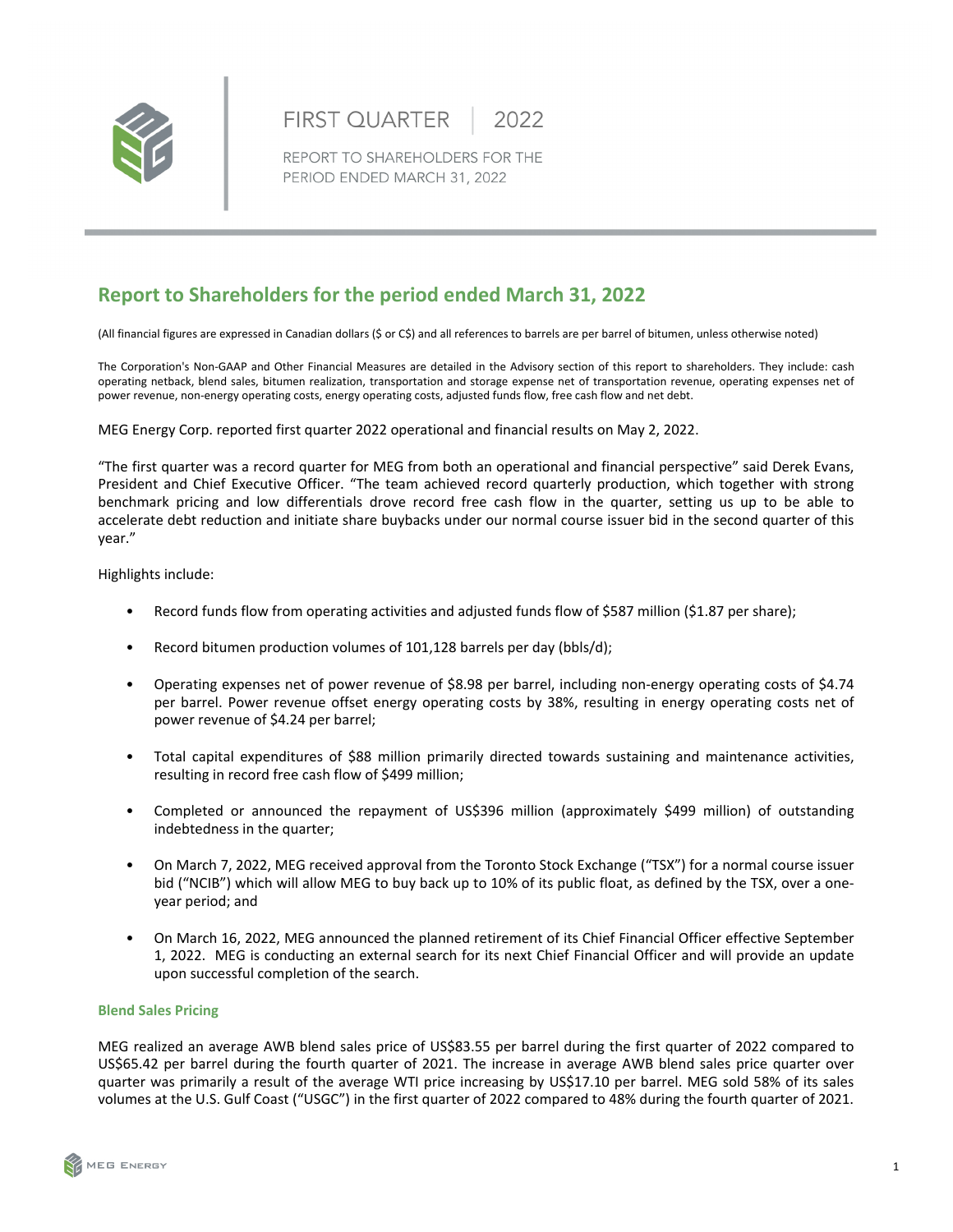FIRST QUARTER | 2022

REPORT TO SHAREHOLDERS FOR THE PERIOD ENDED MARCH 31, 2022

# Report to Shareholders for the period ended March 31, 2022

(All financial figures are expressed in Canadian dollars ($ or C$) and all references to barrels are per barrel of bitumen, unless otherwise noted)

The Corporation's Non-GAAP and Other Financial Measures are detailed in the Advisory section of this report to shareholders. They include: cash operating netback, blend sales, bitumen realization, transportation and storage expense net of transportation revenue, operating expenses net of power revenue, non-energy operating costs, energy operating costs, adjusted funds flow, free cash flow and net debt.

MEG Energy Corp. reported first quarter 2022 operational and financial results on May 2, 2022.

"The first quarter was a record quarter for MEG from both an operational and financial perspective" said Derek Evans, President and Chief Executive Officer. "The team achieved record quarterly production, which together with strong benchmark pricing and low differentials drove record free cash flow in the quarter, setting us up to be able to accelerate debt reduction and initiate share buybacks under our normal course issuer bid in the second quarter of this year."

Highlights include:

- Record funds flow from operating activities and adjusted funds flow of $587 million ($1.87 per share);
- Record bitumen production volumes of 101,128 barrels per day (bbls/d);
- Operating expenses net of power revenue of $8.98 per barrel, including non-energy operating costs of $4.74 per barrel. Power revenue offset energy operating costs by 38%, resulting in energy operating costs net of power revenue of $4.24 per barrel;
- Total capital expenditures of $88 million primarily directed towards sustaining and maintenance activities, resulting in record free cash flow of $499 million;
- Completed or announced the repayment of US$396 million (approximately $499 million) of outstanding indebtedness in the quarter;
- On March 7, 2022, MEG received approval from the Toronto Stock Exchange ("TSX") for a normal course issuer bid ("NCIB") which will allow MEG to buy back up to 10% of its public float, as defined by the TSX, over a one-year period; and
- On March 16, 2022, MEG announced the planned retirement of its Chief Financial Officer effective September 1, 2022. MEG is conducting an external search for its next Chief Financial Officer and will provide an update upon successful completion of the search.

### Blend Sales Pricing

MEG realized an average AWB blend sales price of US$83.55 per barrel during the first quarter of 2022 compared to US$65.42 per barrel during the fourth quarter of 2021. The increase in average AWB blend sales price quarter over quarter was primarily a result of the average WTI price increasing by US$17.10 per barrel. MEG sold 58% of its sales volumes at the U.S. Gulf Coast ("USGC") in the first quarter of 2022 compared to 48% during the fourth quarter of 2021.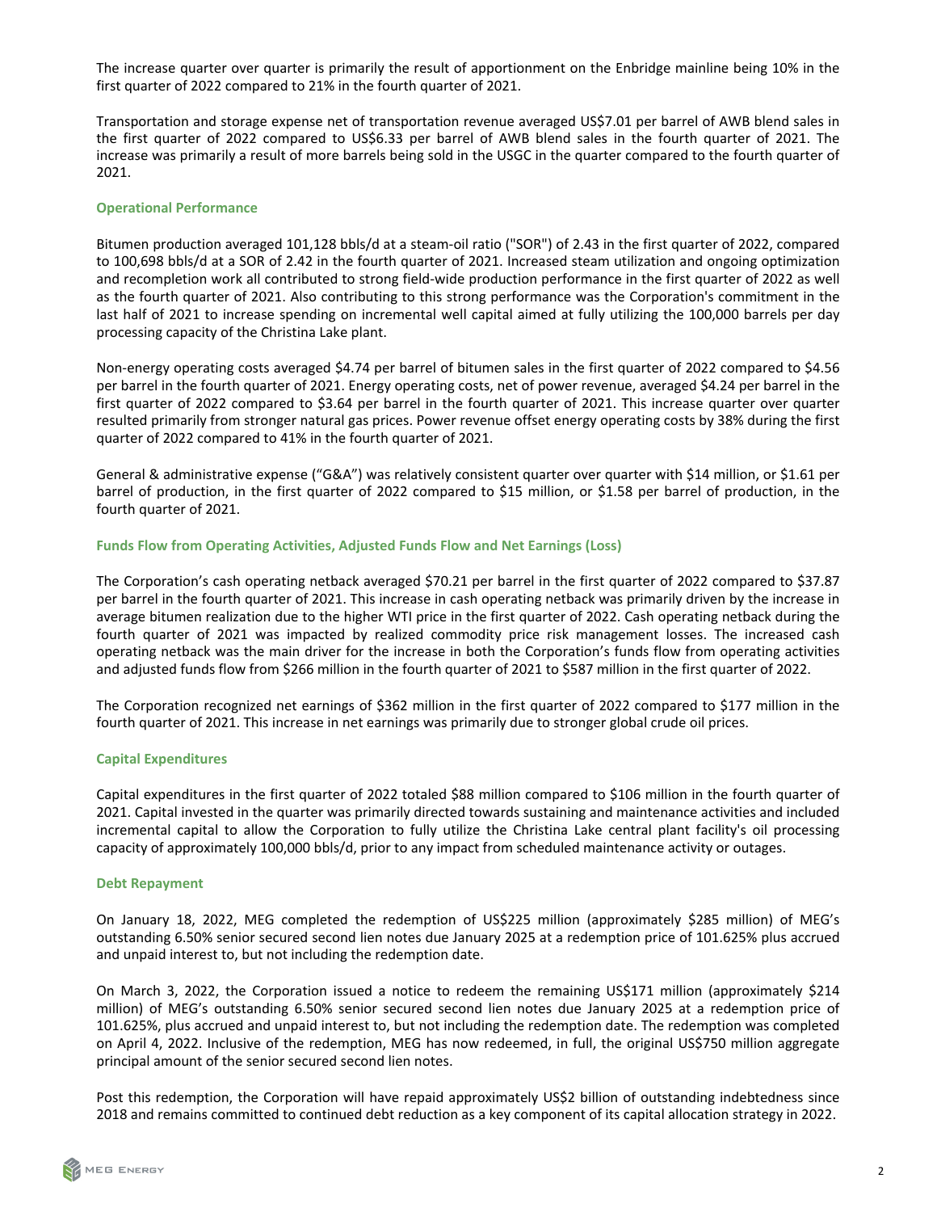The increase quarter over quarter is primarily the result of apportionment on the Enbridge mainline being 10% in the first quarter of 2022 compared to 21% in the fourth quarter of 2021.

Transportation and storage expense net of transportation revenue averaged US$7.01 per barrel of AWB blend sales in the first quarter of 2022 compared to US$6.33 per barrel of AWB blend sales in the fourth quarter of 2021. The increase was primarily a result of more barrels being sold in the USGC in the quarter compared to the fourth quarter of 2021.

### Operational Performance

Bitumen production averaged 101,128 bbls/d at a steam-oil ratio ("SOR") of 2.43 in the first quarter of 2022, compared to 100,698 bbls/d at a SOR of 2.42 in the fourth quarter of 2021. Increased steam utilization and ongoing optimization and recompletion work all contributed to strong field-wide production performance in the first quarter of 2022 as well as the fourth quarter of 2021. Also contributing to this strong performance was the Corporation's commitment in the last half of 2021 to increase spending on incremental well capital aimed at fully utilizing the 100,000 barrels per day processing capacity of the Christina Lake plant.

Non-energy operating costs averaged $4.74 per barrel of bitumen sales in the first quarter of 2022 compared to $4.56 per barrel in the fourth quarter of 2021. Energy operating costs, net of power revenue, averaged $4.24 per barrel in the first quarter of 2022 compared to $3.64 per barrel in the fourth quarter of 2021. This increase quarter over quarter resulted primarily from stronger natural gas prices. Power revenue offset energy operating costs by 38% during the first quarter of 2022 compared to 41% in the fourth quarter of 2021.

General & administrative expense ("G&A") was relatively consistent quarter over quarter with $14 million, or $1.61 per barrel of production, in the first quarter of 2022 compared to $15 million, or $1.58 per barrel of production, in the fourth quarter of 2021.

### Funds Flow from Operating Activities, Adjusted Funds Flow and Net Earnings (Loss)

The Corporation's cash operating netback averaged $70.21 per barrel in the first quarter of 2022 compared to $37.87 per barrel in the fourth quarter of 2021. This increase in cash operating netback was primarily driven by the increase in average bitumen realization due to the higher WTI price in the first quarter of 2022. Cash operating netback during the fourth quarter of 2021 was impacted by realized commodity price risk management losses. The increased cash operating netback was the main driver for the increase in both the Corporation's funds flow from operating activities and adjusted funds flow from $266 million in the fourth quarter of 2021 to $587 million in the first quarter of 2022.

The Corporation recognized net earnings of $362 million in the first quarter of 2022 compared to $177 million in the fourth quarter of 2021. This increase in net earnings was primarily due to stronger global crude oil prices.

### Capital Expenditures

Capital expenditures in the first quarter of 2022 totaled $88 million compared to $106 million in the fourth quarter of 2021. Capital invested in the quarter was primarily directed towards sustaining and maintenance activities and included incremental capital to allow the Corporation to fully utilize the Christina Lake central plant facility's oil processing capacity of approximately 100,000 bbls/d, prior to any impact from scheduled maintenance activity or outages.

### Debt Repayment

On January 18, 2022, MEG completed the redemption of US$225 million (approximately $285 million) of MEG's outstanding 6.50% senior secured second lien notes due January 2025 at a redemption price of 101.625% plus accrued and unpaid interest to, but not including the redemption date.

On March 3, 2022, the Corporation issued a notice to redeem the remaining US$171 million (approximately $214 million) of MEG's outstanding 6.50% senior secured second lien notes due January 2025 at a redemption price of 101.625%, plus accrued and unpaid interest to, but not including the redemption date. The redemption was completed on April 4, 2022. Inclusive of the redemption, MEG has now redeemed, in full, the original US$750 million aggregate principal amount of the senior secured second lien notes.

Post this redemption, the Corporation will have repaid approximately US$2 billion of outstanding indebtedness since 2018 and remains committed to continued debt reduction as a key component of its capital allocation strategy in 2022.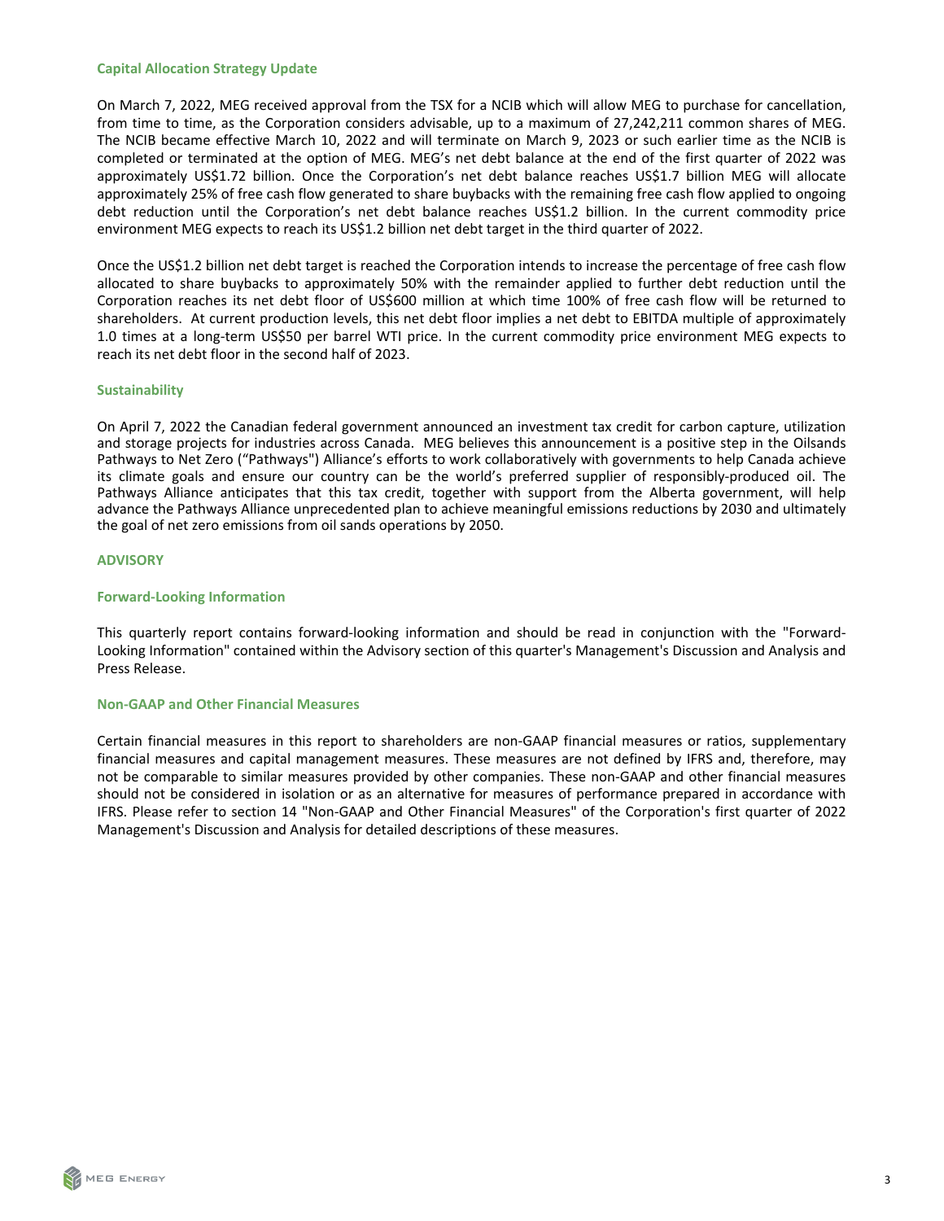### Capital Allocation Strategy Update

On March 7, 2022, MEG received approval from the TSX for a NCIB which will allow MEG to purchase for cancellation, from time to time, as the Corporation considers advisable, up to a maximum of 27,242,211 common shares of MEG. The NCIB became effective March 10, 2022 and will terminate on March 9, 2023 or such earlier time as the NCIB is completed or terminated at the option of MEG. MEG's net debt balance at the end of the first quarter of 2022 was approximately US$1.72 billion. Once the Corporation's net debt balance reaches US$1.7 billion MEG will allocate approximately 25% of free cash flow generated to share buybacks with the remaining free cash flow applied to ongoing debt reduction until the Corporation's net debt balance reaches US$1.2 billion. In the current commodity price environment MEG expects to reach its US$1.2 billion net debt target in the third quarter of 2022.

Once the US$1.2 billion net debt target is reached the Corporation intends to increase the percentage of free cash flow allocated to share buybacks to approximately 50% with the remainder applied to further debt reduction until the Corporation reaches its net debt floor of US$600 million at which time 100% of free cash flow will be returned to shareholders. At current production levels, this net debt floor implies a net debt to EBITDA multiple of approximately 1.0 times at a long-term US$50 per barrel WTI price. In the current commodity price environment MEG expects to reach its net debt floor in the second half of 2023.

### Sustainability

On April 7, 2022 the Canadian federal government announced an investment tax credit for carbon capture, utilization and storage projects for industries across Canada. MEG believes this announcement is a positive step in the Oilsands Pathways to Net Zero ("Pathways") Alliance's efforts to work collaboratively with governments to help Canada achieve its climate goals and ensure our country can be the world's preferred supplier of responsibly-produced oil. The Pathways Alliance anticipates that this tax credit, together with support from the Alberta government, will help advance the Pathways Alliance unprecedented plan to achieve meaningful emissions reductions by 2030 and ultimately the goal of net zero emissions from oil sands operations by 2050.

## ADVISORY

### Forward-Looking Information

This quarterly report contains forward-looking information and should be read in conjunction with the "Forward-Looking Information" contained within the Advisory section of this quarter's Management's Discussion and Analysis and Press Release.

### Non-GAAP and Other Financial Measures

Certain financial measures in this report to shareholders are non-GAAP financial measures or ratios, supplementary financial measures and capital management measures. These measures are not defined by IFRS and, therefore, may not be comparable to similar measures provided by other companies. These non-GAAP and other financial measures should not be considered in isolation or as an alternative for measures of performance prepared in accordance with IFRS. Please refer to section 14 "Non-GAAP and Other Financial Measures" of the Corporation's first quarter of 2022 Management's Discussion and Analysis for detailed descriptions of these measures.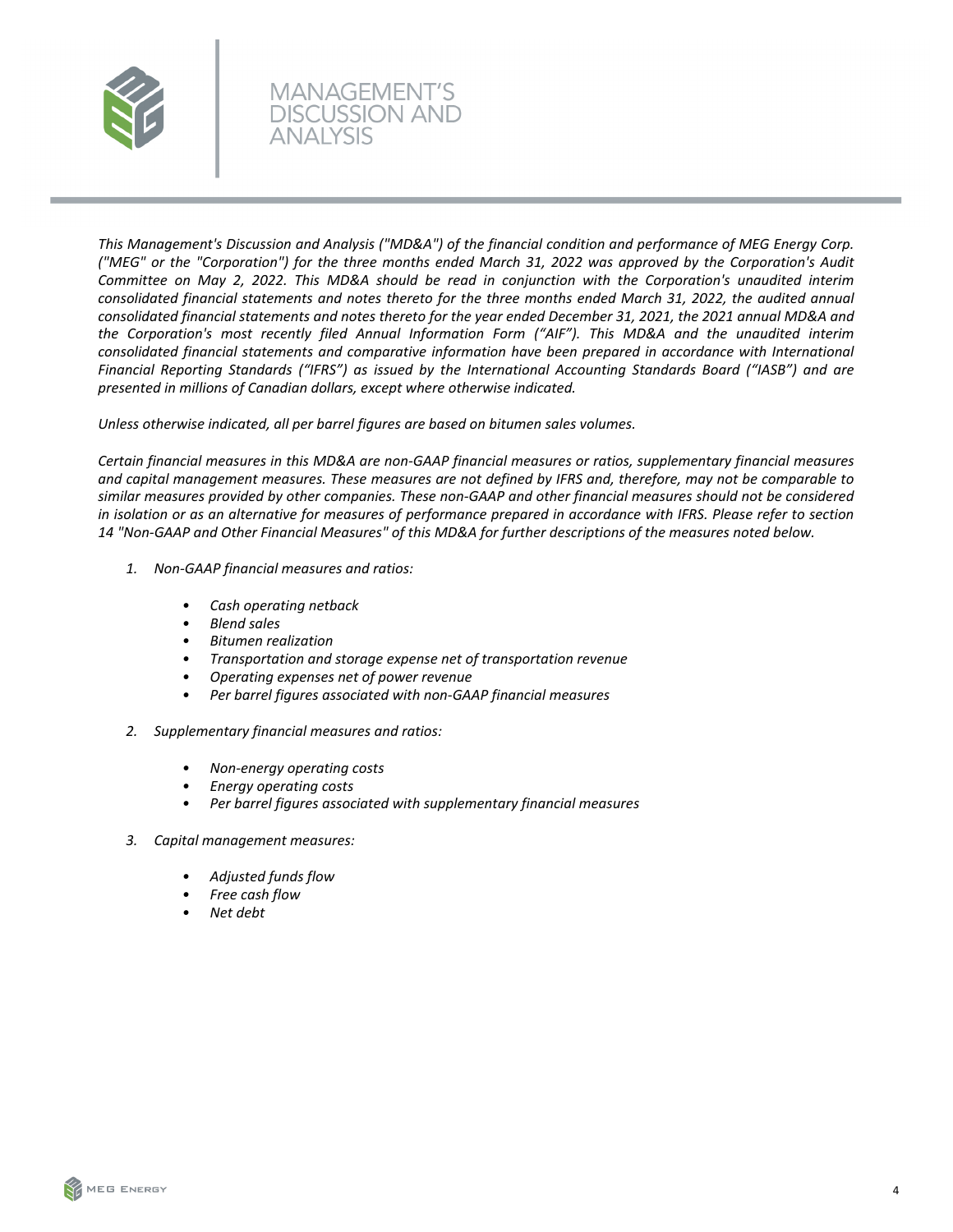# MANAGEMENT'S DISCUSSION AND ANALYSIS

*This Management's Discussion and Analysis ("MD&A") of the financial condition and performance of MEG Energy Corp. ("MEG" or the "Corporation") for the three months ended March 31, 2022 was approved by the Corporation's Audit Committee on May 2, 2022. This MD&A should be read in conjunction with the Corporation's unaudited interim consolidated financial statements and notes thereto for the three months ended March 31, 2022, the audited annual consolidated financial statements and notes thereto for the year ended December 31, 2021, the 2021 annual MD&A and the Corporation's most recently filed Annual Information Form ("AIF"). This MD&A and the unaudited interim consolidated financial statements and comparative information have been prepared in accordance with International Financial Reporting Standards ("IFRS") as issued by the International Accounting Standards Board ("IASB") and are presented in millions of Canadian dollars, except where otherwise indicated.*

*Unless otherwise indicated, all per barrel figures are based on bitumen sales volumes.*

*Certain financial measures in this MD&A are non-GAAP financial measures or ratios, supplementary financial measures and capital management measures. These measures are not defined by IFRS and, therefore, may not be comparable to similar measures provided by other companies. These non-GAAP and other financial measures should not be considered in isolation or as an alternative for measures of performance prepared in accordance with IFRS. Please refer to section 14 "Non-GAAP and Other Financial Measures" of this MD&A for further descriptions of the measures noted below.*

1. *Non-GAAP financial measures and ratios:*
   - *Cash operating netback*
   - *Blend sales*
   - *Bitumen realization*
   - *Transportation and storage expense net of transportation revenue*
   - *Operating expenses net of power revenue*
   - *Per barrel figures associated with non-GAAP financial measures*
2. *Supplementary financial measures and ratios:*
   - *Non-energy operating costs*
   - *Energy operating costs*
   - *Per barrel figures associated with supplementary financial measures*
3. *Capital management measures:*
   - *Adjusted funds flow*
   - *Free cash flow*
   - *Net debt*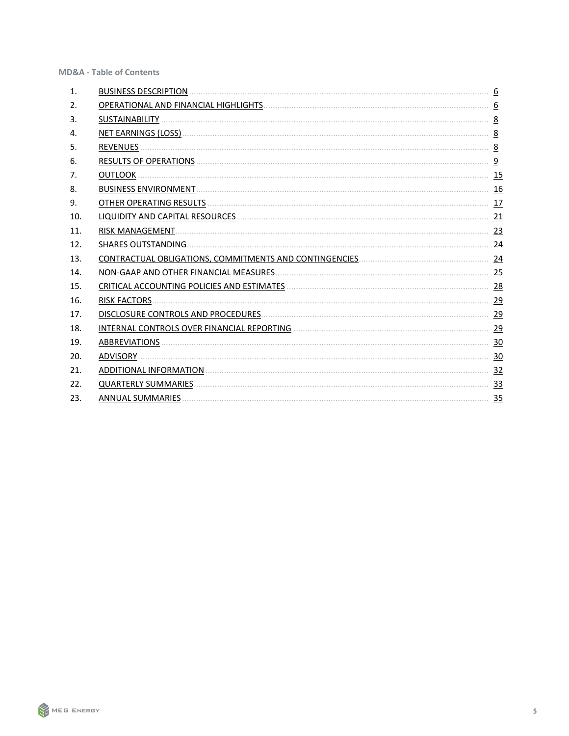**MD&A - Table of Contents**

| | | |
|---|---|---|
| 1. | BUSINESS DESCRIPTION | 6 |
| 2. | OPERATIONAL AND FINANCIAL HIGHLIGHTS | 6 |
| 3. | SUSTAINABILITY | 8 |
| 4. | NET EARNINGS (LOSS) | 8 |
| 5. | REVENUES | 8 |
| 6. | RESULTS OF OPERATIONS | 9 |
| 7. | OUTLOOK | 15 |
| 8. | BUSINESS ENVIRONMENT | 16 |
| 9. | OTHER OPERATING RESULTS | 17 |
| 10. | LIQUIDITY AND CAPITAL RESOURCES | 21 |
| 11. | RISK MANAGEMENT | 23 |
| 12. | SHARES OUTSTANDING | 24 |
| 13. | CONTRACTUAL OBLIGATIONS, COMMITMENTS AND CONTINGENCIES | 24 |
| 14. | NON-GAAP AND OTHER FINANCIAL MEASURES | 25 |
| 15. | CRITICAL ACCOUNTING POLICIES AND ESTIMATES | 28 |
| 16. | RISK FACTORS | 29 |
| 17. | DISCLOSURE CONTROLS AND PROCEDURES | 29 |
| 18. | INTERNAL CONTROLS OVER FINANCIAL REPORTING | 29 |
| 19. | ABBREVIATIONS | 30 |
| 20. | ADVISORY | 30 |
| 21. | ADDITIONAL INFORMATION | 32 |
| 22. | QUARTERLY SUMMARIES | 33 |
| 23. | ANNUAL SUMMARIES | 35 |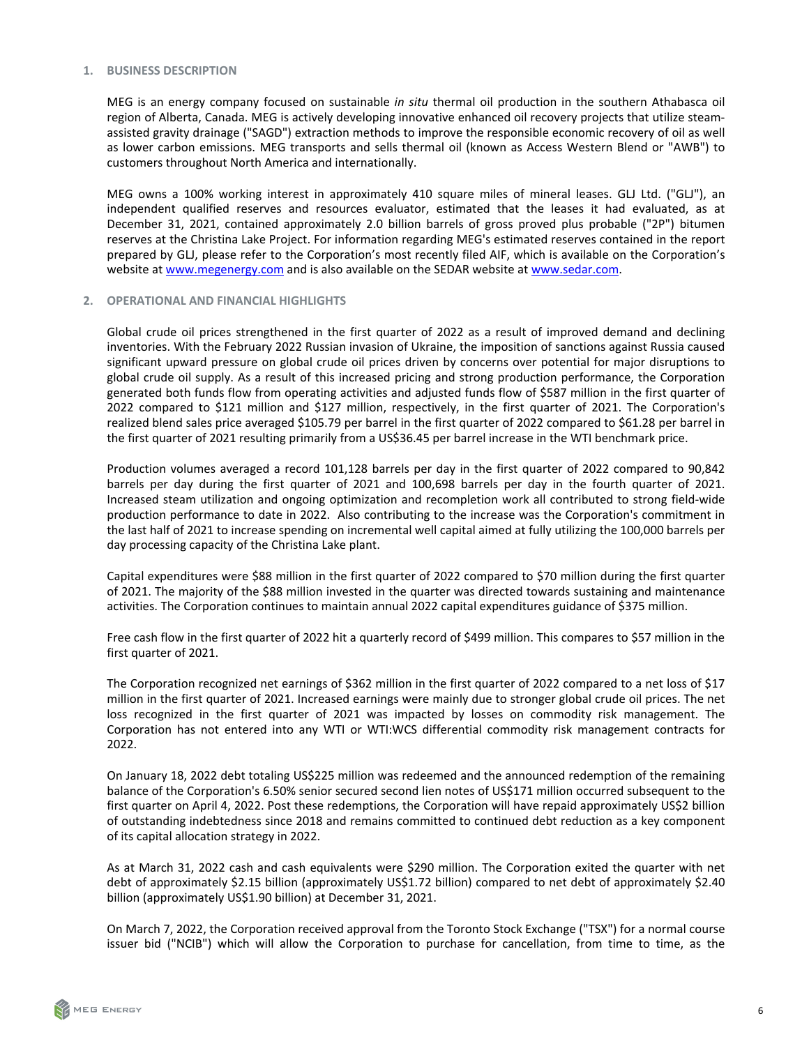## 1. BUSINESS DESCRIPTION

MEG is an energy company focused on sustainable *in situ* thermal oil production in the southern Athabasca oil region of Alberta, Canada. MEG is actively developing innovative enhanced oil recovery projects that utilize steam-assisted gravity drainage ("SAGD") extraction methods to improve the responsible economic recovery of oil as well as lower carbon emissions. MEG transports and sells thermal oil (known as Access Western Blend or "AWB") to customers throughout North America and internationally.

MEG owns a 100% working interest in approximately 410 square miles of mineral leases. GLJ Ltd. ("GLJ"), an independent qualified reserves and resources evaluator, estimated that the leases it had evaluated, as at December 31, 2021, contained approximately 2.0 billion barrels of gross proved plus probable ("2P") bitumen reserves at the Christina Lake Project. For information regarding MEG's estimated reserves contained in the report prepared by GLJ, please refer to the Corporation's most recently filed AIF, which is available on the Corporation's website at www.megenergy.com and is also available on the SEDAR website at www.sedar.com.

## 2. OPERATIONAL AND FINANCIAL HIGHLIGHTS

Global crude oil prices strengthened in the first quarter of 2022 as a result of improved demand and declining inventories. With the February 2022 Russian invasion of Ukraine, the imposition of sanctions against Russia caused significant upward pressure on global crude oil prices driven by concerns over potential for major disruptions to global crude oil supply. As a result of this increased pricing and strong production performance, the Corporation generated both funds flow from operating activities and adjusted funds flow of $587 million in the first quarter of 2022 compared to $121 million and $127 million, respectively, in the first quarter of 2021. The Corporation's realized blend sales price averaged $105.79 per barrel in the first quarter of 2022 compared to $61.28 per barrel in the first quarter of 2021 resulting primarily from a US$36.45 per barrel increase in the WTI benchmark price.

Production volumes averaged a record 101,128 barrels per day in the first quarter of 2022 compared to 90,842 barrels per day during the first quarter of 2021 and 100,698 barrels per day in the fourth quarter of 2021. Increased steam utilization and ongoing optimization and recompletion work all contributed to strong field-wide production performance to date in 2022. Also contributing to the increase was the Corporation's commitment in the last half of 2021 to increase spending on incremental well capital aimed at fully utilizing the 100,000 barrels per day processing capacity of the Christina Lake plant.

Capital expenditures were $88 million in the first quarter of 2022 compared to $70 million during the first quarter of 2021. The majority of the $88 million invested in the quarter was directed towards sustaining and maintenance activities. The Corporation continues to maintain annual 2022 capital expenditures guidance of $375 million.

Free cash flow in the first quarter of 2022 hit a quarterly record of $499 million. This compares to $57 million in the first quarter of 2021.

The Corporation recognized net earnings of $362 million in the first quarter of 2022 compared to a net loss of $17 million in the first quarter of 2021. Increased earnings were mainly due to stronger global crude oil prices. The net loss recognized in the first quarter of 2021 was impacted by losses on commodity risk management. The Corporation has not entered into any WTI or WTI:WCS differential commodity risk management contracts for 2022.

On January 18, 2022 debt totaling US$225 million was redeemed and the announced redemption of the remaining balance of the Corporation's 6.50% senior secured second lien notes of US$171 million occurred subsequent to the first quarter on April 4, 2022. Post these redemptions, the Corporation will have repaid approximately US$2 billion of outstanding indebtedness since 2018 and remains committed to continued debt reduction as a key component of its capital allocation strategy in 2022.

As at March 31, 2022 cash and cash equivalents were $290 million. The Corporation exited the quarter with net debt of approximately $2.15 billion (approximately US$1.72 billion) compared to net debt of approximately $2.40 billion (approximately US$1.90 billion) at December 31, 2021.

On March 7, 2022, the Corporation received approval from the Toronto Stock Exchange ("TSX") for a normal course issuer bid ("NCIB") which will allow the Corporation to purchase for cancellation, from time to time, as the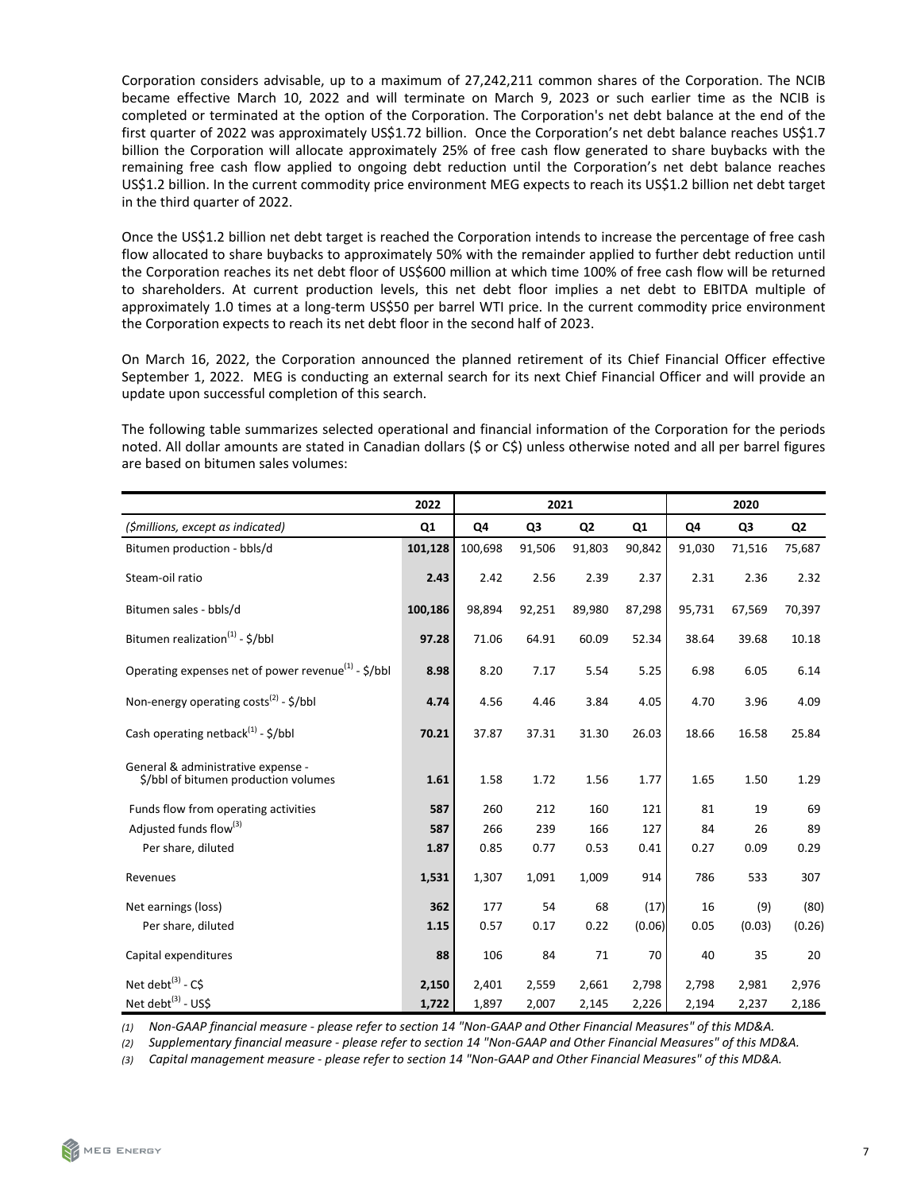Corporation considers advisable, up to a maximum of 27,242,211 common shares of the Corporation. The NCIB became effective March 10, 2022 and will terminate on March 9, 2023 or such earlier time as the NCIB is completed or terminated at the option of the Corporation. The Corporation's net debt balance at the end of the first quarter of 2022 was approximately US$1.72 billion. Once the Corporation's net debt balance reaches US$1.7 billion the Corporation will allocate approximately 25% of free cash flow generated to share buybacks with the remaining free cash flow applied to ongoing debt reduction until the Corporation's net debt balance reaches US$1.2 billion. In the current commodity price environment MEG expects to reach its US$1.2 billion net debt target in the third quarter of 2022.

Once the US$1.2 billion net debt target is reached the Corporation intends to increase the percentage of free cash flow allocated to share buybacks to approximately 50% with the remainder applied to further debt reduction until the Corporation reaches its net debt floor of US$600 million at which time 100% of free cash flow will be returned to shareholders. At current production levels, this net debt floor implies a net debt to EBITDA multiple of approximately 1.0 times at a long-term US$50 per barrel WTI price. In the current commodity price environment the Corporation expects to reach its net debt floor in the second half of 2023.

On March 16, 2022, the Corporation announced the planned retirement of its Chief Financial Officer effective September 1, 2022. MEG is conducting an external search for its next Chief Financial Officer and will provide an update upon successful completion of this search.

The following table summarizes selected operational and financial information of the Corporation for the periods noted. All dollar amounts are stated in Canadian dollars ($ or C$) unless otherwise noted and all per barrel figures are based on bitumen sales volumes:

| | 2022 | 2021 | | | | 2020 | | |
|---|---|---|---|---|---|---|---|---|
| *($millions, except as indicated)* | Q1 | Q4 | Q3 | Q2 | Q1 | Q4 | Q3 | Q2 |
| Bitumen production - bbls/d | **101,128** | 100,698 | 91,506 | 91,803 | 90,842 | 91,030 | 71,516 | 75,687 |
| Steam-oil ratio | **2.43** | 2.42 | 2.56 | 2.39 | 2.37 | 2.31 | 2.36 | 2.32 |
| Bitumen sales - bbls/d | **100,186** | 98,894 | 92,251 | 89,980 | 87,298 | 95,731 | 67,569 | 70,397 |
| Bitumen realization(1) - $/bbl | **97.28** | 71.06 | 64.91 | 60.09 | 52.34 | 38.64 | 39.68 | 10.18 |
| Operating expenses net of power revenue(1) - $/bbl | **8.98** | 8.20 | 7.17 | 5.54 | 5.25 | 6.98 | 6.05 | 6.14 |
| Non-energy operating costs(2) - $/bbl | **4.74** | 4.56 | 4.46 | 3.84 | 4.05 | 4.70 | 3.96 | 4.09 |
| Cash operating netback(1) - $/bbl | **70.21** | 37.87 | 37.31 | 31.30 | 26.03 | 18.66 | 16.58 | 25.84 |
| General & administrative expense - $/bbl of bitumen production volumes | **1.61** | 1.58 | 1.72 | 1.56 | 1.77 | 1.65 | 1.50 | 1.29 |
| Funds flow from operating activities | **587** | 260 | 212 | 160 | 121 | 81 | 19 | 69 |
| Adjusted funds flow(3) | **587** | 266 | 239 | 166 | 127 | 84 | 26 | 89 |
| Per share, diluted | **1.87** | 0.85 | 0.77 | 0.53 | 0.41 | 0.27 | 0.09 | 0.29 |
| Revenues | **1,531** | 1,307 | 1,091 | 1,009 | 914 | 786 | 533 | 307 |
| Net earnings (loss) | **362** | 177 | 54 | 68 | (17) | 16 | (9) | (80) |
| Per share, diluted | **1.15** | 0.57 | 0.17 | 0.22 | (0.06) | 0.05 | (0.03) | (0.26) |
| Capital expenditures | **88** | 106 | 84 | 71 | 70 | 40 | 35 | 20 |
| Net debt(3) - C$ | **2,150** | 2,401 | 2,559 | 2,661 | 2,798 | 2,798 | 2,981 | 2,976 |
| Net debt(3) - US$ | **1,722** | 1,897 | 2,007 | 2,145 | 2,226 | 2,194 | 2,237 | 2,186 |

*(1) Non-GAAP financial measure - please refer to section 14 "Non-GAAP and Other Financial Measures" of this MD&A.*

*(2) Supplementary financial measure - please refer to section 14 "Non-GAAP and Other Financial Measures" of this MD&A.*

*(3) Capital management measure - please refer to section 14 "Non-GAAP and Other Financial Measures" of this MD&A.*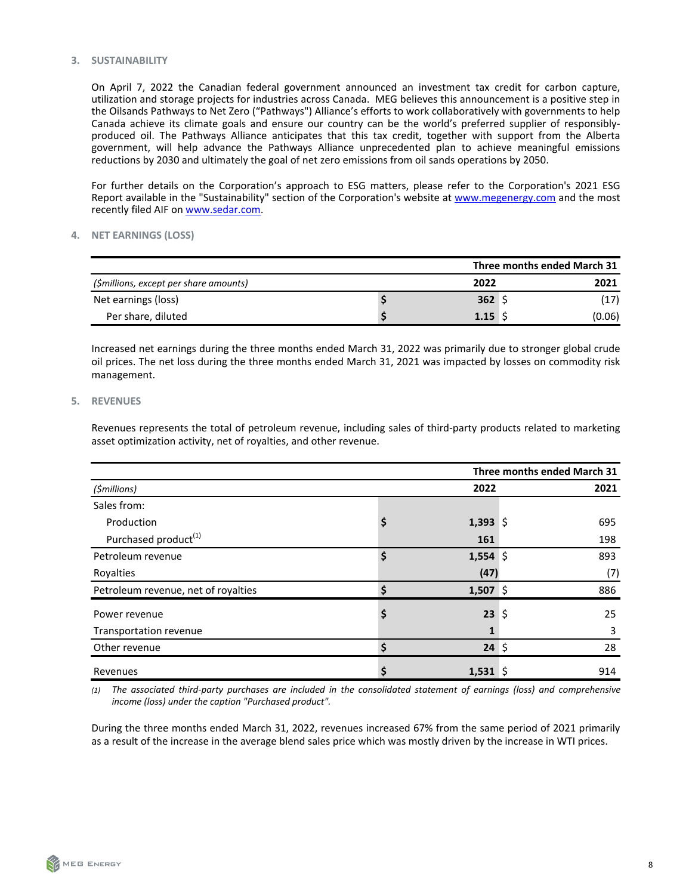## 3. SUSTAINABILITY

On April 7, 2022 the Canadian federal government announced an investment tax credit for carbon capture, utilization and storage projects for industries across Canada. MEG believes this announcement is a positive step in the Oilsands Pathways to Net Zero ("Pathways") Alliance's efforts to work collaboratively with governments to help Canada achieve its climate goals and ensure our country can be the world's preferred supplier of responsibly-produced oil. The Pathways Alliance anticipates that this tax credit, together with support from the Alberta government, will help advance the Pathways Alliance unprecedented plan to achieve meaningful emissions reductions by 2030 and ultimately the goal of net zero emissions from oil sands operations by 2050.

For further details on the Corporation's approach to ESG matters, please refer to the Corporation's 2021 ESG Report available in the "Sustainability" section of the Corporation's website at www.megenergy.com and the most recently filed AIF on www.sedar.com.

## 4. NET EARNINGS (LOSS)

| | Three months ended March 31 | |
|---|---|---|
| *($millions, except per share amounts)* | **2022** | **2021** |
| Net earnings (loss) | $ **362** | $ (17) |
| Per share, diluted | $ **1.15** | $ (0.06) |

Increased net earnings during the three months ended March 31, 2022 was primarily due to stronger global crude oil prices. The net loss during the three months ended March 31, 2021 was impacted by losses on commodity risk management.

## 5. REVENUES

Revenues represents the total of petroleum revenue, including sales of third-party products related to marketing asset optimization activity, net of royalties, and other revenue.

| | Three months ended March 31 | |
|---|---|---|
| *($millions)* | **2022** | **2021** |
| Sales from: | | |
| Production | $ **1,393** | $ 695 |
| Purchased product[(1)] | **161** | 198 |
| Petroleum revenue | $ **1,554** | $ 893 |
| Royalties | **(47)** | (7) |
| Petroleum revenue, net of royalties | $ **1,507** | $ 886 |
| Power revenue | $ **23** | $ 25 |
| Transportation revenue | **1** | 3 |
| Other revenue | $ **24** | $ 28 |
| Revenues | $ **1,531** | $ 914 |

(1) *The associated third-party purchases are included in the consolidated statement of earnings (loss) and comprehensive income (loss) under the caption "Purchased product".*

During the three months ended March 31, 2022, revenues increased 67% from the same period of 2021 primarily as a result of the increase in the average blend sales price which was mostly driven by the increase in WTI prices.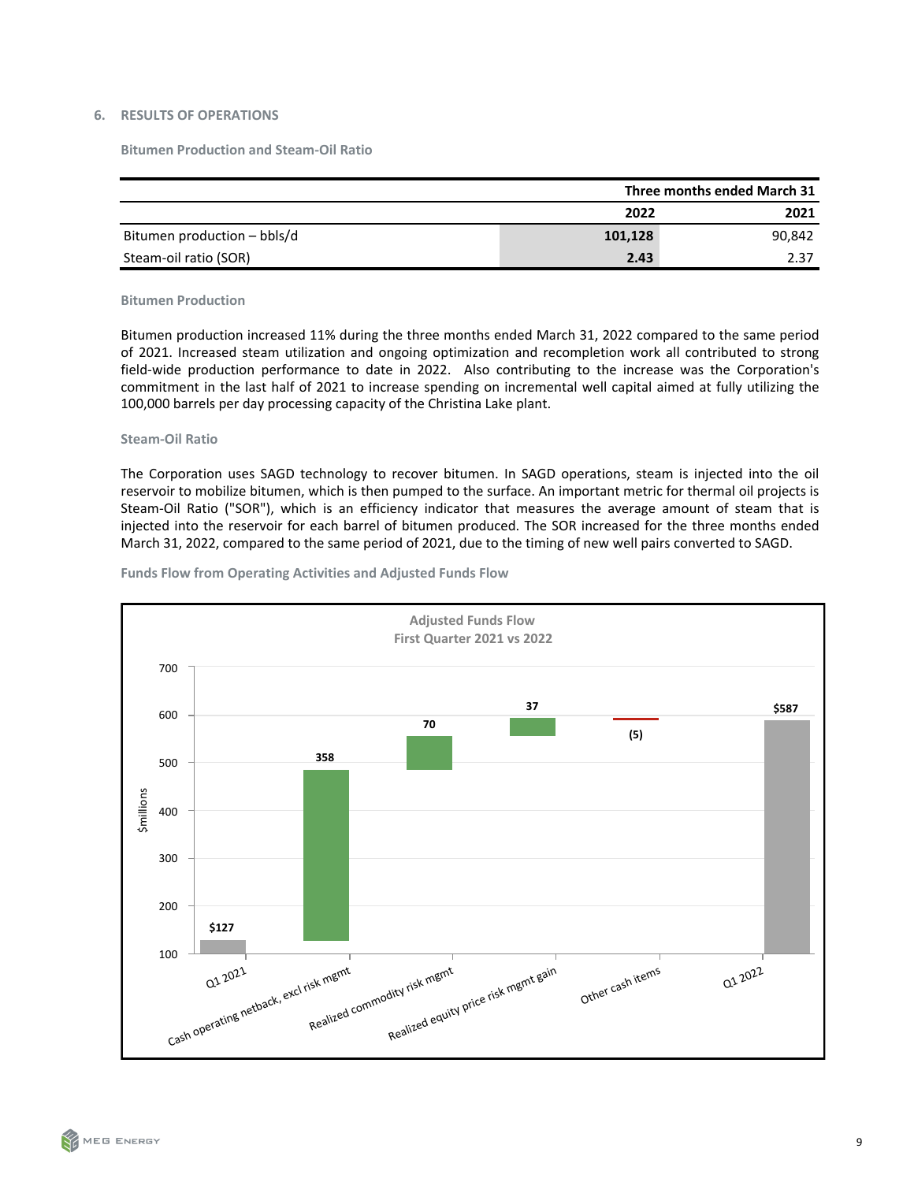## 6. RESULTS OF OPERATIONS

### Bitumen Production and Steam-Oil Ratio

| | Three months ended March 31 | |
|---|---|---|
| | **2022** | **2021** |
| Bitumen production – bbls/d | **101,128** | 90,842 |
| Steam-oil ratio (SOR) | **2.43** | 2.37 |

#### Bitumen Production

Bitumen production increased 11% during the three months ended March 31, 2022 compared to the same period of 2021. Increased steam utilization and ongoing optimization and recompletion work all contributed to strong field-wide production performance to date in 2022. Also contributing to the increase was the Corporation's commitment in the last half of 2021 to increase spending on incremental well capital aimed at fully utilizing the 100,000 barrels per day processing capacity of the Christina Lake plant.

#### Steam-Oil Ratio

The Corporation uses SAGD technology to recover bitumen. In SAGD operations, steam is injected into the oil reservoir to mobilize bitumen, which is then pumped to the surface. An important metric for thermal oil projects is Steam-Oil Ratio ("SOR"), which is an efficiency indicator that measures the average amount of steam that is injected into the reservoir for each barrel of bitumen produced. The SOR increased for the three months ended March 31, 2022, compared to the same period of 2021, due to the timing of new well pairs converted to SAGD.

### Funds Flow from Operating Activities and Adjusted Funds Flow

**Adjusted Funds Flow**
**First Quarter 2021 vs 2022**

| | $millions |
|---|---|
| Q1 2021 | $127 |
| Cash operating netback, excl risk mgmt | 358 |
| Realized commodity risk mgmt | 70 |
| Realized equity price risk mgmt gain | 37 |
| Other cash items | (5) |
| Q1 2022 | $587 |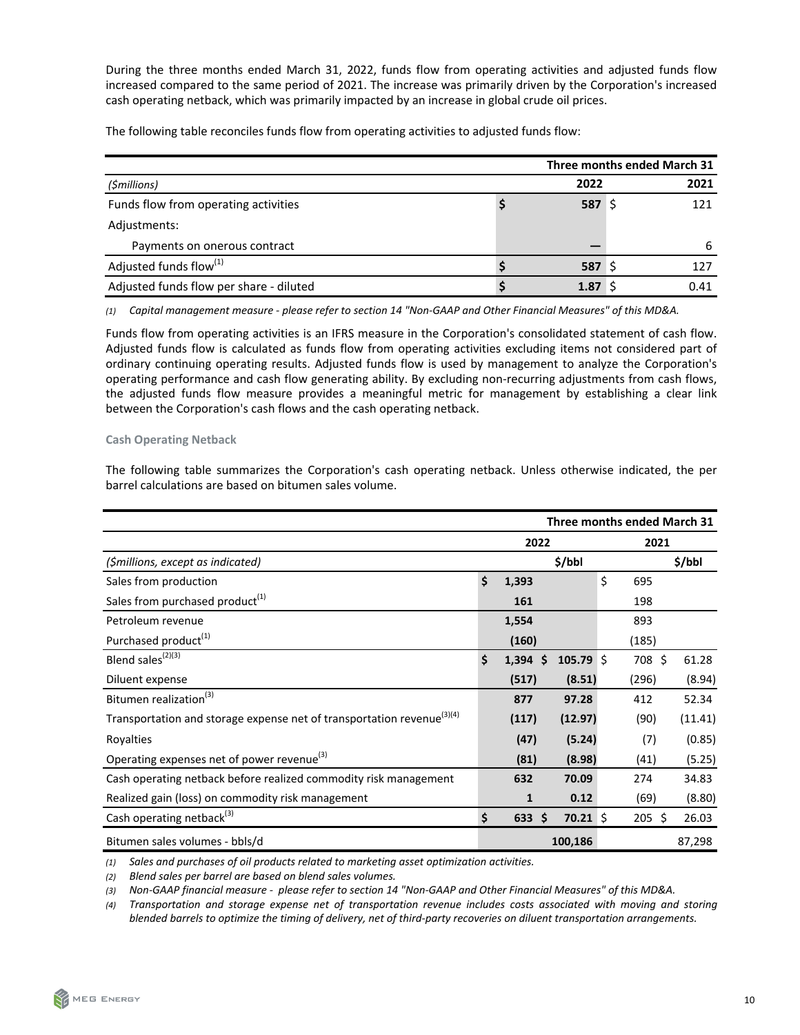During the three months ended March 31, 2022, funds flow from operating activities and adjusted funds flow increased compared to the same period of 2021. The increase was primarily driven by the Corporation's increased cash operating netback, which was primarily impacted by an increase in global crude oil prices.

The following table reconciles funds flow from operating activities to adjusted funds flow:

| | Three months ended March 31 | |
|---|---|---|
| *($millions)* | **2022** | **2021** |
| Funds flow from operating activities | **$ 587** | $ 121 |
| Adjustments: | | |
| Payments on onerous contract | **—** | 6 |
| Adjusted funds flow[(1)] | **$ 587** | $ 127 |
| Adjusted funds flow per share - diluted | **$ 1.87** | $ 0.41 |

*(1) Capital management measure - please refer to section 14 "Non-GAAP and Other Financial Measures" of this MD&A.*

Funds flow from operating activities is an IFRS measure in the Corporation's consolidated statement of cash flow. Adjusted funds flow is calculated as funds flow from operating activities excluding items not considered part of ordinary continuing operating results. Adjusted funds flow is used by management to analyze the Corporation's operating performance and cash flow generating ability. By excluding non-recurring adjustments from cash flows, the adjusted funds flow measure provides a meaningful metric for management by establishing a clear link between the Corporation's cash flows and the cash operating netback.

### Cash Operating Netback

The following table summarizes the Corporation's cash operating netback. Unless otherwise indicated, the per barrel calculations are based on bitumen sales volume.

| | Three months ended March 31 | | | |
|---|---|---|---|---|
| | **2022** | | **2021** | |
| *($millions, except as indicated)* | | **$/bbl** | | **$/bbl** |
| Sales from production | **$ 1,393** | | $ 695 | |
| Sales from purchased product[(1)] | **161** | | 198 | |
| Petroleum revenue | **1,554** | | 893 | |
| Purchased product[(1)] | **(160)** | | (185) | |
| Blend sales[(2)(3)] | **$ 1,394** | **$ 105.79** | $ 708 | $ 61.28 |
| Diluent expense | **(517)** | **(8.51)** | (296) | (8.94) |
| Bitumen realization[(3)] | **877** | **97.28** | 412 | 52.34 |
| Transportation and storage expense net of transportation revenue[(3)(4)] | **(117)** | **(12.97)** | (90) | (11.41) |
| Royalties | **(47)** | **(5.24)** | (7) | (0.85) |
| Operating expenses net of power revenue[(3)] | **(81)** | **(8.98)** | (41) | (5.25) |
| Cash operating netback before realized commodity risk management | **632** | **70.09** | 274 | 34.83 |
| Realized gain (loss) on commodity risk management | **1** | **0.12** | (69) | (8.80) |
| Cash operating netback[(3)] | **$ 633** | **$ 70.21** | $ 205 | $ 26.03 |
| Bitumen sales volumes - bbls/d | | **100,186** | | 87,298 |

*(1) Sales and purchases of oil products related to marketing asset optimization activities.*

*(2) Blend sales per barrel are based on blend sales volumes.*

*(3) Non-GAAP financial measure - please refer to section 14 "Non-GAAP and Other Financial Measures" of this MD&A.*

*(4) Transportation and storage expense net of transportation revenue includes costs associated with moving and storing blended barrels to optimize the timing of delivery, net of third-party recoveries on diluent transportation arrangements.*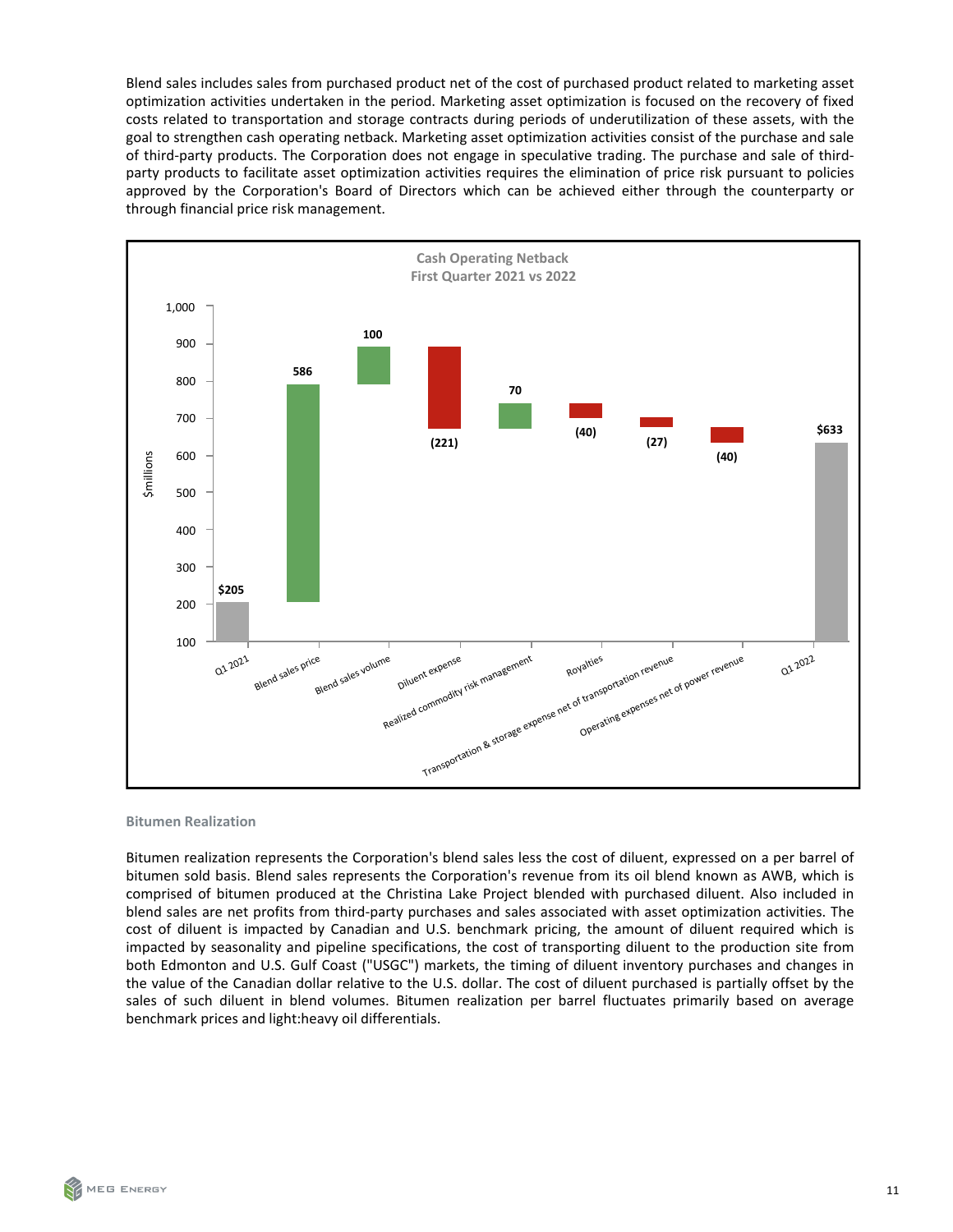Blend sales includes sales from purchased product net of the cost of purchased product related to marketing asset optimization activities undertaken in the period. Marketing asset optimization is focused on the recovery of fixed costs related to transportation and storage contracts during periods of underutilization of these assets, with the goal to strengthen cash operating netback. Marketing asset optimization activities consist of the purchase and sale of third-party products. The Corporation does not engage in speculative trading. The purchase and sale of third-party products to facilitate asset optimization activities requires the elimination of price risk pursuant to policies approved by the Corporation's Board of Directors which can be achieved either through the counterparty or through financial price risk management.

**Cash Operating Netback**
**First Quarter 2021 vs 2022**

| Item | $millions |
|---|---|
| Q1 2021 | $205 |
| Blend sales price | 586 |
| Blend sales volume | 100 |
| Diluent expense | (221) |
| Realized commodity risk management | 70 |
| Royalties | (40) |
| Transportation & storage expense net of transportation revenue | (27) |
| Operating expenses net of power revenue | (40) |
| Q1 2022 | $633 |

### Bitumen Realization

Bitumen realization represents the Corporation's blend sales less the cost of diluent, expressed on a per barrel of bitumen sold basis. Blend sales represents the Corporation's revenue from its oil blend known as AWB, which is comprised of bitumen produced at the Christina Lake Project blended with purchased diluent. Also included in blend sales are net profits from third-party purchases and sales associated with asset optimization activities. The cost of diluent is impacted by Canadian and U.S. benchmark pricing, the amount of diluent required which is impacted by seasonality and pipeline specifications, the cost of transporting diluent to the production site from both Edmonton and U.S. Gulf Coast ("USGC") markets, the timing of diluent inventory purchases and changes in the value of the Canadian dollar relative to the U.S. dollar. The cost of diluent purchased is partially offset by the sales of such diluent in blend volumes. Bitumen realization per barrel fluctuates primarily based on average benchmark prices and light:heavy oil differentials.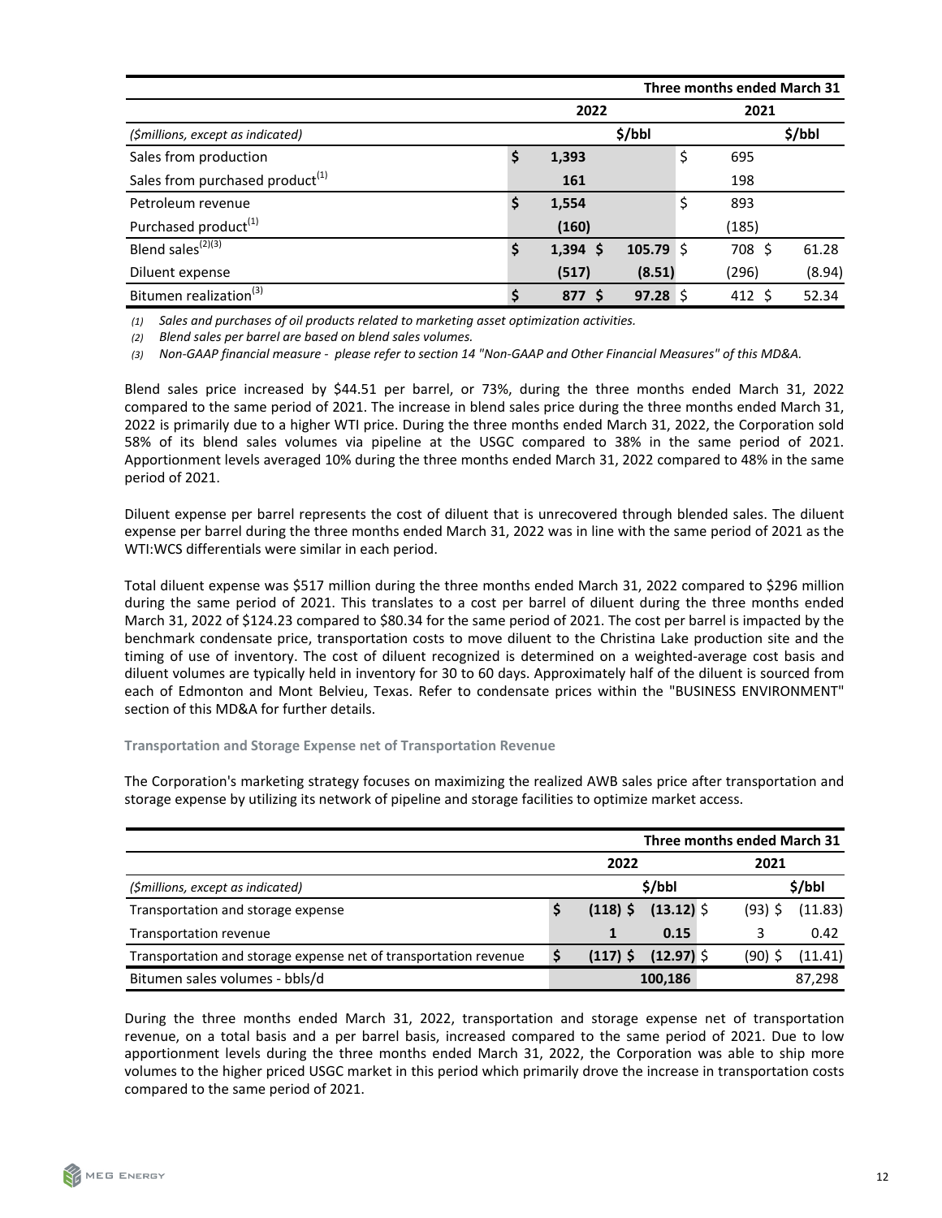| | Three months ended March 31 | | | |
|---|---|---|---|---|
| | 2022 | | 2021 | |
| ($millions, except as indicated) | | $/bbl | | $/bbl |
| Sales from production | $ 1,393 | | $ 695 | |
| Sales from purchased product[(1)] | 161 | | 198 | |
| Petroleum revenue | $ 1,554 | | $ 893 | |
| Purchased product[(1)] | (160) | | (185) | |
| Blend sales[(2)(3)] | $ 1,394 | $ 105.79 | $ 708 | $ 61.28 |
| Diluent expense | (517) | (8.51) | (296) | (8.94) |
| Bitumen realization[(3)] | $ 877 | $ 97.28 | $ 412 | $ 52.34 |

*(1) Sales and purchases of oil products related to marketing asset optimization activities.*

*(2) Blend sales per barrel are based on blend sales volumes.*

*(3) Non-GAAP financial measure - please refer to section 14 "Non-GAAP and Other Financial Measures" of this MD&A.*

Blend sales price increased by $44.51 per barrel, or 73%, during the three months ended March 31, 2022 compared to the same period of 2021. The increase in blend sales price during the three months ended March 31, 2022 is primarily due to a higher WTI price. During the three months ended March 31, 2022, the Corporation sold 58% of its blend sales volumes via pipeline at the USGC compared to 38% in the same period of 2021. Apportionment levels averaged 10% during the three months ended March 31, 2022 compared to 48% in the same period of 2021.

Diluent expense per barrel represents the cost of diluent that is unrecovered through blended sales. The diluent expense per barrel during the three months ended March 31, 2022 was in line with the same period of 2021 as the WTI:WCS differentials were similar in each period.

Total diluent expense was $517 million during the three months ended March 31, 2022 compared to $296 million during the same period of 2021. This translates to a cost per barrel of diluent during the three months ended March 31, 2022 of $124.23 compared to $80.34 for the same period of 2021. The cost per barrel is impacted by the benchmark condensate price, transportation costs to move diluent to the Christina Lake production site and the timing of use of inventory. The cost of diluent recognized is determined on a weighted-average cost basis and diluent volumes are typically held in inventory for 30 to 60 days. Approximately half of the diluent is sourced from each of Edmonton and Mont Belvieu, Texas. Refer to condensate prices within the "BUSINESS ENVIRONMENT" section of this MD&A for further details.

### Transportation and Storage Expense net of Transportation Revenue

The Corporation's marketing strategy focuses on maximizing the realized AWB sales price after transportation and storage expense by utilizing its network of pipeline and storage facilities to optimize market access.

| | Three months ended March 31 | | | |
|---|---|---|---|---|
| | 2022 | | 2021 | |
| ($millions, except as indicated) | | $/bbl | | $/bbl |
| Transportation and storage expense | $ (118) | $ (13.12) | $ (93) | $ (11.83) |
| Transportation revenue | 1 | 0.15 | 3 | 0.42 |
| Transportation and storage expense net of transportation revenue | $ (117) | $ (12.97) | $ (90) | $ (11.41) |
| Bitumen sales volumes - bbls/d | | 100,186 | | 87,298 |

During the three months ended March 31, 2022, transportation and storage expense net of transportation revenue, on a total basis and a per barrel basis, increased compared to the same period of 2021. Due to low apportionment levels during the three months ended March 31, 2022, the Corporation was able to ship more volumes to the higher priced USGC market in this period which primarily drove the increase in transportation costs compared to the same period of 2021.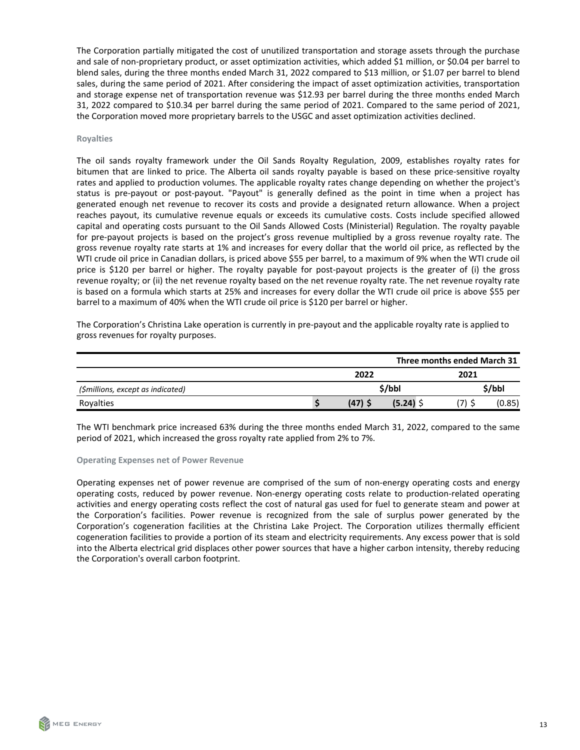The Corporation partially mitigated the cost of unutilized transportation and storage assets through the purchase and sale of non-proprietary product, or asset optimization activities, which added $1 million, or $0.04 per barrel to blend sales, during the three months ended March 31, 2022 compared to $13 million, or $1.07 per barrel to blend sales, during the same period of 2021. After considering the impact of asset optimization activities, transportation and storage expense net of transportation revenue was $12.93 per barrel during the three months ended March 31, 2022 compared to $10.34 per barrel during the same period of 2021. Compared to the same period of 2021, the Corporation moved more proprietary barrels to the USGC and asset optimization activities declined.

### Royalties

The oil sands royalty framework under the Oil Sands Royalty Regulation, 2009, establishes royalty rates for bitumen that are linked to price. The Alberta oil sands royalty payable is based on these price-sensitive royalty rates and applied to production volumes. The applicable royalty rates change depending on whether the project's status is pre-payout or post-payout. "Payout" is generally defined as the point in time when a project has generated enough net revenue to recover its costs and provide a designated return allowance. When a project reaches payout, its cumulative revenue equals or exceeds its cumulative costs. Costs include specified allowed capital and operating costs pursuant to the Oil Sands Allowed Costs (Ministerial) Regulation. The royalty payable for pre-payout projects is based on the project's gross revenue multiplied by a gross revenue royalty rate. The gross revenue royalty rate starts at 1% and increases for every dollar that the world oil price, as reflected by the WTI crude oil price in Canadian dollars, is priced above $55 per barrel, to a maximum of 9% when the WTI crude oil price is $120 per barrel or higher. The royalty payable for post-payout projects is the greater of (i) the gross revenue royalty; or (ii) the net revenue royalty based on the net revenue royalty rate. The net revenue royalty rate is based on a formula which starts at 25% and increases for every dollar the WTI crude oil price is above $55 per barrel to a maximum of 40% when the WTI crude oil price is $120 per barrel or higher.

The Corporation's Christina Lake operation is currently in pre-payout and the applicable royalty rate is applied to gross revenues for royalty purposes.

| | Three months ended March 31 | | | |
|---|---|---|---|---|
| | 2022 | | 2021 | |
| *($millions, except as indicated)* | | $/bbl | | $/bbl |
| Royalties | **$ (47)** | **$ (5.24)** | $ (7) | $ (0.85) |

The WTI benchmark price increased 63% during the three months ended March 31, 2022, compared to the same period of 2021, which increased the gross royalty rate applied from 2% to 7%.

### Operating Expenses net of Power Revenue

Operating expenses net of power revenue are comprised of the sum of non-energy operating costs and energy operating costs, reduced by power revenue. Non-energy operating costs relate to production-related operating activities and energy operating costs reflect the cost of natural gas used for fuel to generate steam and power at the Corporation's facilities. Power revenue is recognized from the sale of surplus power generated by the Corporation's cogeneration facilities at the Christina Lake Project. The Corporation utilizes thermally efficient cogeneration facilities to provide a portion of its steam and electricity requirements. Any excess power that is sold into the Alberta electrical grid displaces other power sources that have a higher carbon intensity, thereby reducing the Corporation's overall carbon footprint.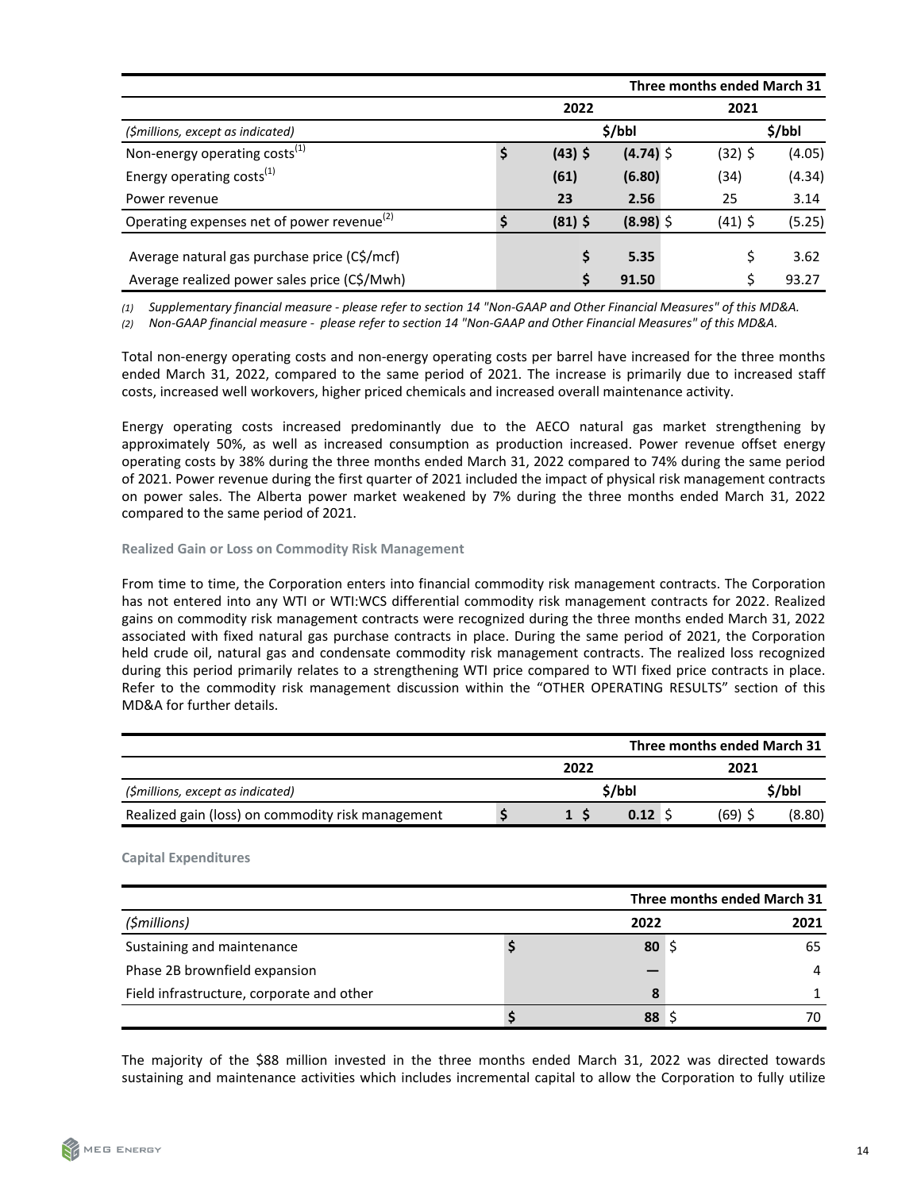| | Three months ended March 31 | | | |
|---|---|---|---|---|
| | 2022 | | 2021 | |
| ($millions, except as indicated) | | $/bbl | | $/bbl |
| Non-energy operating costs[1] | $ (43) | $ (4.74) | $ (32) | $ (4.05) |
| Energy operating costs[1] | (61) | (6.80) | (34) | (4.34) |
| Power revenue | 23 | 2.56 | 25 | 3.14 |
| Operating expenses net of power revenue[2] | $ (81) | $ (8.98) | $ (41) | $ (5.25) |
| Average natural gas purchase price (C$/mcf) | | $ 5.35 | | $ 3.62 |
| Average realized power sales price (C$/Mwh) | | $ 91.50 | | $ 93.27 |

*(1) Supplementary financial measure - please refer to section 14 "Non-GAAP and Other Financial Measures" of this MD&A.*
*(2) Non-GAAP financial measure - please refer to section 14 "Non-GAAP and Other Financial Measures" of this MD&A.*

Total non-energy operating costs and non-energy operating costs per barrel have increased for the three months ended March 31, 2022, compared to the same period of 2021. The increase is primarily due to increased staff costs, increased well workovers, higher priced chemicals and increased overall maintenance activity.

Energy operating costs increased predominantly due to the AECO natural gas market strengthening by approximately 50%, as well as increased consumption as production increased. Power revenue offset energy operating costs by 38% during the three months ended March 31, 2022 compared to 74% during the same period of 2021. Power revenue during the first quarter of 2021 included the impact of physical risk management contracts on power sales. The Alberta power market weakened by 7% during the three months ended March 31, 2022 compared to the same period of 2021.

### Realized Gain or Loss on Commodity Risk Management

From time to time, the Corporation enters into financial commodity risk management contracts. The Corporation has not entered into any WTI or WTI:WCS differential commodity risk management contracts for 2022. Realized gains on commodity risk management contracts were recognized during the three months ended March 31, 2022 associated with fixed natural gas purchase contracts in place. During the same period of 2021, the Corporation held crude oil, natural gas and condensate commodity risk management contracts. The realized loss recognized during this period primarily relates to a strengthening WTI price compared to WTI fixed price contracts in place. Refer to the commodity risk management discussion within the "OTHER OPERATING RESULTS" section of this MD&A for further details.

| | Three months ended March 31 | | | |
|---|---|---|---|---|
| | 2022 | | 2021 | |
| ($millions, except as indicated) | | $/bbl | | $/bbl |
| Realized gain (loss) on commodity risk management | $ 1 | $ 0.12 | $ (69) | $ (8.80) |

### Capital Expenditures

| | Three months ended March 31 | |
|---|---|---|
| ($millions) | 2022 | 2021 |
| Sustaining and maintenance | $ 80 | $ 65 |
| Phase 2B brownfield expansion | — | 4 |
| Field infrastructure, corporate and other | 8 | 1 |
| | $ 88 | $ 70 |

The majority of the $88 million invested in the three months ended March 31, 2022 was directed towards sustaining and maintenance activities which includes incremental capital to allow the Corporation to fully utilize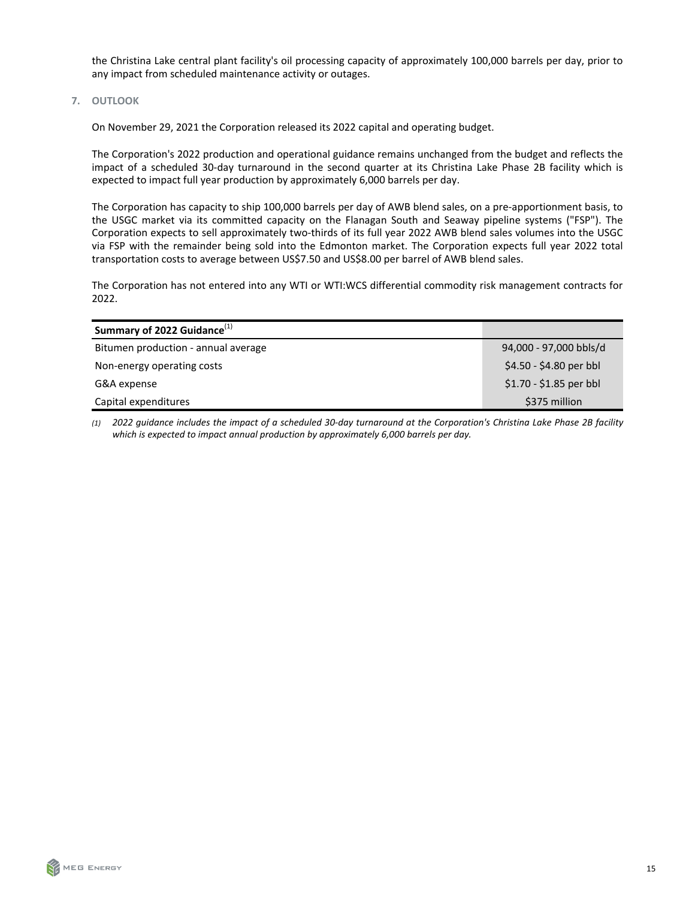the Christina Lake central plant facility's oil processing capacity of approximately 100,000 barrels per day, prior to any impact from scheduled maintenance activity or outages.

## 7. OUTLOOK

On November 29, 2021 the Corporation released its 2022 capital and operating budget.

The Corporation's 2022 production and operational guidance remains unchanged from the budget and reflects the impact of a scheduled 30-day turnaround in the second quarter at its Christina Lake Phase 2B facility which is expected to impact full year production by approximately 6,000 barrels per day.

The Corporation has capacity to ship 100,000 barrels per day of AWB blend sales, on a pre-apportionment basis, to the USGC market via its committed capacity on the Flanagan South and Seaway pipeline systems ("FSP"). The Corporation expects to sell approximately two-thirds of its full year 2022 AWB blend sales volumes into the USGC via FSP with the remainder being sold into the Edmonton market. The Corporation expects full year 2022 total transportation costs to average between US$7.50 and US$8.00 per barrel of AWB blend sales.

The Corporation has not entered into any WTI or WTI:WCS differential commodity risk management contracts for 2022.

| **Summary of 2022 Guidance**[1] | |
|---|---|
| Bitumen production - annual average | 94,000 - 97,000 bbls/d |
| Non-energy operating costs | $4.50 - $4.80 per bbl |
| G&A expense | $1.70 - $1.85 per bbl |
| Capital expenditures | $375 million |

*(1) 2022 guidance includes the impact of a scheduled 30-day turnaround at the Corporation's Christina Lake Phase 2B facility which is expected to impact annual production by approximately 6,000 barrels per day.*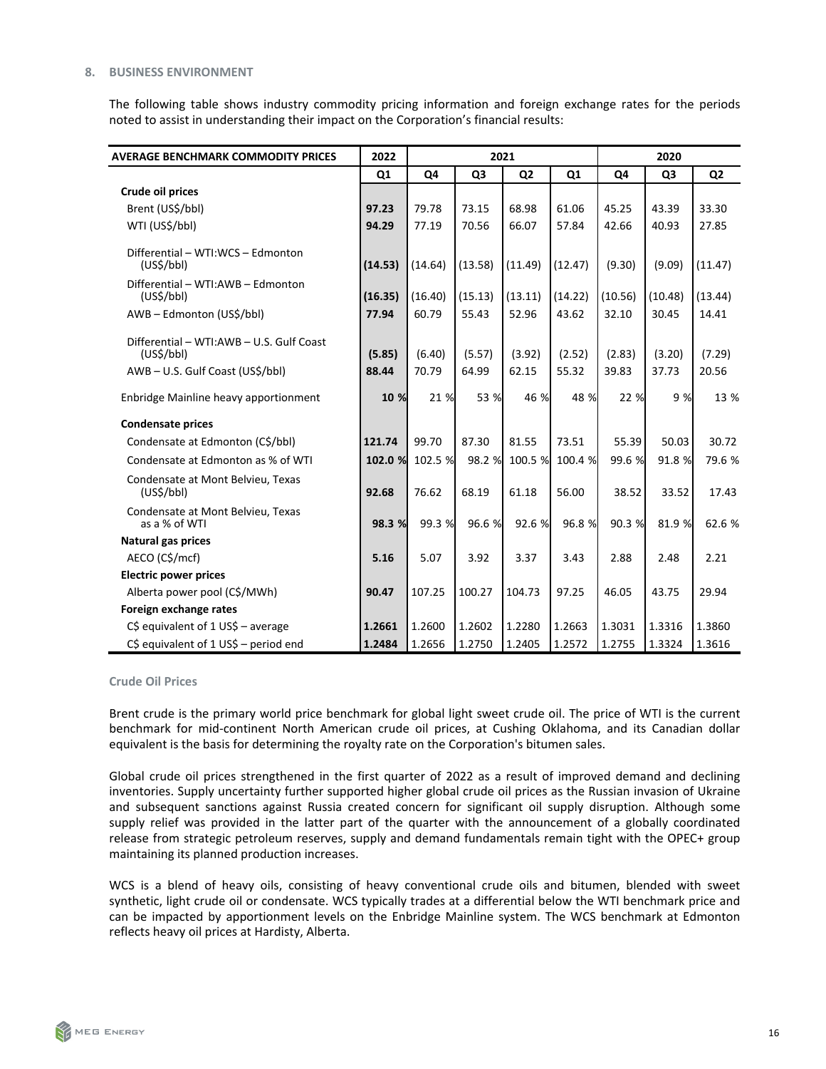## 8. BUSINESS ENVIRONMENT

The following table shows industry commodity pricing information and foreign exchange rates for the periods noted to assist in understanding their impact on the Corporation's financial results:

| AVERAGE BENCHMARK COMMODITY PRICES | 2022 | 2021 | | | | 2020 | | |
|---|---|---|---|---|---|---|---|---|
| | Q1 | Q4 | Q3 | Q2 | Q1 | Q4 | Q3 | Q2 |
| **Crude oil prices** | | | | | | | | |
| Brent (US$/bbl) | **97.23** | 79.78 | 73.15 | 68.98 | 61.06 | 45.25 | 43.39 | 33.30 |
| WTI (US$/bbl) | **94.29** | 77.19 | 70.56 | 66.07 | 57.84 | 42.66 | 40.93 | 27.85 |
| Differential – WTI:WCS – Edmonton (US$/bbl) | **(14.53)** | (14.64) | (13.58) | (11.49) | (12.47) | (9.30) | (9.09) | (11.47) |
| Differential – WTI:AWB – Edmonton (US$/bbl) | **(16.35)** | (16.40) | (15.13) | (13.11) | (14.22) | (10.56) | (10.48) | (13.44) |
| AWB – Edmonton (US$/bbl) | **77.94** | 60.79 | 55.43 | 52.96 | 43.62 | 32.10 | 30.45 | 14.41 |
| Differential – WTI:AWB – U.S. Gulf Coast (US$/bbl) | **(5.85)** | (6.40) | (5.57) | (3.92) | (2.52) | (2.83) | (3.20) | (7.29) |
| AWB – U.S. Gulf Coast (US$/bbl) | **88.44** | 70.79 | 64.99 | 62.15 | 55.32 | 39.83 | 37.73 | 20.56 |
| Enbridge Mainline heavy apportionment | **10 %** | 21 % | 53 % | 46 % | 48 % | 22 % | 9 % | 13 % |
| **Condensate prices** | | | | | | | | |
| Condensate at Edmonton (C$/bbl) | **121.74** | 99.70 | 87.30 | 81.55 | 73.51 | 55.39 | 50.03 | 30.72 |
| Condensate at Edmonton as % of WTI | **102.0 %** | 102.5 % | 98.2 % | 100.5 % | 100.4 % | 99.6 % | 91.8 % | 79.6 % |
| Condensate at Mont Belvieu, Texas (US$/bbl) | **92.68** | 76.62 | 68.19 | 61.18 | 56.00 | 38.52 | 33.52 | 17.43 |
| Condensate at Mont Belvieu, Texas as a % of WTI | **98.3 %** | 99.3 % | 96.6 % | 92.6 % | 96.8 % | 90.3 % | 81.9 % | 62.6 % |
| **Natural gas prices** | | | | | | | | |
| AECO (C$/mcf) | **5.16** | 5.07 | 3.92 | 3.37 | 3.43 | 2.88 | 2.48 | 2.21 |
| **Electric power prices** | | | | | | | | |
| Alberta power pool (C$/MWh) | **90.47** | 107.25 | 100.27 | 104.73 | 97.25 | 46.05 | 43.75 | 29.94 |
| **Foreign exchange rates** | | | | | | | | |
| C$ equivalent of 1 US$ – average | **1.2661** | 1.2600 | 1.2602 | 1.2280 | 1.2663 | 1.3031 | 1.3316 | 1.3860 |
| C$ equivalent of 1 US$ – period end | **1.2484** | 1.2656 | 1.2750 | 1.2405 | 1.2572 | 1.2755 | 1.3324 | 1.3616 |

### Crude Oil Prices

Brent crude is the primary world price benchmark for global light sweet crude oil. The price of WTI is the current benchmark for mid-continent North American crude oil prices, at Cushing Oklahoma, and its Canadian dollar equivalent is the basis for determining the royalty rate on the Corporation's bitumen sales.

Global crude oil prices strengthened in the first quarter of 2022 as a result of improved demand and declining inventories. Supply uncertainty further supported higher global crude oil prices as the Russian invasion of Ukraine and subsequent sanctions against Russia created concern for significant oil supply disruption. Although some supply relief was provided in the latter part of the quarter with the announcement of a globally coordinated release from strategic petroleum reserves, supply and demand fundamentals remain tight with the OPEC+ group maintaining its planned production increases.

WCS is a blend of heavy oils, consisting of heavy conventional crude oils and bitumen, blended with sweet synthetic, light crude oil or condensate. WCS typically trades at a differential below the WTI benchmark price and can be impacted by apportionment levels on the Enbridge Mainline system. The WCS benchmark at Edmonton reflects heavy oil prices at Hardisty, Alberta.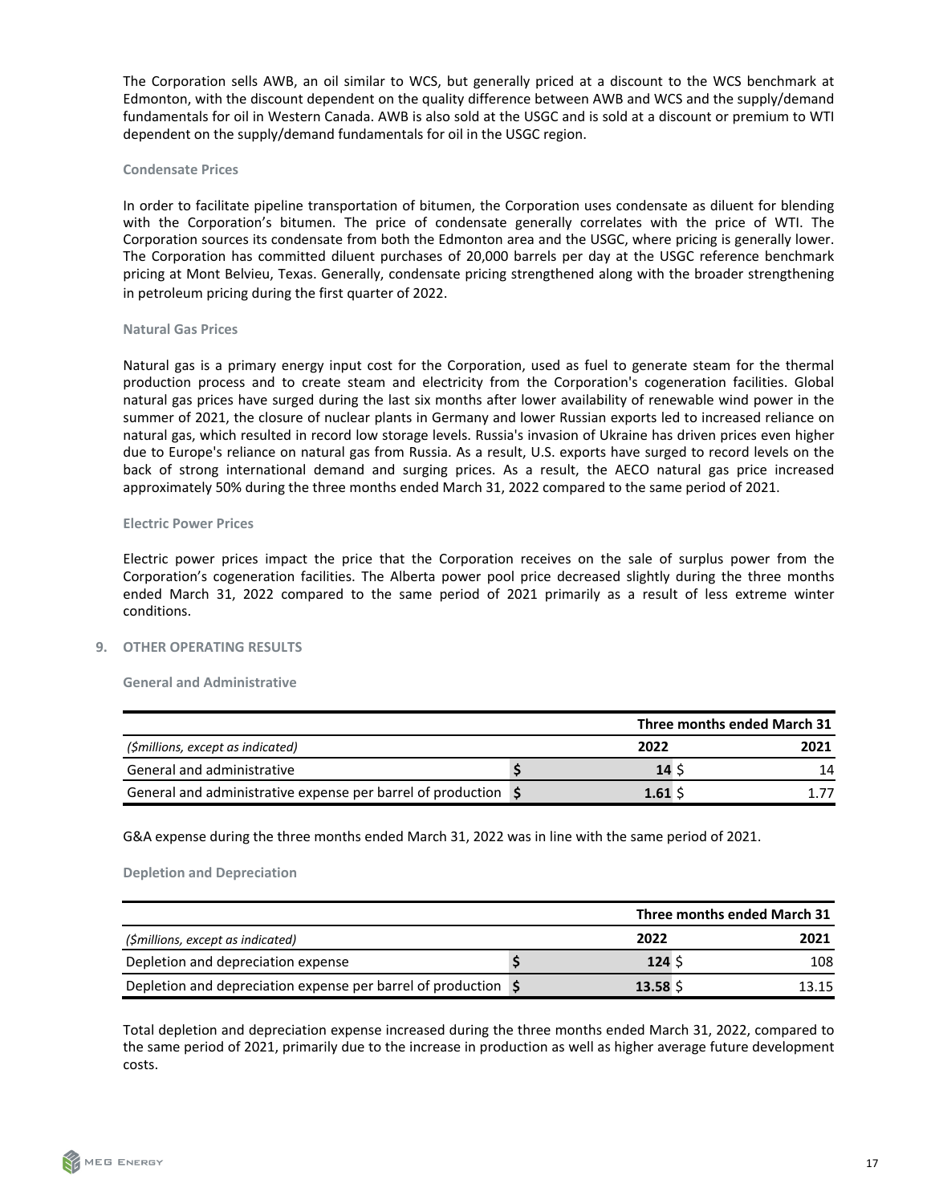The Corporation sells AWB, an oil similar to WCS, but generally priced at a discount to the WCS benchmark at Edmonton, with the discount dependent on the quality difference between AWB and WCS and the supply/demand fundamentals for oil in Western Canada. AWB is also sold at the USGC and is sold at a discount or premium to WTI dependent on the supply/demand fundamentals for oil in the USGC region.

### Condensate Prices

In order to facilitate pipeline transportation of bitumen, the Corporation uses condensate as diluent for blending with the Corporation's bitumen. The price of condensate generally correlates with the price of WTI. The Corporation sources its condensate from both the Edmonton area and the USGC, where pricing is generally lower. The Corporation has committed diluent purchases of 20,000 barrels per day at the USGC reference benchmark pricing at Mont Belvieu, Texas. Generally, condensate pricing strengthened along with the broader strengthening in petroleum pricing during the first quarter of 2022.

### Natural Gas Prices

Natural gas is a primary energy input cost for the Corporation, used as fuel to generate steam for the thermal production process and to create steam and electricity from the Corporation's cogeneration facilities. Global natural gas prices have surged during the last six months after lower availability of renewable wind power in the summer of 2021, the closure of nuclear plants in Germany and lower Russian exports led to increased reliance on natural gas, which resulted in record low storage levels. Russia's invasion of Ukraine has driven prices even higher due to Europe's reliance on natural gas from Russia. As a result, U.S. exports have surged to record levels on the back of strong international demand and surging prices. As a result, the AECO natural gas price increased approximately 50% during the three months ended March 31, 2022 compared to the same period of 2021.

### Electric Power Prices

Electric power prices impact the price that the Corporation receives on the sale of surplus power from the Corporation's cogeneration facilities. The Alberta power pool price decreased slightly during the three months ended March 31, 2022 compared to the same period of 2021 primarily as a result of less extreme winter conditions.

## 9. OTHER OPERATING RESULTS

### General and Administrative

| | Three months ended March 31 | |
|---|---|---|
| *($millions, except as indicated)* | **2022** | **2021** |
| General and administrative | **$ 14** | $ 14 |
| General and administrative expense per barrel of production | **$ 1.61** | $ 1.77 |

G&A expense during the three months ended March 31, 2022 was in line with the same period of 2021.

### Depletion and Depreciation

| | Three months ended March 31 | |
|---|---|---|
| *($millions, except as indicated)* | **2022** | **2021** |
| Depletion and depreciation expense | **$ 124** | $ 108 |
| Depletion and depreciation expense per barrel of production | **$ 13.58** | $ 13.15 |

Total depletion and depreciation expense increased during the three months ended March 31, 2022, compared to the same period of 2021, primarily due to the increase in production as well as higher average future development costs.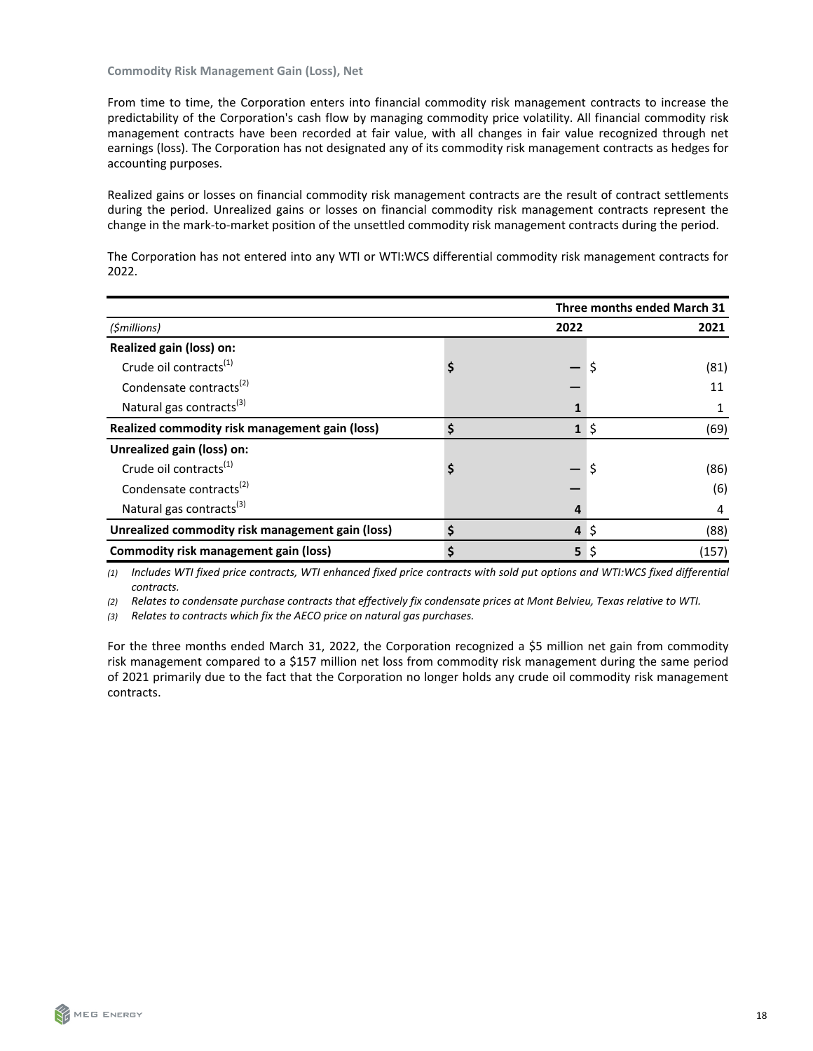### Commodity Risk Management Gain (Loss), Net

From time to time, the Corporation enters into financial commodity risk management contracts to increase the predictability of the Corporation's cash flow by managing commodity price volatility. All financial commodity risk management contracts have been recorded at fair value, with all changes in fair value recognized through net earnings (loss). The Corporation has not designated any of its commodity risk management contracts as hedges for accounting purposes.

Realized gains or losses on financial commodity risk management contracts are the result of contract settlements during the period. Unrealized gains or losses on financial commodity risk management contracts represent the change in the mark-to-market position of the unsettled commodity risk management contracts during the period.

The Corporation has not entered into any WTI or WTI:WCS differential commodity risk management contracts for 2022.

| | Three months ended March 31 | |
|---|---|---|
| *($millions)* | **2022** | **2021** |
| **Realized gain (loss) on:** | | |
| Crude oil contracts[(1)] | **$ —** | $ (81) |
| Condensate contracts[(2)] | **—** | 11 |
| Natural gas contracts[(3)] | **1** | 1 |
| **Realized commodity risk management gain (loss)** | **$ 1** | $ (69) |
| **Unrealized gain (loss) on:** | | |
| Crude oil contracts[(1)] | **$ —** | $ (86) |
| Condensate contracts[(2)] | **—** | (6) |
| Natural gas contracts[(3)] | **4** | 4 |
| **Unrealized commodity risk management gain (loss)** | **$ 4** | $ (88) |
| **Commodity risk management gain (loss)** | **$ 5** | $ (157) |

*(1) Includes WTI fixed price contracts, WTI enhanced fixed price contracts with sold put options and WTI:WCS fixed differential contracts.*

*(2) Relates to condensate purchase contracts that effectively fix condensate prices at Mont Belvieu, Texas relative to WTI.*

*(3) Relates to contracts which fix the AECO price on natural gas purchases.*

For the three months ended March 31, 2022, the Corporation recognized a $5 million net gain from commodity risk management compared to a $157 million net loss from commodity risk management during the same period of 2021 primarily due to the fact that the Corporation no longer holds any crude oil commodity risk management contracts.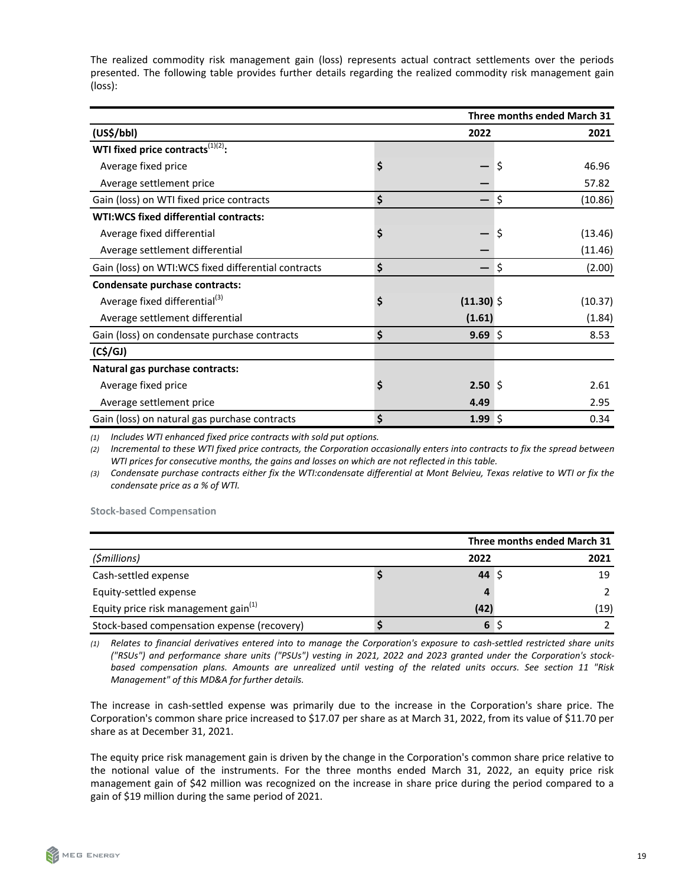The realized commodity risk management gain (loss) represents actual contract settlements over the periods presented. The following table provides further details regarding the realized commodity risk management gain (loss):

| | Three months ended March 31 | |
|---|---|---|
| **(US$/bbl)** | **2022** | **2021** |
| **WTI fixed price contracts**[(1)(2)]**:** | | |
| Average fixed price | $ — | $ 46.96 |
| Average settlement price | — | 57.82 |
| Gain (loss) on WTI fixed price contracts | $ — | $ (10.86) |
| **WTI:WCS fixed differential contracts:** | | |
| Average fixed differential | $ — | $ (13.46) |
| Average settlement differential | — | (11.46) |
| Gain (loss) on WTI:WCS fixed differential contracts | $ — | $ (2.00) |
| **Condensate purchase contracts:** | | |
| Average fixed differential[(3)] | $ **(11.30)** | $ (10.37) |
| Average settlement differential | **(1.61)** | (1.84) |
| Gain (loss) on condensate purchase contracts | $ **9.69** | $ 8.53 |
| **(C$/GJ)** | | |
| **Natural gas purchase contracts:** | | |
| Average fixed price | $ **2.50** | $ 2.61 |
| Average settlement price | **4.49** | 2.95 |
| Gain (loss) on natural gas purchase contracts | $ **1.99** | $ 0.34 |

*(1) Includes WTI enhanced fixed price contracts with sold put options.*

*(2) Incremental to these WTI fixed price contracts, the Corporation occasionally enters into contracts to fix the spread between WTI prices for consecutive months, the gains and losses on which are not reflected in this table.*

*(3) Condensate purchase contracts either fix the WTI:condensate differential at Mont Belvieu, Texas relative to WTI or fix the condensate price as a % of WTI.*

### Stock-based Compensation

| | Three months ended March 31 | |
|---|---|---|
| *($millions)* | **2022** | **2021** |
| Cash-settled expense | $ **44** | $ 19 |
| Equity-settled expense | **4** | 2 |
| Equity price risk management gain[(1)] | **(42)** | (19) |
| Stock-based compensation expense (recovery) | $ **6** | $ 2 |

*(1) Relates to financial derivatives entered into to manage the Corporation's exposure to cash-settled restricted share units ("RSUs") and performance share units ("PSUs") vesting in 2021, 2022 and 2023 granted under the Corporation's stock-based compensation plans. Amounts are unrealized until vesting of the related units occurs. See section 11 "Risk Management" of this MD&A for further details.*

The increase in cash-settled expense was primarily due to the increase in the Corporation's share price. The Corporation's common share price increased to $17.07 per share as at March 31, 2022, from its value of $11.70 per share as at December 31, 2021.

The equity price risk management gain is driven by the change in the Corporation's common share price relative to the notional value of the instruments. For the three months ended March 31, 2022, an equity price risk management gain of $42 million was recognized on the increase in share price during the period compared to a gain of $19 million during the same period of 2021.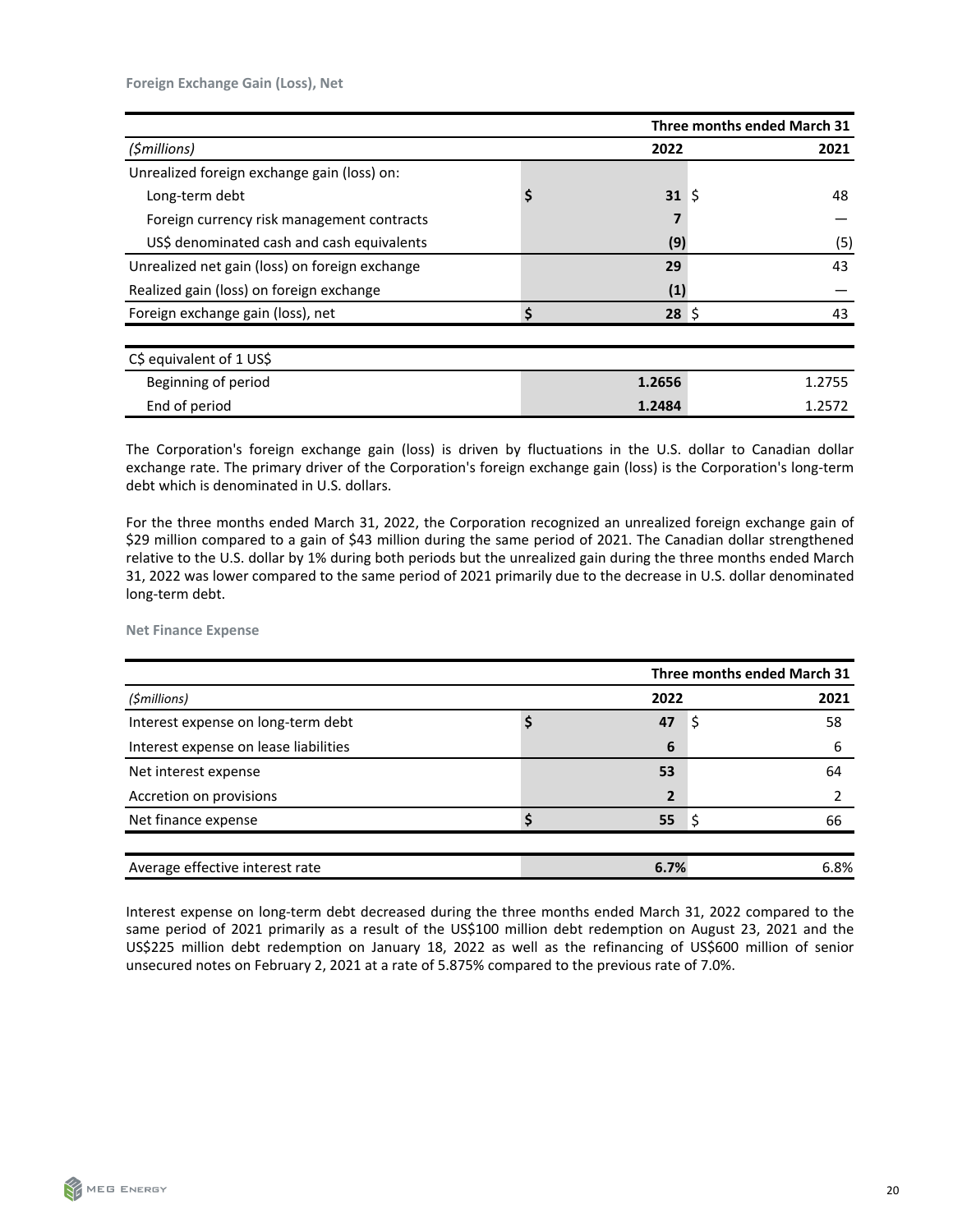### Foreign Exchange Gain (Loss), Net

| | Three months ended March 31 | |
|---|---|---|
| *($millions)* | **2022** | 2021 |
| Unrealized foreign exchange gain (loss) on: | | |
| Long-term debt | **$ 31** | $ 48 |
| Foreign currency risk management contracts | **7** | — |
| US$ denominated cash and cash equivalents | **(9)** | (5) |
| Unrealized net gain (loss) on foreign exchange | **29** | 43 |
| Realized gain (loss) on foreign exchange | **(1)** | — |
| Foreign exchange gain (loss), net | **$ 28** | $ 43 |
| | | |
| C$ equivalent of 1 US$ | | |
| Beginning of period | **1.2656** | 1.2755 |
| End of period | **1.2484** | 1.2572 |

The Corporation's foreign exchange gain (loss) is driven by fluctuations in the U.S. dollar to Canadian dollar exchange rate. The primary driver of the Corporation's foreign exchange gain (loss) is the Corporation's long-term debt which is denominated in U.S. dollars.

For the three months ended March 31, 2022, the Corporation recognized an unrealized foreign exchange gain of $29 million compared to a gain of $43 million during the same period of 2021. The Canadian dollar strengthened relative to the U.S. dollar by 1% during both periods but the unrealized gain during the three months ended March 31, 2022 was lower compared to the same period of 2021 primarily due to the decrease in U.S. dollar denominated long-term debt.

### Net Finance Expense

| | Three months ended March 31 | |
|---|---|---|
| *($millions)* | **2022** | 2021 |
| Interest expense on long-term debt | **$ 47** | $ 58 |
| Interest expense on lease liabilities | **6** | 6 |
| Net interest expense | **53** | 64 |
| Accretion on provisions | **2** | 2 |
| Net finance expense | **$ 55** | $ 66 |
| | | |
| Average effective interest rate | **6.7%** | 6.8% |

Interest expense on long-term debt decreased during the three months ended March 31, 2022 compared to the same period of 2021 primarily as a result of the US$100 million debt redemption on August 23, 2021 and the US$225 million debt redemption on January 18, 2022 as well as the refinancing of US$600 million of senior unsecured notes on February 2, 2021 at a rate of 5.875% compared to the previous rate of 7.0%.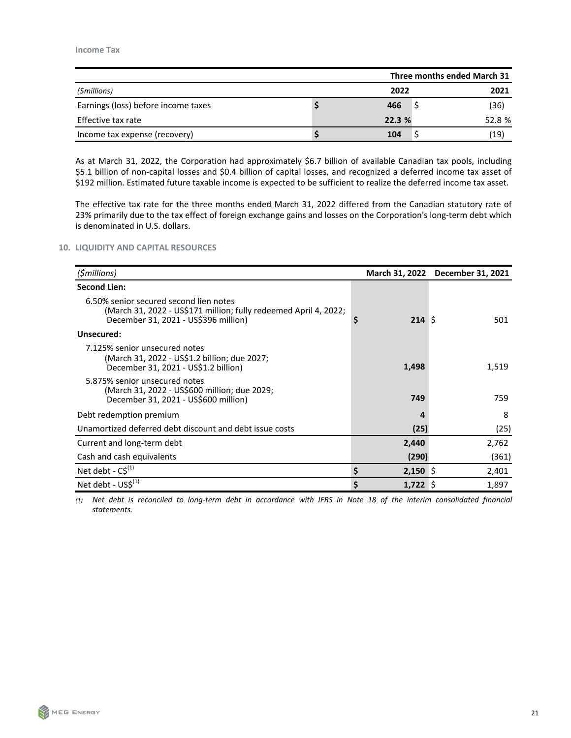### Income Tax

| | Three months ended March 31 | |
|---|---|---|
| *($millions)* | 2022 | 2021 |
| Earnings (loss) before income taxes | **$ 466** | $ (36) |
| Effective tax rate | **22.3 %** | 52.8 % |
| Income tax expense (recovery) | **$ 104** | $ (19) |

As at March 31, 2022, the Corporation had approximately $6.7 billion of available Canadian tax pools, including $5.1 billion of non-capital losses and $0.4 billion of capital losses, and recognized a deferred income tax asset of $192 million. Estimated future taxable income is expected to be sufficient to realize the deferred income tax asset.

The effective tax rate for the three months ended March 31, 2022 differed from the Canadian statutory rate of 23% primarily due to the tax effect of foreign exchange gains and losses on the Corporation's long-term debt which is denominated in U.S. dollars.

## 10. LIQUIDITY AND CAPITAL RESOURCES

| *($millions)* | March 31, 2022 | December 31, 2021 |
|---|---|---|
| **Second Lien:** | | |
| 6.50% senior secured second lien notes (March 31, 2022 - US$171 million; fully redeemed April 4, 2022; December 31, 2021 - US$396 million) | **$ 214** | $ 501 |
| **Unsecured:** | | |
| 7.125% senior unsecured notes (March 31, 2022 - US$1.2 billion; due 2027; December 31, 2021 - US$1.2 billion) | **1,498** | 1,519 |
| 5.875% senior unsecured notes (March 31, 2022 - US$600 million; due 2029; December 31, 2021 - US$600 million) | **749** | 759 |
| Debt redemption premium | **4** | 8 |
| Unamortized deferred debt discount and debt issue costs | **(25)** | (25) |
| Current and long-term debt | **2,440** | 2,762 |
| Cash and cash equivalents | **(290)** | (361) |
| Net debt - C$(1) | **$ 2,150** | $ 2,401 |
| Net debt - US$(1) | **$ 1,722** | $ 1,897 |

*(1) Net debt is reconciled to long-term debt in accordance with IFRS in Note 18 of the interim consolidated financial statements.*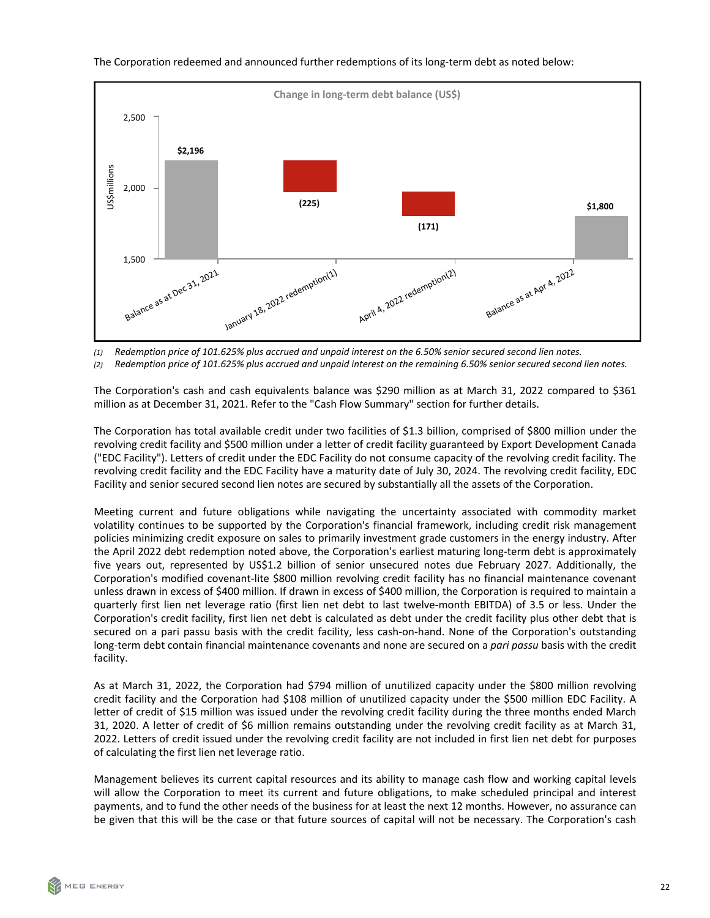The Corporation redeemed and announced further redemptions of its long-term debt as noted below:

**Change in long-term debt balance (US$)**

| | US$millions |
|---|---|
| Balance as at Dec 31, 2021 | $2,196 |
| January 18, 2022 redemption(1) | (225) |
| April 4, 2022 redemption(2) | (171) |
| Balance as at Apr 4, 2022 | $1,800 |

*(1) Redemption price of 101.625% plus accrued and unpaid interest on the 6.50% senior secured second lien notes.*

*(2) Redemption price of 101.625% plus accrued and unpaid interest on the remaining 6.50% senior secured second lien notes.*

The Corporation's cash and cash equivalents balance was $290 million as at March 31, 2022 compared to $361 million as at December 31, 2021. Refer to the "Cash Flow Summary" section for further details.

The Corporation has total available credit under two facilities of $1.3 billion, comprised of $800 million under the revolving credit facility and $500 million under a letter of credit facility guaranteed by Export Development Canada ("EDC Facility"). Letters of credit under the EDC Facility do not consume capacity of the revolving credit facility. The revolving credit facility and the EDC Facility have a maturity date of July 30, 2024. The revolving credit facility, EDC Facility and senior secured second lien notes are secured by substantially all the assets of the Corporation.

Meeting current and future obligations while navigating the uncertainty associated with commodity market volatility continues to be supported by the Corporation's financial framework, including credit risk management policies minimizing credit exposure on sales to primarily investment grade customers in the energy industry. After the April 2022 debt redemption noted above, the Corporation's earliest maturing long-term debt is approximately five years out, represented by US$1.2 billion of senior unsecured notes due February 2027. Additionally, the Corporation's modified covenant-lite $800 million revolving credit facility has no financial maintenance covenant unless drawn in excess of $400 million. If drawn in excess of $400 million, the Corporation is required to maintain a quarterly first lien net leverage ratio (first lien net debt to last twelve-month EBITDA) of 3.5 or less. Under the Corporation's credit facility, first lien net debt is calculated as debt under the credit facility plus other debt that is secured on a pari passu basis with the credit facility, less cash-on-hand. None of the Corporation's outstanding long-term debt contain financial maintenance covenants and none are secured on a *pari passu* basis with the credit facility.

As at March 31, 2022, the Corporation had $794 million of unutilized capacity under the $800 million revolving credit facility and the Corporation had $108 million of unutilized capacity under the $500 million EDC Facility. A letter of credit of $15 million was issued under the revolving credit facility during the three months ended March 31, 2020. A letter of credit of $6 million remains outstanding under the revolving credit facility as at March 31, 2022. Letters of credit issued under the revolving credit facility are not included in first lien net debt for purposes of calculating the first lien net leverage ratio.

Management believes its current capital resources and its ability to manage cash flow and working capital levels will allow the Corporation to meet its current and future obligations, to make scheduled principal and interest payments, and to fund the other needs of the business for at least the next 12 months. However, no assurance can be given that this will be the case or that future sources of capital will not be necessary. The Corporation's cash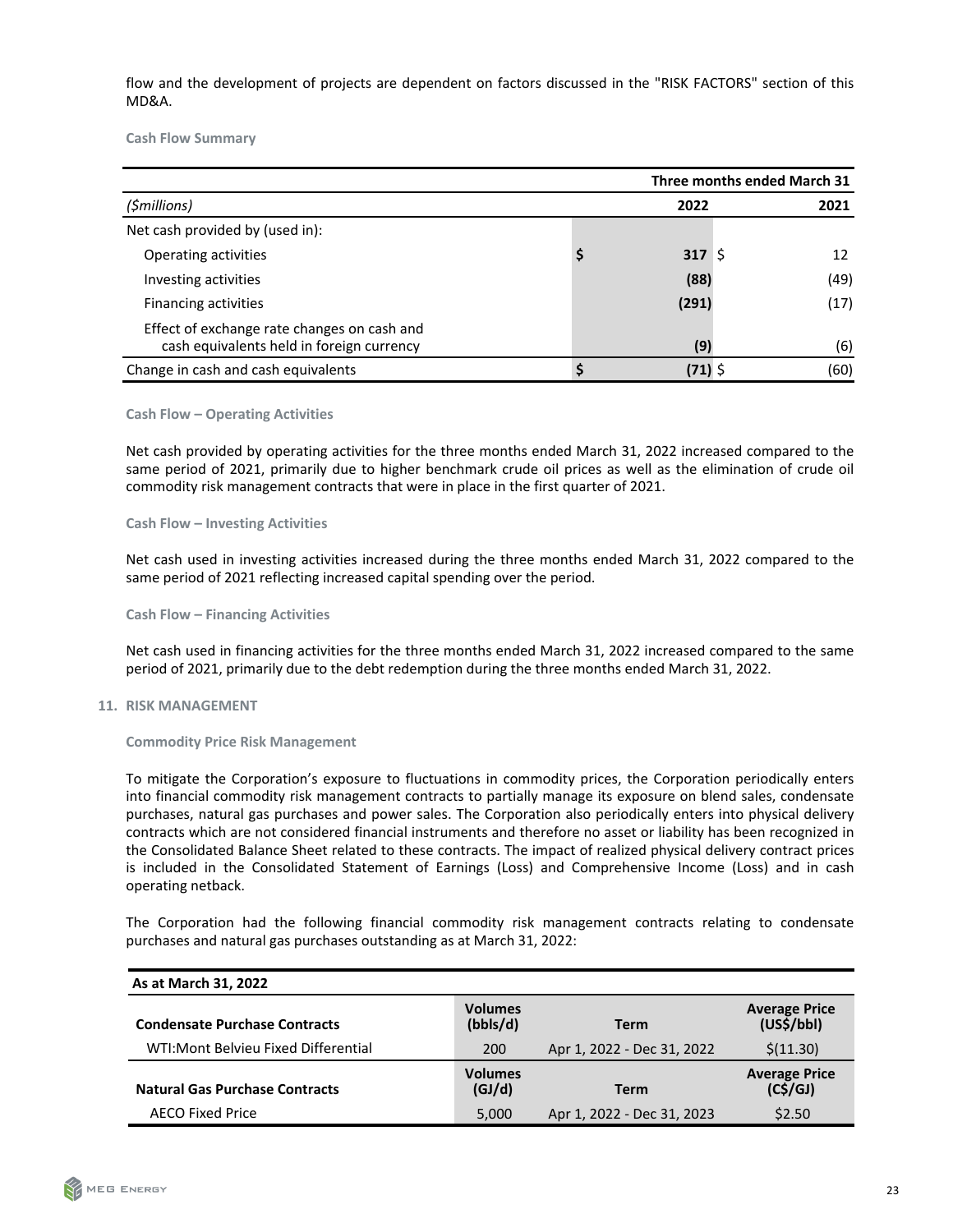flow and the development of projects are dependent on factors discussed in the "RISK FACTORS" section of this MD&A.

### Cash Flow Summary

| | Three months ended March 31 | |
|---|---|---|
| *($millions)* | **2022** | **2021** |
| Net cash provided by (used in): | | |
| Operating activities | **$ 317** | $ 12 |
| Investing activities | **(88)** | (49) |
| Financing activities | **(291)** | (17) |
| Effect of exchange rate changes on cash and cash equivalents held in foreign currency | **(9)** | (6) |
| Change in cash and cash equivalents | **$ (71)** | $ (60) |

### Cash Flow – Operating Activities

Net cash provided by operating activities for the three months ended March 31, 2022 increased compared to the same period of 2021, primarily due to higher benchmark crude oil prices as well as the elimination of crude oil commodity risk management contracts that were in place in the first quarter of 2021.

### Cash Flow – Investing Activities

Net cash used in investing activities increased during the three months ended March 31, 2022 compared to the same period of 2021 reflecting increased capital spending over the period.

### Cash Flow – Financing Activities

Net cash used in financing activities for the three months ended March 31, 2022 increased compared to the same period of 2021, primarily due to the debt redemption during the three months ended March 31, 2022.

## 11. RISK MANAGEMENT

### Commodity Price Risk Management

To mitigate the Corporation's exposure to fluctuations in commodity prices, the Corporation periodically enters into financial commodity risk management contracts to partially manage its exposure on blend sales, condensate purchases, natural gas purchases and power sales. The Corporation also periodically enters into physical delivery contracts which are not considered financial instruments and therefore no asset or liability has been recognized in the Consolidated Balance Sheet related to these contracts. The impact of realized physical delivery contract prices is included in the Consolidated Statement of Earnings (Loss) and Comprehensive Income (Loss) and in cash operating netback.

The Corporation had the following financial commodity risk management contracts relating to condensate purchases and natural gas purchases outstanding as at March 31, 2022:

| **As at March 31, 2022** | | | |
|---|---|---|---|
| **Condensate Purchase Contracts** | **Volumes (bbls/d)** | **Term** | **Average Price (US$/bbl)** |
| WTI:Mont Belvieu Fixed Differential | 200 | Apr 1, 2022 - Dec 31, 2022 | $(11.30) |
| **Natural Gas Purchase Contracts** | **Volumes (GJ/d)** | **Term** | **Average Price (C$/GJ)** |
| AECO Fixed Price | 5,000 | Apr 1, 2022 - Dec 31, 2023 | $2.50 |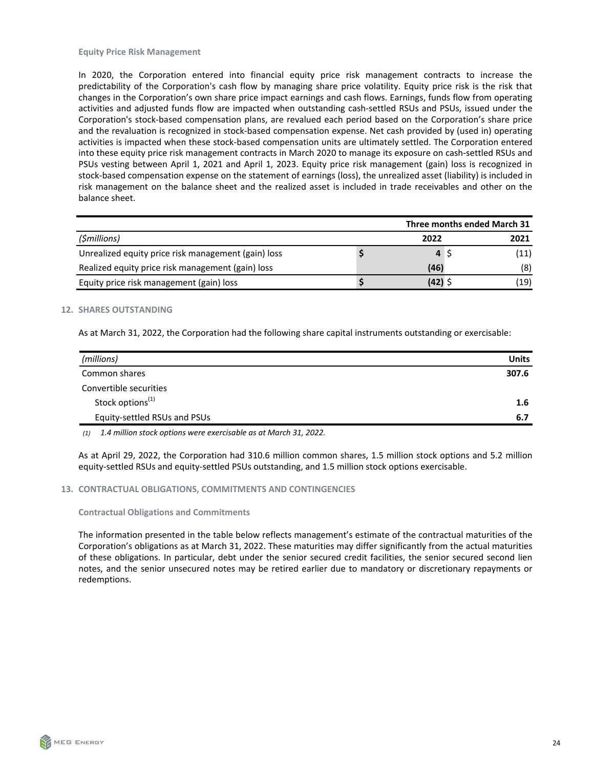### Equity Price Risk Management

In 2020, the Corporation entered into financial equity price risk management contracts to increase the predictability of the Corporation's cash flow by managing share price volatility. Equity price risk is the risk that changes in the Corporation's own share price impact earnings and cash flows. Earnings, funds flow from operating activities and adjusted funds flow are impacted when outstanding cash-settled RSUs and PSUs, issued under the Corporation's stock-based compensation plans, are revalued each period based on the Corporation's share price and the revaluation is recognized in stock-based compensation expense. Net cash provided by (used in) operating activities is impacted when these stock-based compensation units are ultimately settled. The Corporation entered into these equity price risk management contracts in March 2020 to manage its exposure on cash-settled RSUs and PSUs vesting between April 1, 2021 and April 1, 2023. Equity price risk management (gain) loss is recognized in stock-based compensation expense on the statement of earnings (loss), the unrealized asset (liability) is included in risk management on the balance sheet and the realized asset is included in trade receivables and other on the balance sheet.

| | Three months ended March 31 | |
|---|---|---|
| *($millions)* | **2022** | **2021** |
| Unrealized equity price risk management (gain) loss | **$ 4** | $ (11) |
| Realized equity price risk management (gain) loss | **(46)** | (8) |
| Equity price risk management (gain) loss | **$ (42)** | $ (19) |

## 12. SHARES OUTSTANDING

As at March 31, 2022, the Corporation had the following share capital instruments outstanding or exercisable:

| *(millions)* | **Units** |
|---|---|
| Common shares | **307.6** |
| Convertible securities | |
| Stock options[1] | **1.6** |
| Equity-settled RSUs and PSUs | **6.7** |

*(1) 1.4 million stock options were exercisable as at March 31, 2022.*

As at April 29, 2022, the Corporation had 310.6 million common shares, 1.5 million stock options and 5.2 million equity-settled RSUs and equity-settled PSUs outstanding, and 1.5 million stock options exercisable.

## 13. CONTRACTUAL OBLIGATIONS, COMMITMENTS AND CONTINGENCIES

### Contractual Obligations and Commitments

The information presented in the table below reflects management's estimate of the contractual maturities of the Corporation's obligations as at March 31, 2022. These maturities may differ significantly from the actual maturities of these obligations. In particular, debt under the senior secured credit facilities, the senior secured second lien notes, and the senior unsecured notes may be retired earlier due to mandatory or discretionary repayments or redemptions.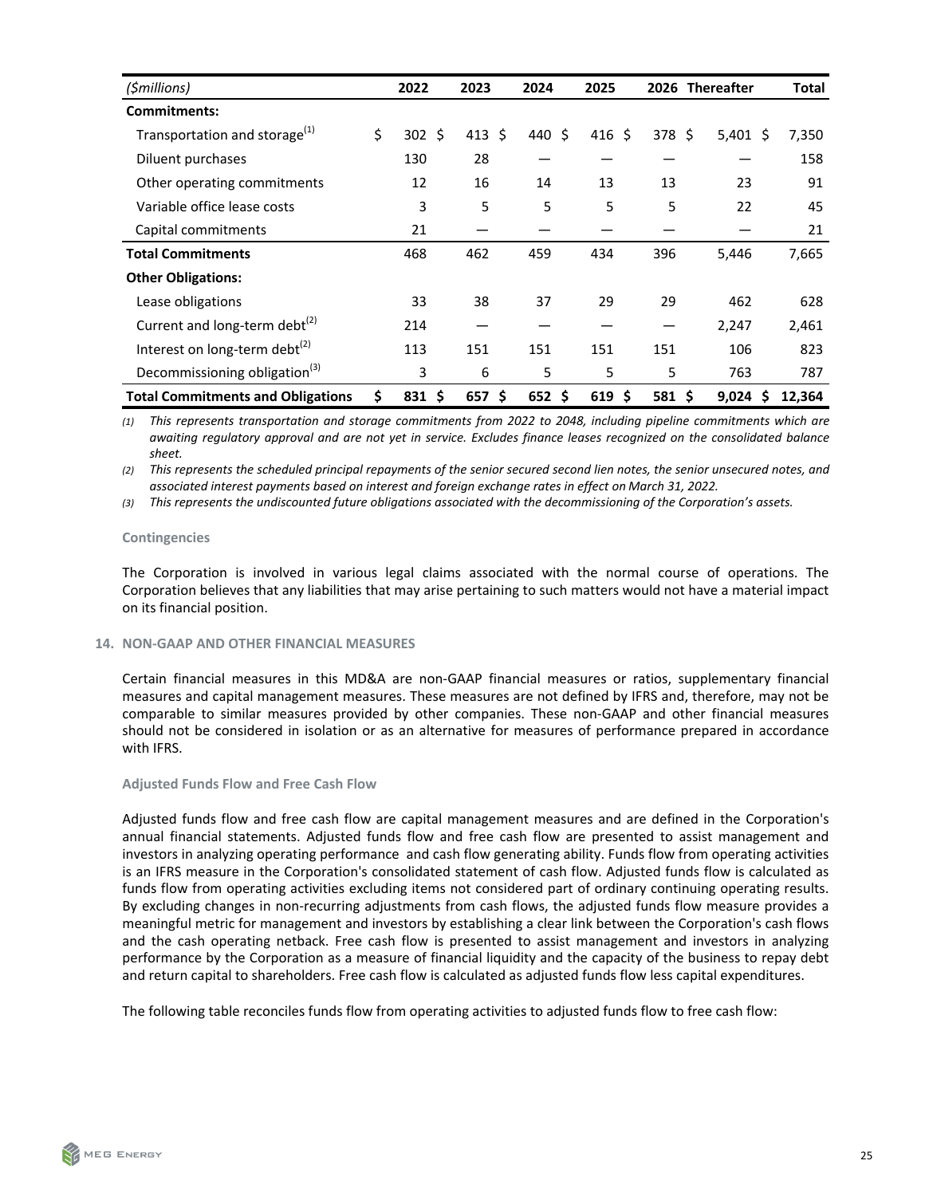| ($millions) | 2022 | 2023 | 2024 | 2025 | 2026 | Thereafter | Total |
|---|---|---|---|---|---|---|---|
| **Commitments:** | | | | | | | |
| Transportation and storage[1] | $ 302 | $ 413 | $ 440 | $ 416 | $ 378 | $ 5,401 | $ 7,350 |
| Diluent purchases | 130 | 28 | — | — | — | — | 158 |
| Other operating commitments | 12 | 16 | 14 | 13 | 13 | 23 | 91 |
| Variable office lease costs | 3 | 5 | 5 | 5 | 5 | 22 | 45 |
| Capital commitments | 21 | — | — | — | — | — | 21 |
| **Total Commitments** | 468 | 462 | 459 | 434 | 396 | 5,446 | 7,665 |
| **Other Obligations:** | | | | | | | |
| Lease obligations | 33 | 38 | 37 | 29 | 29 | 462 | 628 |
| Current and long-term debt[2] | 214 | — | — | — | — | 2,247 | 2,461 |
| Interest on long-term debt[2] | 113 | 151 | 151 | 151 | 151 | 106 | 823 |
| Decommissioning obligation[3] | 3 | 6 | 5 | 5 | 5 | 763 | 787 |
| **Total Commitments and Obligations** | **$ 831** | **$ 657** | **$ 652** | **$ 619** | **$ 581** | **$ 9,024** | **$ 12,364** |

*(1) This represents transportation and storage commitments from 2022 to 2048, including pipeline commitments which are awaiting regulatory approval and are not yet in service. Excludes finance leases recognized on the consolidated balance sheet.*

*(2) This represents the scheduled principal repayments of the senior secured second lien notes, the senior unsecured notes, and associated interest payments based on interest and foreign exchange rates in effect on March 31, 2022.*

*(3) This represents the undiscounted future obligations associated with the decommissioning of the Corporation's assets.*

### Contingencies

The Corporation is involved in various legal claims associated with the normal course of operations. The Corporation believes that any liabilities that may arise pertaining to such matters would not have a material impact on its financial position.

## 14. NON-GAAP AND OTHER FINANCIAL MEASURES

Certain financial measures in this MD&A are non-GAAP financial measures or ratios, supplementary financial measures and capital management measures. These measures are not defined by IFRS and, therefore, may not be comparable to similar measures provided by other companies. These non-GAAP and other financial measures should not be considered in isolation or as an alternative for measures of performance prepared in accordance with IFRS.

### Adjusted Funds Flow and Free Cash Flow

Adjusted funds flow and free cash flow are capital management measures and are defined in the Corporation's annual financial statements. Adjusted funds flow and free cash flow are presented to assist management and investors in analyzing operating performance and cash flow generating ability. Funds flow from operating activities is an IFRS measure in the Corporation's consolidated statement of cash flow. Adjusted funds flow is calculated as funds flow from operating activities excluding items not considered part of ordinary continuing operating results. By excluding changes in non-recurring adjustments from cash flows, the adjusted funds flow measure provides a meaningful metric for management and investors by establishing a clear link between the Corporation's cash flows and the cash operating netback. Free cash flow is presented to assist management and investors in analyzing performance by the Corporation as a measure of financial liquidity and the capacity of the business to repay debt and return capital to shareholders. Free cash flow is calculated as adjusted funds flow less capital expenditures.

The following table reconciles funds flow from operating activities to adjusted funds flow to free cash flow: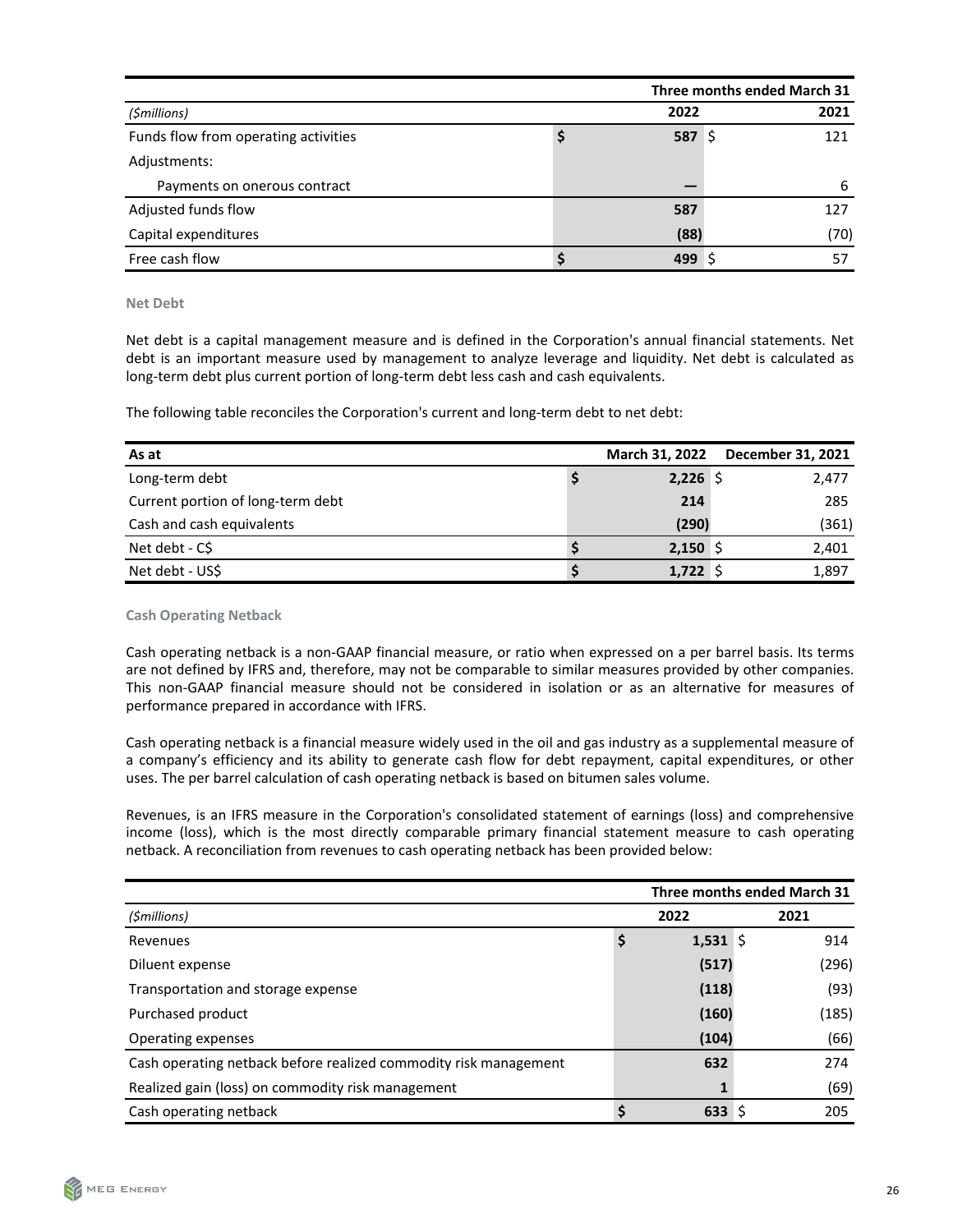| | Three months ended March 31 | |
|---|---|---|
| *($millions)* | 2022 | 2021 |
| Funds flow from operating activities | $ 587 | $ 121 |
| Adjustments: | | |
| Payments on onerous contract | — | 6 |
| Adjusted funds flow | 587 | 127 |
| Capital expenditures | (88) | (70) |
| Free cash flow | $ 499 | $ 57 |

### Net Debt

Net debt is a capital management measure and is defined in the Corporation's annual financial statements. Net debt is an important measure used by management to analyze leverage and liquidity. Net debt is calculated as long-term debt plus current portion of long-term debt less cash and cash equivalents.

The following table reconciles the Corporation's current and long-term debt to net debt:

| As at | March 31, 2022 | December 31, 2021 |
|---|---|---|
| Long-term debt | $ 2,226 | $ 2,477 |
| Current portion of long-term debt | 214 | 285 |
| Cash and cash equivalents | (290) | (361) |
| Net debt - C$ | $ 2,150 | $ 2,401 |
| Net debt - US$ | $ 1,722 | $ 1,897 |

### Cash Operating Netback

Cash operating netback is a non-GAAP financial measure, or ratio when expressed on a per barrel basis. Its terms are not defined by IFRS and, therefore, may not be comparable to similar measures provided by other companies. This non-GAAP financial measure should not be considered in isolation or as an alternative for measures of performance prepared in accordance with IFRS.

Cash operating netback is a financial measure widely used in the oil and gas industry as a supplemental measure of a company's efficiency and its ability to generate cash flow for debt repayment, capital expenditures, or other uses. The per barrel calculation of cash operating netback is based on bitumen sales volume.

Revenues, is an IFRS measure in the Corporation's consolidated statement of earnings (loss) and comprehensive income (loss), which is the most directly comparable primary financial statement measure to cash operating netback. A reconciliation from revenues to cash operating netback has been provided below:

| | Three months ended March 31 | |
|---|---|---|
| *($millions)* | 2022 | 2021 |
| Revenues | $ 1,531 | $ 914 |
| Diluent expense | (517) | (296) |
| Transportation and storage expense | (118) | (93) |
| Purchased product | (160) | (185) |
| Operating expenses | (104) | (66) |
| Cash operating netback before realized commodity risk management | 632 | 274 |
| Realized gain (loss) on commodity risk management | 1 | (69) |
| Cash operating netback | $ 633 | $ 205 |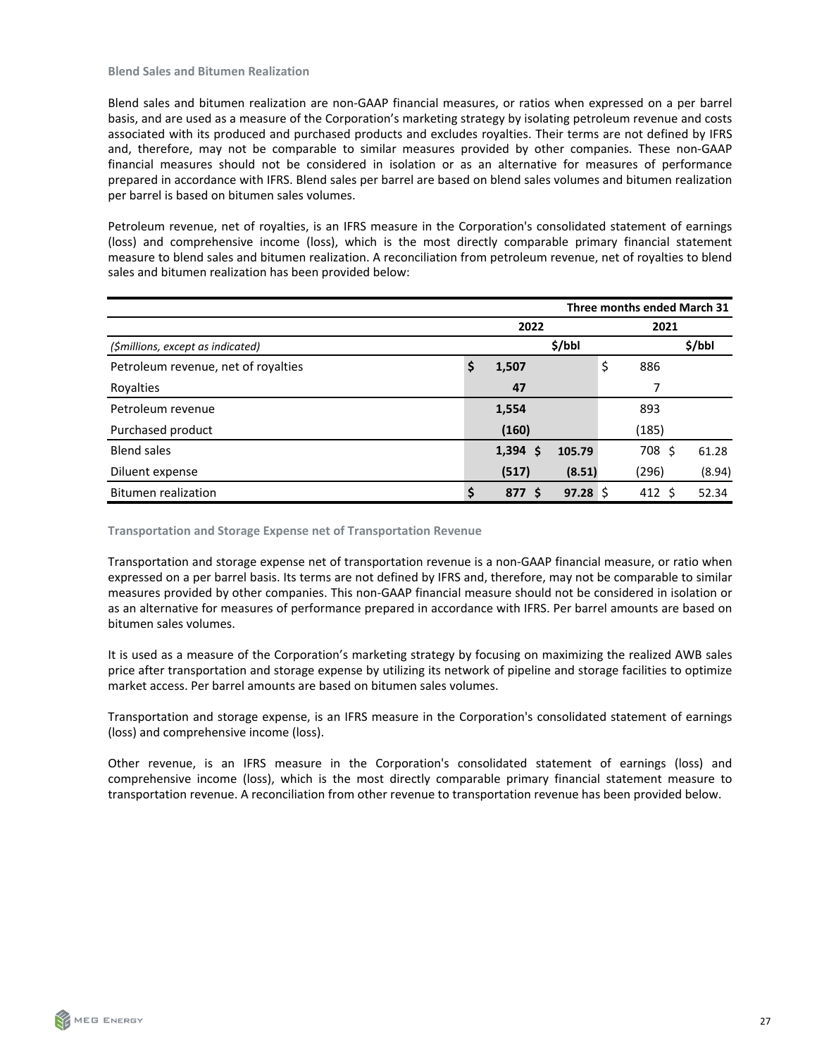### Blend Sales and Bitumen Realization

Blend sales and bitumen realization are non-GAAP financial measures, or ratios when expressed on a per barrel basis, and are used as a measure of the Corporation's marketing strategy by isolating petroleum revenue and costs associated with its produced and purchased products and excludes royalties. Their terms are not defined by IFRS and, therefore, may not be comparable to similar measures provided by other companies. These non-GAAP financial measures should not be considered in isolation or as an alternative for measures of performance prepared in accordance with IFRS. Blend sales per barrel are based on blend sales volumes and bitumen realization per barrel is based on bitumen sales volumes.

Petroleum revenue, net of royalties, is an IFRS measure in the Corporation's consolidated statement of earnings (loss) and comprehensive income (loss), which is the most directly comparable primary financial statement measure to blend sales and bitumen realization. A reconciliation from petroleum revenue, net of royalties to blend sales and bitumen realization has been provided below:

| | Three months ended March 31 | | | |
|---|---|---|---|---|
| | 2022 | | 2021 | |
| *($millions, except as indicated)* | | $/bbl | | $/bbl |
| Petroleum revenue, net of royalties | **$ 1,507** | | $ 886 | |
| Royalties | **47** | | 7 | |
| Petroleum revenue | **1,554** | | 893 | |
| Purchased product | **(160)** | | (185) | |
| Blend sales | **1,394** | **$ 105.79** | 708 | $ 61.28 |
| Diluent expense | **(517)** | **(8.51)** | (296) | (8.94) |
| Bitumen realization | **$ 877** | **$ 97.28** | $ 412 | $ 52.34 |

### Transportation and Storage Expense net of Transportation Revenue

Transportation and storage expense net of transportation revenue is a non-GAAP financial measure, or ratio when expressed on a per barrel basis. Its terms are not defined by IFRS and, therefore, may not be comparable to similar measures provided by other companies. This non-GAAP financial measure should not be considered in isolation or as an alternative for measures of performance prepared in accordance with IFRS. Per barrel amounts are based on bitumen sales volumes.

It is used as a measure of the Corporation's marketing strategy by focusing on maximizing the realized AWB sales price after transportation and storage expense by utilizing its network of pipeline and storage facilities to optimize market access. Per barrel amounts are based on bitumen sales volumes.

Transportation and storage expense, is an IFRS measure in the Corporation's consolidated statement of earnings (loss) and comprehensive income (loss).

Other revenue, is an IFRS measure in the Corporation's consolidated statement of earnings (loss) and comprehensive income (loss), which is the most directly comparable primary financial statement measure to transportation revenue. A reconciliation from other revenue to transportation revenue has been provided below.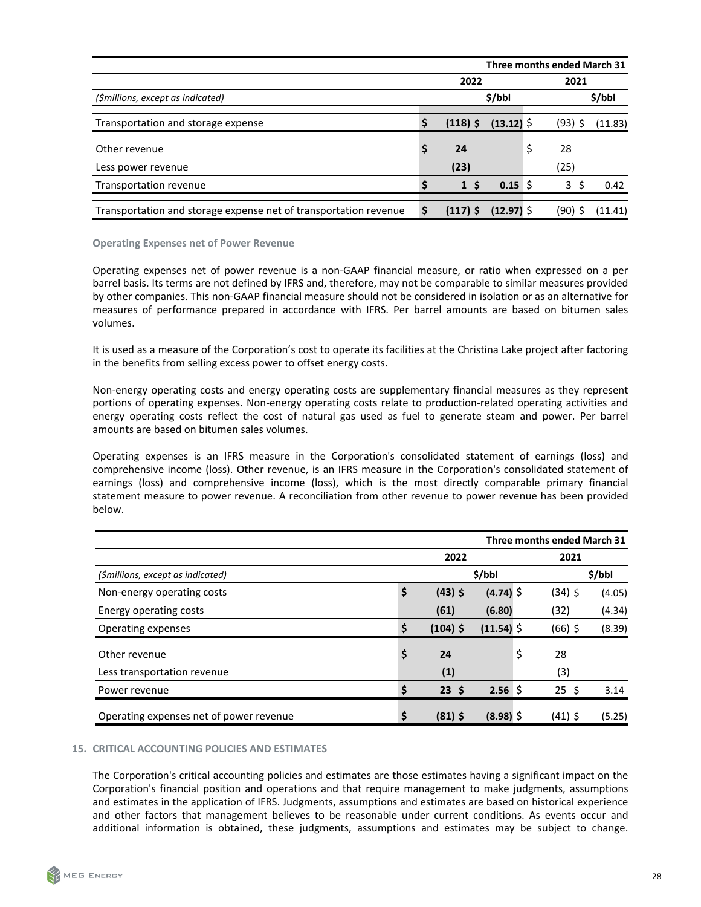| | Three months ended March 31 | | | |
|---|---|---|---|---|
| | 2022 | | 2021 | |
| *($millions, except as indicated)* | | $/bbl | | $/bbl |
| Transportation and storage expense | **$ (118)** | **$ (13.12)** | $ (93) | $ (11.83) |
| Other revenue | **$ 24** | | $ 28 | |
| Less power revenue | **(23)** | | (25) | |
| Transportation revenue | **$ 1** | **$ 0.15** | $ 3 | $ 0.42 |
| Transportation and storage expense net of transportation revenue | **$ (117)** | **$ (12.97)** | $ (90) | $ (11.41) |

### Operating Expenses net of Power Revenue

Operating expenses net of power revenue is a non-GAAP financial measure, or ratio when expressed on a per barrel basis. Its terms are not defined by IFRS and, therefore, may not be comparable to similar measures provided by other companies. This non-GAAP financial measure should not be considered in isolation or as an alternative for measures of performance prepared in accordance with IFRS. Per barrel amounts are based on bitumen sales volumes.

It is used as a measure of the Corporation's cost to operate its facilities at the Christina Lake project after factoring in the benefits from selling excess power to offset energy costs.

Non-energy operating costs and energy operating costs are supplementary financial measures as they represent portions of operating expenses. Non-energy operating costs relate to production-related operating activities and energy operating costs reflect the cost of natural gas used as fuel to generate steam and power. Per barrel amounts are based on bitumen sales volumes.

Operating expenses is an IFRS measure in the Corporation's consolidated statement of earnings (loss) and comprehensive income (loss). Other revenue, is an IFRS measure in the Corporation's consolidated statement of earnings (loss) and comprehensive income (loss), which is the most directly comparable primary financial statement measure to power revenue. A reconciliation from other revenue to power revenue has been provided below.

| | Three months ended March 31 | | | |
|---|---|---|---|---|
| | 2022 | | 2021 | |
| *($millions, except as indicated)* | | $/bbl | | $/bbl |
| Non-energy operating costs | **$ (43)** | **$ (4.74)** | $ (34) | $ (4.05) |
| Energy operating costs | **(61)** | **(6.80)** | (32) | (4.34) |
| Operating expenses | **$ (104)** | **$ (11.54)** | $ (66) | $ (8.39) |
| Other revenue | **$ 24** | | $ 28 | |
| Less transportation revenue | **(1)** | | (3) | |
| Power revenue | **$ 23** | **$ 2.56** | $ 25 | $ 3.14 |
| Operating expenses net of power revenue | **$ (81)** | **$ (8.98)** | $ (41) | $ (5.25) |

## 15. CRITICAL ACCOUNTING POLICIES AND ESTIMATES

The Corporation's critical accounting policies and estimates are those estimates having a significant impact on the Corporation's financial position and operations and that require management to make judgments, assumptions and estimates in the application of IFRS. Judgments, assumptions and estimates are based on historical experience and other factors that management believes to be reasonable under current conditions. As events occur and additional information is obtained, these judgments, assumptions and estimates may be subject to change.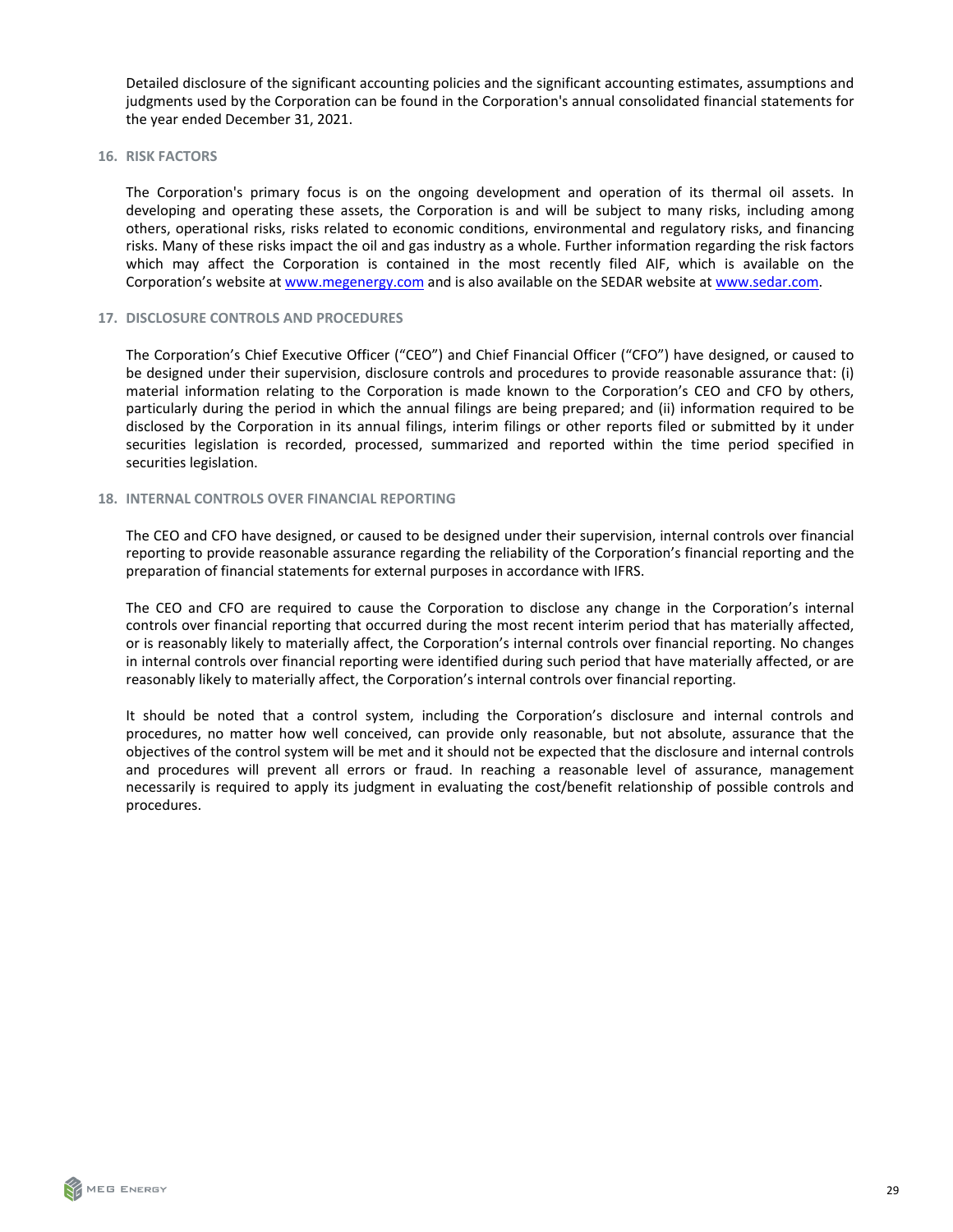Detailed disclosure of the significant accounting policies and the significant accounting estimates, assumptions and judgments used by the Corporation can be found in the Corporation's annual consolidated financial statements for the year ended December 31, 2021.

## 16. RISK FACTORS

The Corporation's primary focus is on the ongoing development and operation of its thermal oil assets. In developing and operating these assets, the Corporation is and will be subject to many risks, including among others, operational risks, risks related to economic conditions, environmental and regulatory risks, and financing risks. Many of these risks impact the oil and gas industry as a whole. Further information regarding the risk factors which may affect the Corporation is contained in the most recently filed AIF, which is available on the Corporation's website at www.megenergy.com and is also available on the SEDAR website at www.sedar.com.

## 17. DISCLOSURE CONTROLS AND PROCEDURES

The Corporation's Chief Executive Officer ("CEO") and Chief Financial Officer ("CFO") have designed, or caused to be designed under their supervision, disclosure controls and procedures to provide reasonable assurance that: (i) material information relating to the Corporation is made known to the Corporation's CEO and CFO by others, particularly during the period in which the annual filings are being prepared; and (ii) information required to be disclosed by the Corporation in its annual filings, interim filings or other reports filed or submitted by it under securities legislation is recorded, processed, summarized and reported within the time period specified in securities legislation.

## 18. INTERNAL CONTROLS OVER FINANCIAL REPORTING

The CEO and CFO have designed, or caused to be designed under their supervision, internal controls over financial reporting to provide reasonable assurance regarding the reliability of the Corporation's financial reporting and the preparation of financial statements for external purposes in accordance with IFRS.

The CEO and CFO are required to cause the Corporation to disclose any change in the Corporation's internal controls over financial reporting that occurred during the most recent interim period that has materially affected, or is reasonably likely to materially affect, the Corporation's internal controls over financial reporting. No changes in internal controls over financial reporting were identified during such period that have materially affected, or are reasonably likely to materially affect, the Corporation's internal controls over financial reporting.

It should be noted that a control system, including the Corporation's disclosure and internal controls and procedures, no matter how well conceived, can provide only reasonable, but not absolute, assurance that the objectives of the control system will be met and it should not be expected that the disclosure and internal controls and procedures will prevent all errors or fraud. In reaching a reasonable level of assurance, management necessarily is required to apply its judgment in evaluating the cost/benefit relationship of possible controls and procedures.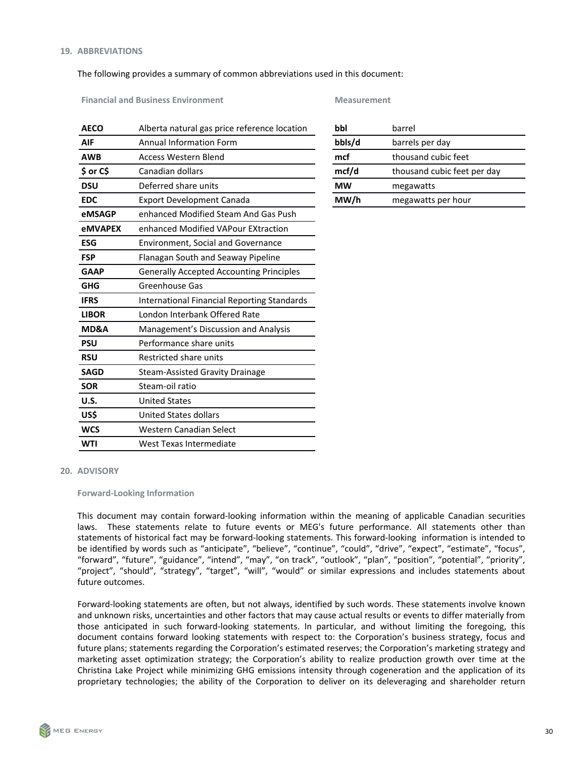## 19. ABBREVIATIONS

The following provides a summary of common abbreviations used in this document:

**Financial and Business Environment**

| | |
|---|---|
| **AECO** | Alberta natural gas price reference location |
| **AIF** | Annual Information Form |
| **AWB** | Access Western Blend |
| **$ or C$** | Canadian dollars |
| **DSU** | Deferred share units |
| **EDC** | Export Development Canada |
| **eMSAGP** | enhanced Modified Steam And Gas Push |
| **eMVAPEX** | enhanced Modified VAPour EXtraction |
| **ESG** | Environment, Social and Governance |
| **FSP** | Flanagan South and Seaway Pipeline |
| **GAAP** | Generally Accepted Accounting Principles |
| **GHG** | Greenhouse Gas |
| **IFRS** | International Financial Reporting Standards |
| **LIBOR** | London Interbank Offered Rate |
| **MD&A** | Management's Discussion and Analysis |
| **PSU** | Performance share units |
| **RSU** | Restricted share units |
| **SAGD** | Steam-Assisted Gravity Drainage |
| **SOR** | Steam-oil ratio |
| **U.S.** | United States |
| **US$** | United States dollars |
| **WCS** | Western Canadian Select |
| **WTI** | West Texas Intermediate |

**Measurement**

| | |
|---|---|
| **bbl** | barrel |
| **bbls/d** | barrels per day |
| **mcf** | thousand cubic feet |
| **mcf/d** | thousand cubic feet per day |
| **MW** | megawatts |
| **MW/h** | megawatts per hour |

## 20. ADVISORY

### Forward-Looking Information

This document may contain forward-looking information within the meaning of applicable Canadian securities laws. These statements relate to future events or MEG's future performance. All statements other than statements of historical fact may be forward-looking statements. This forward-looking information is intended to be identified by words such as "anticipate", "believe", "continue", "could", "drive", "expect", "estimate", "focus", "forward", "future", "guidance", "intend", "may", "on track", "outlook", "plan", "position", "potential", "priority", "project", "should", "strategy", "target", "will", "would" or similar expressions and includes statements about future outcomes.

Forward-looking statements are often, but not always, identified by such words. These statements involve known and unknown risks, uncertainties and other factors that may cause actual results or events to differ materially from those anticipated in such forward-looking statements. In particular, and without limiting the foregoing, this document contains forward looking statements with respect to: the Corporation's business strategy, focus and future plans; statements regarding the Corporation's estimated reserves; the Corporation's marketing strategy and marketing asset optimization strategy; the Corporation's ability to realize production growth over time at the Christina Lake Project while minimizing GHG emissions intensity through cogeneration and the application of its proprietary technologies; the ability of the Corporation to deliver on its deleveraging and shareholder return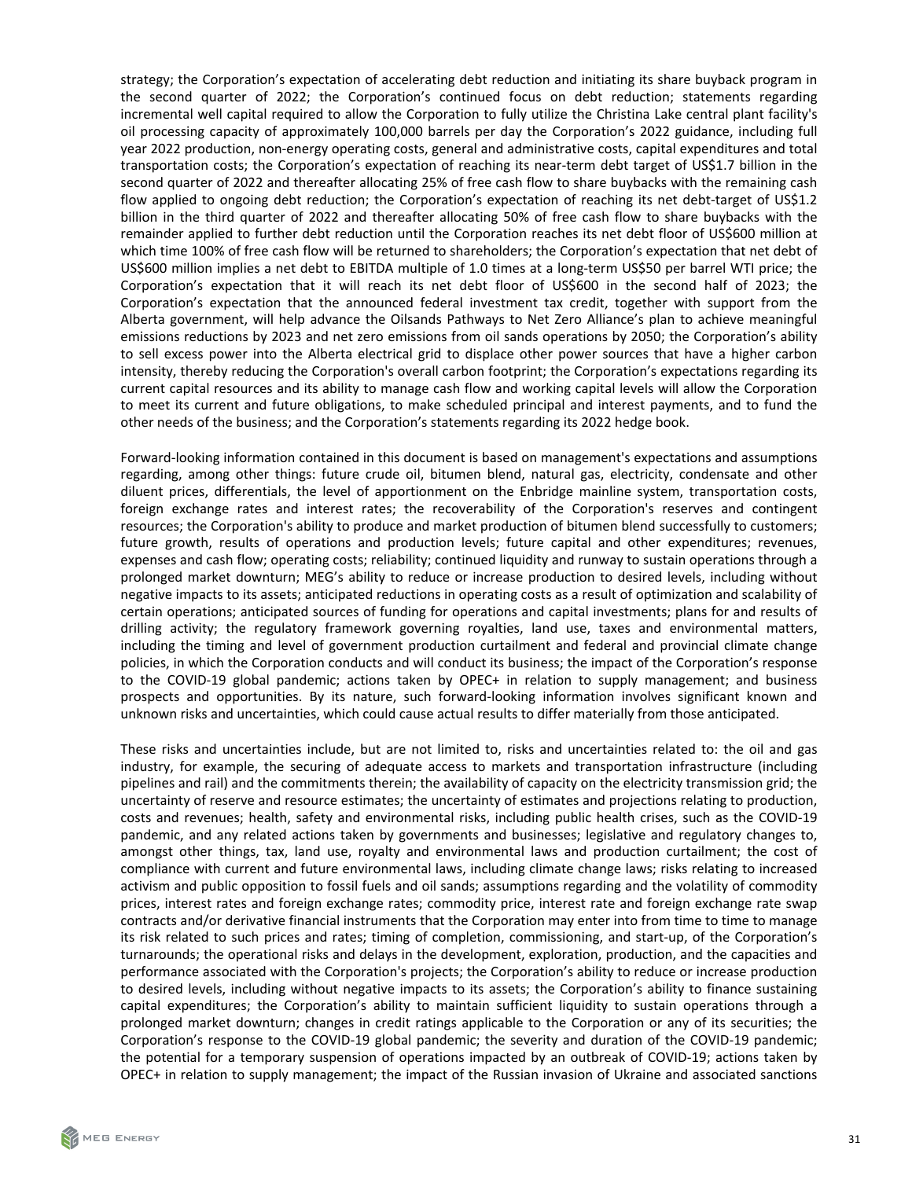strategy; the Corporation's expectation of accelerating debt reduction and initiating its share buyback program in the second quarter of 2022; the Corporation's continued focus on debt reduction; statements regarding incremental well capital required to allow the Corporation to fully utilize the Christina Lake central plant facility's oil processing capacity of approximately 100,000 barrels per day the Corporation's 2022 guidance, including full year 2022 production, non-energy operating costs, general and administrative costs, capital expenditures and total transportation costs; the Corporation's expectation of reaching its near-term debt target of US$1.7 billion in the second quarter of 2022 and thereafter allocating 25% of free cash flow to share buybacks with the remaining cash flow applied to ongoing debt reduction; the Corporation's expectation of reaching its net debt-target of US$1.2 billion in the third quarter of 2022 and thereafter allocating 50% of free cash flow to share buybacks with the remainder applied to further debt reduction until the Corporation reaches its net debt floor of US$600 million at which time 100% of free cash flow will be returned to shareholders; the Corporation's expectation that net debt of US$600 million implies a net debt to EBITDA multiple of 1.0 times at a long-term US$50 per barrel WTI price; the Corporation's expectation that it will reach its net debt floor of US$600 in the second half of 2023; the Corporation's expectation that the announced federal investment tax credit, together with support from the Alberta government, will help advance the Oilsands Pathways to Net Zero Alliance's plan to achieve meaningful emissions reductions by 2023 and net zero emissions from oil sands operations by 2050; the Corporation's ability to sell excess power into the Alberta electrical grid to displace other power sources that have a higher carbon intensity, thereby reducing the Corporation's overall carbon footprint; the Corporation's expectations regarding its current capital resources and its ability to manage cash flow and working capital levels will allow the Corporation to meet its current and future obligations, to make scheduled principal and interest payments, and to fund the other needs of the business; and the Corporation's statements regarding its 2022 hedge book.

Forward-looking information contained in this document is based on management's expectations and assumptions regarding, among other things: future crude oil, bitumen blend, natural gas, electricity, condensate and other diluent prices, differentials, the level of apportionment on the Enbridge mainline system, transportation costs, foreign exchange rates and interest rates; the recoverability of the Corporation's reserves and contingent resources; the Corporation's ability to produce and market production of bitumen blend successfully to customers; future growth, results of operations and production levels; future capital and other expenditures; revenues, expenses and cash flow; operating costs; reliability; continued liquidity and runway to sustain operations through a prolonged market downturn; MEG's ability to reduce or increase production to desired levels, including without negative impacts to its assets; anticipated reductions in operating costs as a result of optimization and scalability of certain operations; anticipated sources of funding for operations and capital investments; plans for and results of drilling activity; the regulatory framework governing royalties, land use, taxes and environmental matters, including the timing and level of government production curtailment and federal and provincial climate change policies, in which the Corporation conducts and will conduct its business; the impact of the Corporation's response to the COVID-19 global pandemic; actions taken by OPEC+ in relation to supply management; and business prospects and opportunities. By its nature, such forward-looking information involves significant known and unknown risks and uncertainties, which could cause actual results to differ materially from those anticipated.

These risks and uncertainties include, but are not limited to, risks and uncertainties related to: the oil and gas industry, for example, the securing of adequate access to markets and transportation infrastructure (including pipelines and rail) and the commitments therein; the availability of capacity on the electricity transmission grid; the uncertainty of reserve and resource estimates; the uncertainty of estimates and projections relating to production, costs and revenues; health, safety and environmental risks, including public health crises, such as the COVID-19 pandemic, and any related actions taken by governments and businesses; legislative and regulatory changes to, amongst other things, tax, land use, royalty and environmental laws and production curtailment; the cost of compliance with current and future environmental laws, including climate change laws; risks relating to increased activism and public opposition to fossil fuels and oil sands; assumptions regarding and the volatility of commodity prices, interest rates and foreign exchange rates; commodity price, interest rate and foreign exchange rate swap contracts and/or derivative financial instruments that the Corporation may enter into from time to time to manage its risk related to such prices and rates; timing of completion, commissioning, and start-up, of the Corporation's turnarounds; the operational risks and delays in the development, exploration, production, and the capacities and performance associated with the Corporation's projects; the Corporation's ability to reduce or increase production to desired levels, including without negative impacts to its assets; the Corporation's ability to finance sustaining capital expenditures; the Corporation's ability to maintain sufficient liquidity to sustain operations through a prolonged market downturn; changes in credit ratings applicable to the Corporation or any of its securities; the Corporation's response to the COVID-19 global pandemic; the severity and duration of the COVID-19 pandemic; the potential for a temporary suspension of operations impacted by an outbreak of COVID-19; actions taken by OPEC+ in relation to supply management; the impact of the Russian invasion of Ukraine and associated sanctions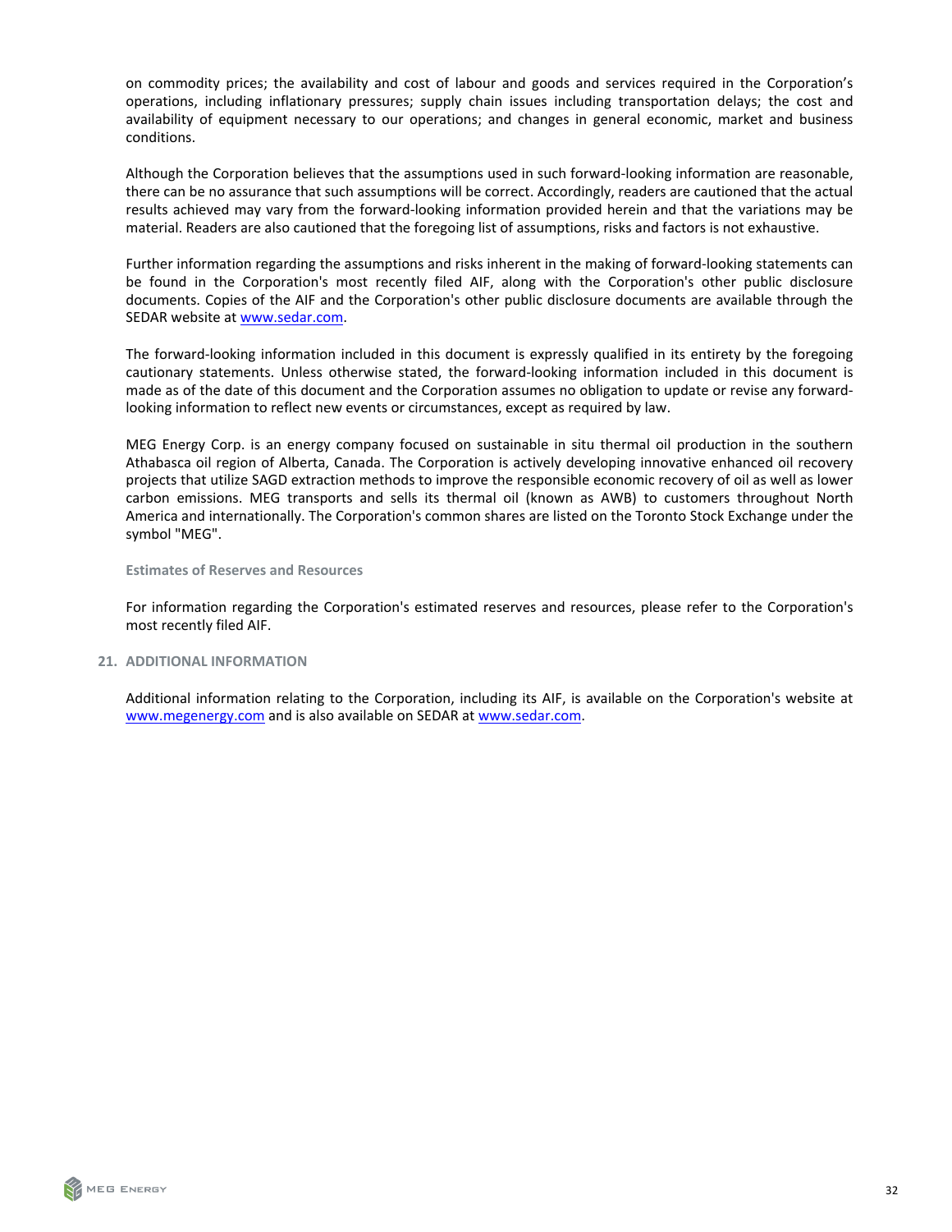on commodity prices; the availability and cost of labour and goods and services required in the Corporation's operations, including inflationary pressures; supply chain issues including transportation delays; the cost and availability of equipment necessary to our operations; and changes in general economic, market and business conditions.

Although the Corporation believes that the assumptions used in such forward-looking information are reasonable, there can be no assurance that such assumptions will be correct. Accordingly, readers are cautioned that the actual results achieved may vary from the forward-looking information provided herein and that the variations may be material. Readers are also cautioned that the foregoing list of assumptions, risks and factors is not exhaustive.

Further information regarding the assumptions and risks inherent in the making of forward-looking statements can be found in the Corporation's most recently filed AIF, along with the Corporation's other public disclosure documents. Copies of the AIF and the Corporation's other public disclosure documents are available through the SEDAR website at www.sedar.com.

The forward-looking information included in this document is expressly qualified in its entirety by the foregoing cautionary statements. Unless otherwise stated, the forward-looking information included in this document is made as of the date of this document and the Corporation assumes no obligation to update or revise any forward-looking information to reflect new events or circumstances, except as required by law.

MEG Energy Corp. is an energy company focused on sustainable in situ thermal oil production in the southern Athabasca oil region of Alberta, Canada. The Corporation is actively developing innovative enhanced oil recovery projects that utilize SAGD extraction methods to improve the responsible economic recovery of oil as well as lower carbon emissions. MEG transports and sells its thermal oil (known as AWB) to customers throughout North America and internationally. The Corporation's common shares are listed on the Toronto Stock Exchange under the symbol "MEG".

### Estimates of Reserves and Resources

For information regarding the Corporation's estimated reserves and resources, please refer to the Corporation's most recently filed AIF.

## 21. ADDITIONAL INFORMATION

Additional information relating to the Corporation, including its AIF, is available on the Corporation's website at www.megenergy.com and is also available on SEDAR at www.sedar.com.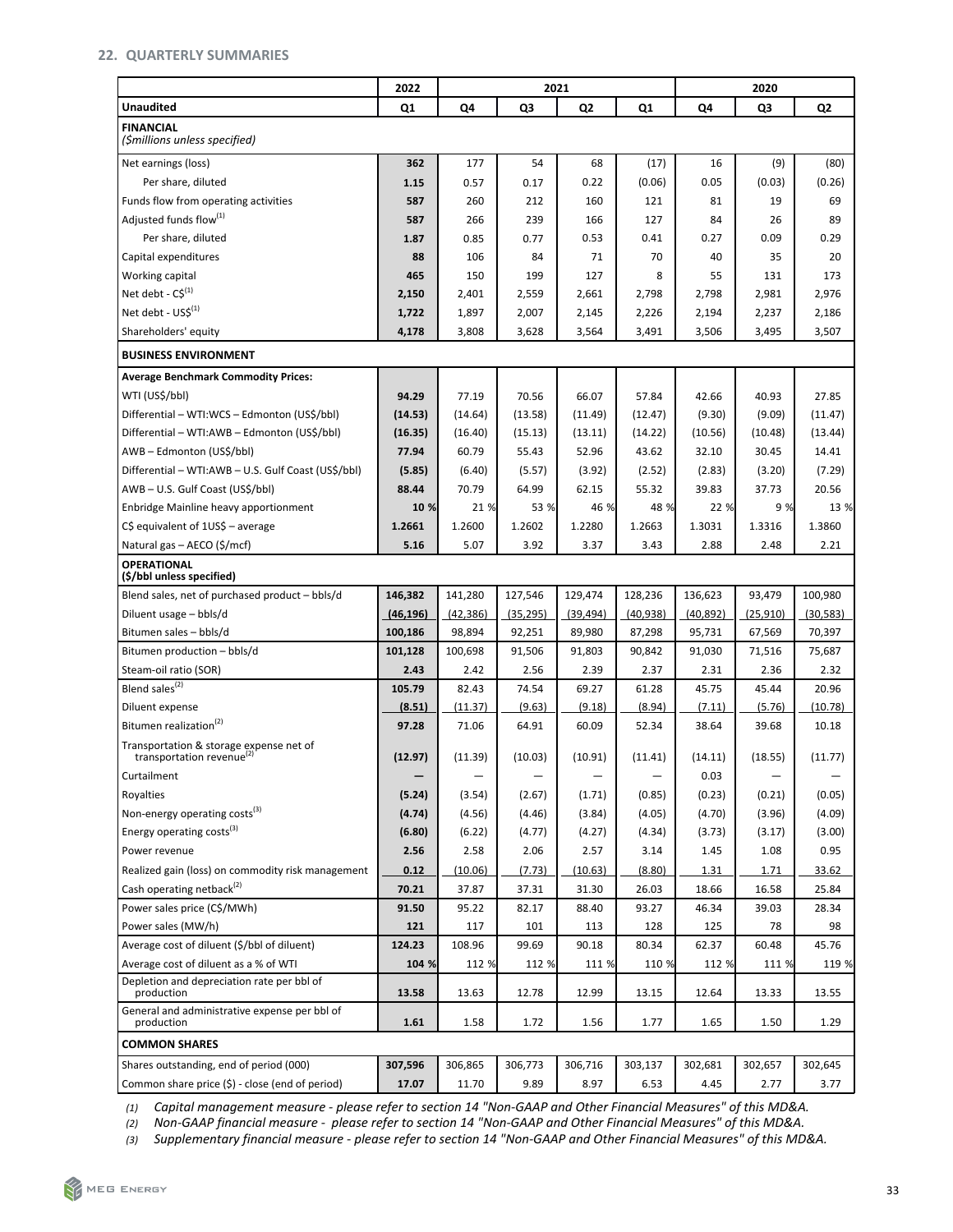## 22. QUARTERLY SUMMARIES

| | 2022 | 2021 | | | | 2020 | | |
|---|---|---|---|---|---|---|---|---|
| **Unaudited** | **Q1** | **Q4** | **Q3** | **Q2** | **Q1** | **Q4** | **Q3** | **Q2** |
| **FINANCIAL** *($millions unless specified)* | | | | | | | | |
| Net earnings (loss) | **362** | 177 | 54 | 68 | (17) | 16 | (9) | (80) |
| Per share, diluted | **1.15** | 0.57 | 0.17 | 0.22 | (0.06) | 0.05 | (0.03) | (0.26) |
| Funds flow from operating activities | **587** | 260 | 212 | 160 | 121 | 81 | 19 | 69 |
| Adjusted funds flow[1] | **587** | 266 | 239 | 166 | 127 | 84 | 26 | 89 |
| Per share, diluted | **1.87** | 0.85 | 0.77 | 0.53 | 0.41 | 0.27 | 0.09 | 0.29 |
| Capital expenditures | **88** | 106 | 84 | 71 | 70 | 40 | 35 | 20 |
| Working capital | **465** | 150 | 199 | 127 | 8 | 55 | 131 | 173 |
| Net debt - C$[1] | **2,150** | 2,401 | 2,559 | 2,661 | 2,798 | 2,798 | 2,981 | 2,976 |
| Net debt - US$[1] | **1,722** | 1,897 | 2,007 | 2,145 | 2,226 | 2,194 | 2,237 | 2,186 |
| Shareholders' equity | **4,178** | 3,808 | 3,628 | 3,564 | 3,491 | 3,506 | 3,495 | 3,507 |
| **BUSINESS ENVIRONMENT** | | | | | | | | |
| **Average Benchmark Commodity Prices:** | | | | | | | | |
| WTI (US$/bbl) | **94.29** | 77.19 | 70.56 | 66.07 | 57.84 | 42.66 | 40.93 | 27.85 |
| Differential – WTI:WCS – Edmonton (US$/bbl) | **(14.53)** | (14.64) | (13.58) | (11.49) | (12.47) | (9.30) | (9.09) | (11.47) |
| Differential – WTI:AWB – Edmonton (US$/bbl) | **(16.35)** | (16.40) | (15.13) | (13.11) | (14.22) | (10.56) | (10.48) | (13.44) |
| AWB – Edmonton (US$/bbl) | **77.94** | 60.79 | 55.43 | 52.96 | 43.62 | 32.10 | 30.45 | 14.41 |
| Differential – WTI:AWB – U.S. Gulf Coast (US$/bbl) | **(5.85)** | (6.40) | (5.57) | (3.92) | (2.52) | (2.83) | (3.20) | (7.29) |
| AWB – U.S. Gulf Coast (US$/bbl) | **88.44** | 70.79 | 64.99 | 62.15 | 55.32 | 39.83 | 37.73 | 20.56 |
| Enbridge Mainline heavy apportionment | **10 %** | 21 % | 53 % | 46 % | 48 % | 22 % | 9 % | 13 % |
| C$ equivalent of 1US$ – average | **1.2661** | 1.2600 | 1.2602 | 1.2280 | 1.2663 | 1.3031 | 1.3316 | 1.3860 |
| Natural gas – AECO ($/mcf) | **5.16** | 5.07 | 3.92 | 3.37 | 3.43 | 2.88 | 2.48 | 2.21 |
| **OPERATIONAL** **($/bbl unless specified)** | | | | | | | | |
| Blend sales, net of purchased product – bbls/d | **146,382** | 141,280 | 127,546 | 129,474 | 128,236 | 136,623 | 93,479 | 100,980 |
| Diluent usage – bbls/d | **(46,196)** | (42,386) | (35,295) | (39,494) | (40,938) | (40,892) | (25,910) | (30,583) |
| Bitumen sales – bbls/d | **100,186** | 98,894 | 92,251 | 89,980 | 87,298 | 95,731 | 67,569 | 70,397 |
| Bitumen production – bbls/d | **101,128** | 100,698 | 91,506 | 91,803 | 90,842 | 91,030 | 71,516 | 75,687 |
| Steam-oil ratio (SOR) | **2.43** | 2.42 | 2.56 | 2.39 | 2.37 | 2.31 | 2.36 | 2.32 |
| Blend sales[2] | **105.79** | 82.43 | 74.54 | 69.27 | 61.28 | 45.75 | 45.44 | 20.96 |
| Diluent expense | **(8.51)** | (11.37) | (9.63) | (9.18) | (8.94) | (7.11) | (5.76) | (10.78) |
| Bitumen realization[2] | **97.28** | 71.06 | 64.91 | 60.09 | 52.34 | 38.64 | 39.68 | 10.18 |
| Transportation & storage expense net of transportation revenue[2] | **(12.97)** | (11.39) | (10.03) | (10.91) | (11.41) | (14.11) | (18.55) | (11.77) |
| Curtailment | **—** | — | — | — | — | 0.03 | — | — |
| Royalties | **(5.24)** | (3.54) | (2.67) | (1.71) | (0.85) | (0.23) | (0.21) | (0.05) |
| Non-energy operating costs[3] | **(4.74)** | (4.56) | (4.46) | (3.84) | (4.05) | (4.70) | (3.96) | (4.09) |
| Energy operating costs[3] | **(6.80)** | (6.22) | (4.77) | (4.27) | (4.34) | (3.73) | (3.17) | (3.00) |
| Power revenue | **2.56** | 2.58 | 2.06 | 2.57 | 3.14 | 1.45 | 1.08 | 0.95 |
| Realized gain (loss) on commodity risk management | **0.12** | (10.06) | (7.73) | (10.63) | (8.80) | 1.31 | 1.71 | 33.62 |
| Cash operating netback[2] | **70.21** | 37.87 | 37.31 | 31.30 | 26.03 | 18.66 | 16.58 | 25.84 |
| Power sales price (C$/MWh) | **91.50** | 95.22 | 82.17 | 88.40 | 93.27 | 46.34 | 39.03 | 28.34 |
| Power sales (MW/h) | **121** | 117 | 101 | 113 | 128 | 125 | 78 | 98 |
| Average cost of diluent ($/bbl of diluent) | **124.23** | 108.96 | 99.69 | 90.18 | 80.34 | 62.37 | 60.48 | 45.76 |
| Average cost of diluent as a % of WTI | **104 %** | 112 % | 112 % | 111 % | 110 % | 112 % | 111 % | 119 % |
| Depletion and depreciation rate per bbl of production | **13.58** | 13.63 | 12.78 | 12.99 | 13.15 | 12.64 | 13.33 | 13.55 |
| General and administrative expense per bbl of production | **1.61** | 1.58 | 1.72 | 1.56 | 1.77 | 1.65 | 1.50 | 1.29 |
| **COMMON SHARES** | | | | | | | | |
| Shares outstanding, end of period (000) | **307,596** | 306,865 | 306,773 | 306,716 | 303,137 | 302,681 | 302,657 | 302,645 |
| Common share price ($) - close (end of period) | **17.07** | 11.70 | 9.89 | 8.97 | 6.53 | 4.45 | 2.77 | 3.77 |

*(1) Capital management measure - please refer to section 14 "Non-GAAP and Other Financial Measures" of this MD&A.*
*(2) Non-GAAP financial measure - please refer to section 14 "Non-GAAP and Other Financial Measures" of this MD&A.*
*(3) Supplementary financial measure - please refer to section 14 "Non-GAAP and Other Financial Measures" of this MD&A.*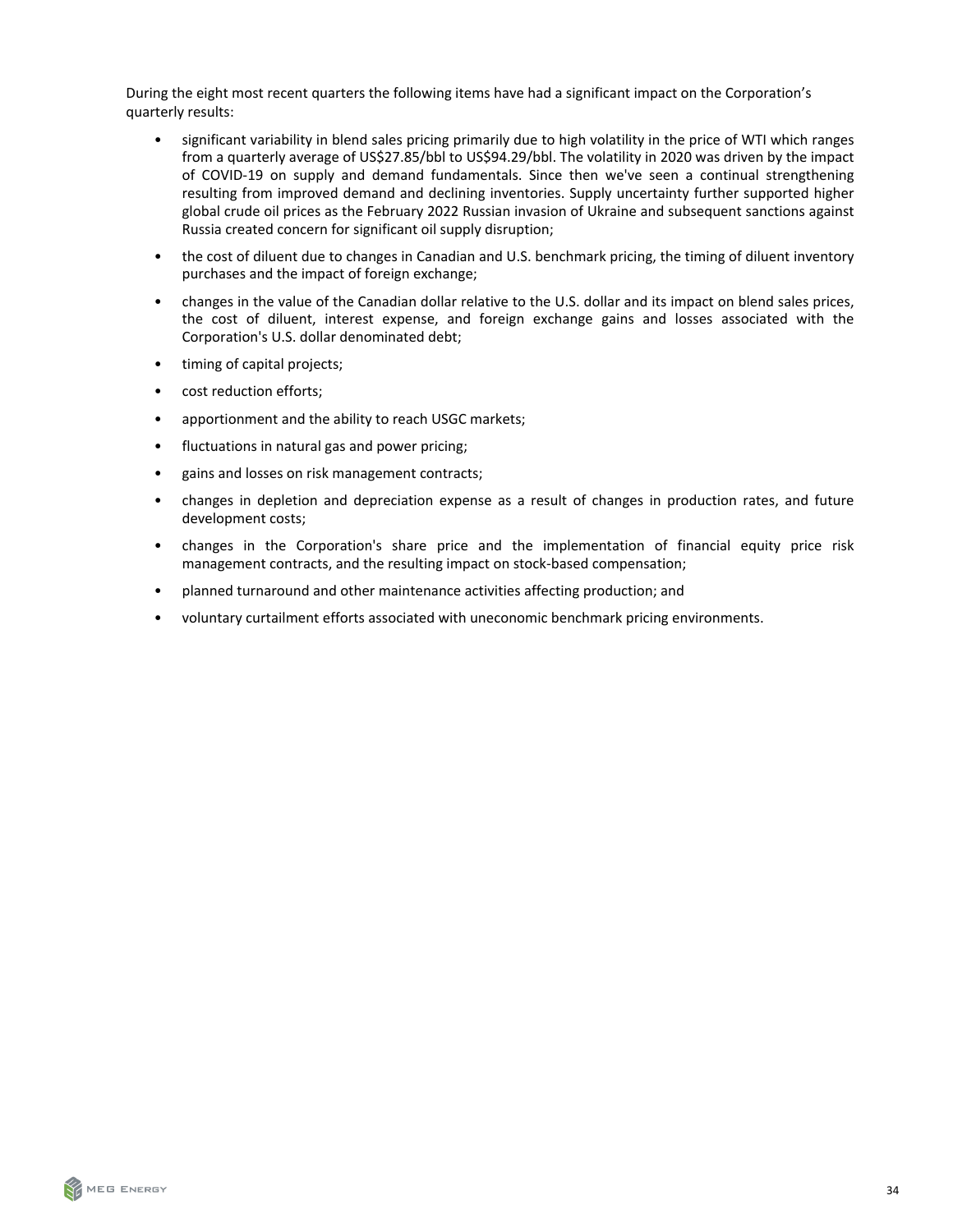During the eight most recent quarters the following items have had a significant impact on the Corporation's quarterly results:

- significant variability in blend sales pricing primarily due to high volatility in the price of WTI which ranges from a quarterly average of US$27.85/bbl to US$94.29/bbl. The volatility in 2020 was driven by the impact of COVID-19 on supply and demand fundamentals. Since then we've seen a continual strengthening resulting from improved demand and declining inventories. Supply uncertainty further supported higher global crude oil prices as the February 2022 Russian invasion of Ukraine and subsequent sanctions against Russia created concern for significant oil supply disruption;
- the cost of diluent due to changes in Canadian and U.S. benchmark pricing, the timing of diluent inventory purchases and the impact of foreign exchange;
- changes in the value of the Canadian dollar relative to the U.S. dollar and its impact on blend sales prices, the cost of diluent, interest expense, and foreign exchange gains and losses associated with the Corporation's U.S. dollar denominated debt;
- timing of capital projects;
- cost reduction efforts;
- apportionment and the ability to reach USGC markets;
- fluctuations in natural gas and power pricing;
- gains and losses on risk management contracts;
- changes in depletion and depreciation expense as a result of changes in production rates, and future development costs;
- changes in the Corporation's share price and the implementation of financial equity price risk management contracts, and the resulting impact on stock-based compensation;
- planned turnaround and other maintenance activities affecting production; and
- voluntary curtailment efforts associated with uneconomic benchmark pricing environments.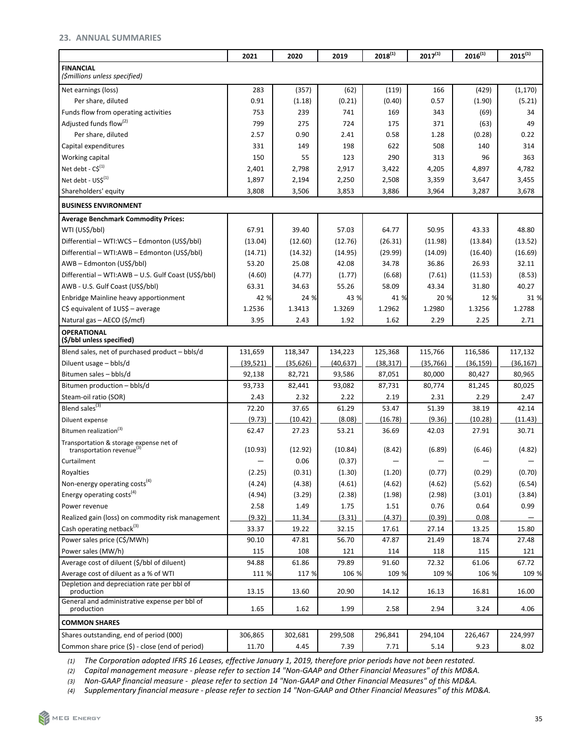## 23. ANNUAL SUMMARIES

| | 2021 | 2020 | 2019 | 2018[1] | 2017[1] | 2016[1] | 2015[1] |
|---|---|---|---|---|---|---|---|
| **FINANCIAL** *($millions unless specified)* | | | | | | | |
| Net earnings (loss) | 283 | (357) | (62) | (119) | 166 | (429) | (1,170) |
| Per share, diluted | 0.91 | (1.18) | (0.21) | (0.40) | 0.57 | (1.90) | (5.21) |
| Funds flow from operating activities | 753 | 239 | 741 | 169 | 343 | (69) | 34 |
| Adjusted funds flow[2] | 799 | 275 | 724 | 175 | 371 | (63) | 49 |
| Per share, diluted | 2.57 | 0.90 | 2.41 | 0.58 | 1.28 | (0.28) | 0.22 |
| Capital expenditures | 331 | 149 | 198 | 622 | 508 | 140 | 314 |
| Working capital | 150 | 55 | 123 | 290 | 313 | 96 | 363 |
| Net debt - C$[1] | 2,401 | 2,798 | 2,917 | 3,422 | 4,205 | 4,897 | 4,782 |
| Net debt - US$[1] | 1,897 | 2,194 | 2,250 | 2,508 | 3,359 | 3,647 | 3,455 |
| Shareholders' equity | 3,808 | 3,506 | 3,853 | 3,886 | 3,964 | 3,287 | 3,678 |
| **BUSINESS ENVIRONMENT** | | | | | | | |
| **Average Benchmark Commodity Prices:** | | | | | | | |
| WTI (US$/bbl) | 67.91 | 39.40 | 57.03 | 64.77 | 50.95 | 43.33 | 48.80 |
| Differential – WTI:WCS – Edmonton (US$/bbl) | (13.04) | (12.60) | (12.76) | (26.31) | (11.98) | (13.84) | (13.52) |
| Differential – WTI:AWB – Edmonton (US$/bbl) | (14.71) | (14.32) | (14.95) | (29.99) | (14.09) | (16.40) | (16.69) |
| AWB – Edmonton (US$/bbl) | 53.20 | 25.08 | 42.08 | 34.78 | 36.86 | 26.93 | 32.11 |
| Differential – WTI:AWB – U.S. Gulf Coast (US$/bbl) | (4.60) | (4.77) | (1.77) | (6.68) | (7.61) | (11.53) | (8.53) |
| AWB - U.S. Gulf Coast (US$/bbl) | 63.31 | 34.63 | 55.26 | 58.09 | 43.34 | 31.80 | 40.27 |
| Enbridge Mainline heavy apportionment | 42 % | 24 % | 43 % | 41 % | 20 % | 12 % | 31 % |
| C$ equivalent of 1US$ – average | 1.2536 | 1.3413 | 1.3269 | 1.2962 | 1.2980 | 1.3256 | 1.2788 |
| Natural gas – AECO ($/mcf) | 3.95 | 2.43 | 1.92 | 1.62 | 2.29 | 2.25 | 2.71 |
| **OPERATIONAL** **($/bbl unless specified)** | | | | | | | |
| Blend sales, net of purchased product – bbls/d | 131,659 | 118,347 | 134,223 | 125,368 | 115,766 | 116,586 | 117,132 |
| Diluent usage – bbls/d | (39,521) | (35,626) | (40,637) | (38,317) | (35,766) | (36,159) | (36,167) |
| Bitumen sales – bbls/d | 92,138 | 82,721 | 93,586 | 87,051 | 80,000 | 80,427 | 80,965 |
| Bitumen production – bbls/d | 93,733 | 82,441 | 93,082 | 87,731 | 80,774 | 81,245 | 80,025 |
| Steam-oil ratio (SOR) | 2.43 | 2.32 | 2.22 | 2.19 | 2.31 | 2.29 | 2.47 |
| Blend sales[3] | 72.20 | 37.65 | 61.29 | 53.47 | 51.39 | 38.19 | 42.14 |
| Diluent expense | (9.73) | (10.42) | (8.08) | (16.78) | (9.36) | (10.28) | (11.43) |
| Bitumen realization[3] | 62.47 | 27.23 | 53.21 | 36.69 | 42.03 | 27.91 | 30.71 |
| Transportation & storage expense net of transportation revenue[3] | (10.93) | (12.92) | (10.84) | (8.42) | (6.89) | (6.46) | (4.82) |
| Curtailment | — | 0.06 | (0.37) | — | — | — | — |
| Royalties | (2.25) | (0.31) | (1.30) | (1.20) | (0.77) | (0.29) | (0.70) |
| Non-energy operating costs[4] | (4.24) | (4.38) | (4.61) | (4.62) | (4.62) | (5.62) | (6.54) |
| Energy operating costs[4] | (4.94) | (3.29) | (2.38) | (1.98) | (2.98) | (3.01) | (3.84) |
| Power revenue | 2.58 | 1.49 | 1.75 | 1.51 | 0.76 | 0.64 | 0.99 |
| Realized gain (loss) on commodity risk management | (9.32) | 11.34 | (3.31) | (4.37) | (0.39) | 0.08 | — |
| Cash operating netback[3] | 33.37 | 19.22 | 32.15 | 17.61 | 27.14 | 13.25 | 15.80 |
| Power sales price (C$/MWh) | 90.10 | 47.81 | 56.70 | 47.87 | 21.49 | 18.74 | 27.48 |
| Power sales (MW/h) | 115 | 108 | 121 | 114 | 118 | 115 | 121 |
| Average cost of diluent ($/bbl of diluent) | 94.88 | 61.86 | 79.89 | 91.60 | 72.32 | 61.06 | 67.72 |
| Average cost of diluent as a % of WTI | 111 % | 117 % | 106 % | 109 % | 109 % | 106 % | 109 % |
| Depletion and depreciation rate per bbl of production | 13.15 | 13.60 | 20.90 | 14.12 | 16.13 | 16.81 | 16.00 |
| General and administrative expense per bbl of production | 1.65 | 1.62 | 1.99 | 2.58 | 2.94 | 3.24 | 4.06 |
| **COMMON SHARES** | | | | | | | |
| Shares outstanding, end of period (000) | 306,865 | 302,681 | 299,508 | 296,841 | 294,104 | 226,467 | 224,997 |
| Common share price ($) - close (end of period) | 11.70 | 4.45 | 7.39 | 7.71 | 5.14 | 9.23 | 8.02 |

*(1) The Corporation adopted IFRS 16 Leases, effective January 1, 2019, therefore prior periods have not been restated.*
*(2) Capital management measure - please refer to section 14 "Non-GAAP and Other Financial Measures" of this MD&A.*
*(3) Non-GAAP financial measure - please refer to section 14 "Non-GAAP and Other Financial Measures" of this MD&A.*
*(4) Supplementary financial measure - please refer to section 14 "Non-GAAP and Other Financial Measures" of this MD&A.*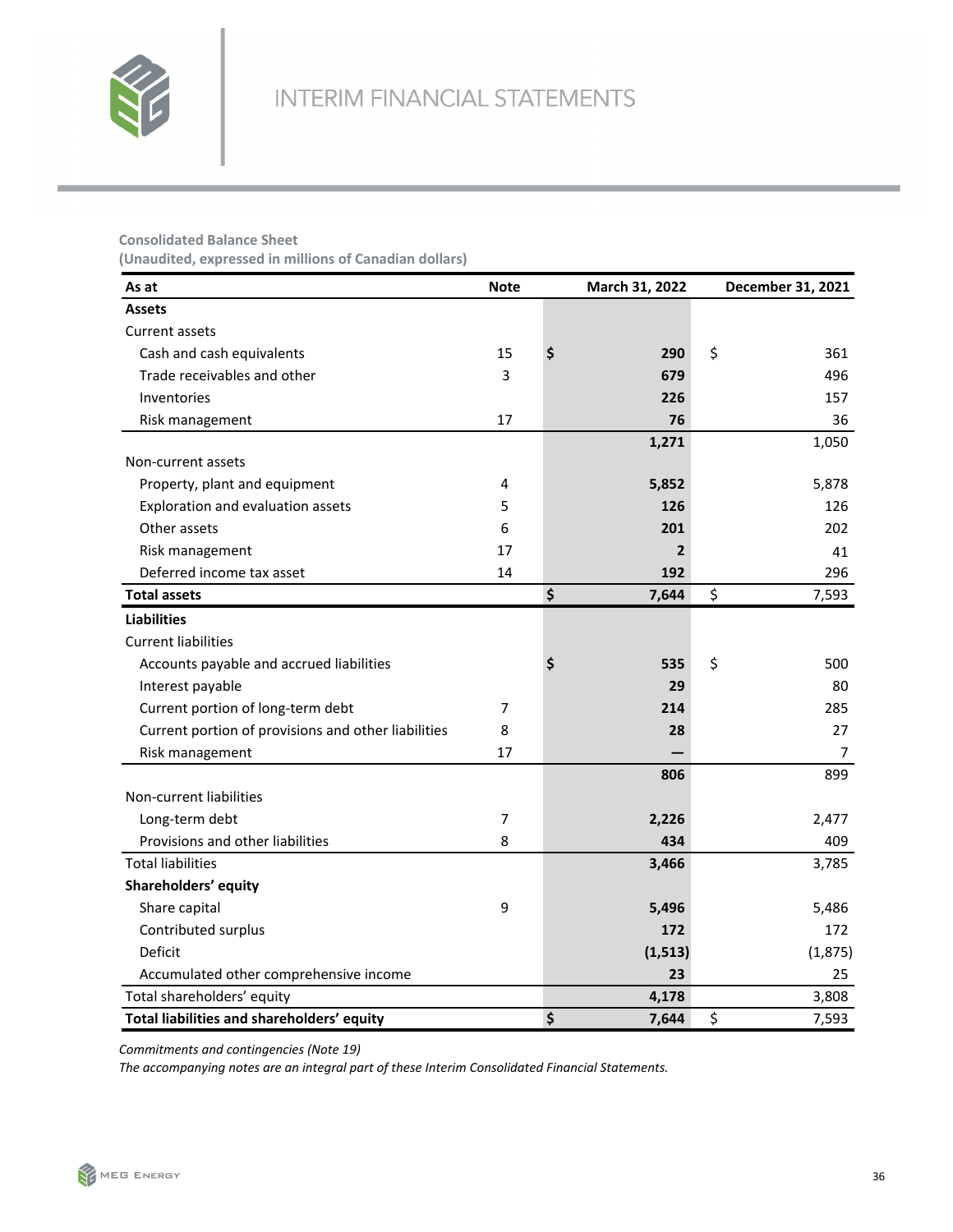## INTERIM FINANCIAL STATEMENTS

**Consolidated Balance Sheet**
**(Unaudited, expressed in millions of Canadian dollars)**

| As at | Note | March 31, 2022 | December 31, 2021 |
|---|---|---|---|
| **Assets** | | | |
| Current assets | | | |
| Cash and cash equivalents | 15 | **$ 290** | $ 361 |
| Trade receivables and other | 3 | **679** | 496 |
| Inventories | | **226** | 157 |
| Risk management | 17 | **76** | 36 |
| | | **1,271** | 1,050 |
| Non-current assets | | | |
| Property, plant and equipment | 4 | **5,852** | 5,878 |
| Exploration and evaluation assets | 5 | **126** | 126 |
| Other assets | 6 | **201** | 202 |
| Risk management | 17 | **2** | 41 |
| Deferred income tax asset | 14 | **192** | 296 |
| **Total assets** | | **$ 7,644** | $ 7,593 |
| **Liabilities** | | | |
| Current liabilities | | | |
| Accounts payable and accrued liabilities | | **$ 535** | $ 500 |
| Interest payable | | **29** | 80 |
| Current portion of long-term debt | 7 | **214** | 285 |
| Current portion of provisions and other liabilities | 8 | **28** | 27 |
| Risk management | 17 | **—** | 7 |
| | | **806** | 899 |
| Non-current liabilities | | | |
| Long-term debt | 7 | **2,226** | 2,477 |
| Provisions and other liabilities | 8 | **434** | 409 |
| Total liabilities | | **3,466** | 3,785 |
| **Shareholders' equity** | | | |
| Share capital | 9 | **5,496** | 5,486 |
| Contributed surplus | | **172** | 172 |
| Deficit | | **(1,513)** | (1,875) |
| Accumulated other comprehensive income | | **23** | 25 |
| Total shareholders' equity | | **4,178** | 3,808 |
| **Total liabilities and shareholders' equity** | | **$ 7,644** | $ 7,593 |

*Commitments and contingencies (Note 19)*

*The accompanying notes are an integral part of these Interim Consolidated Financial Statements.*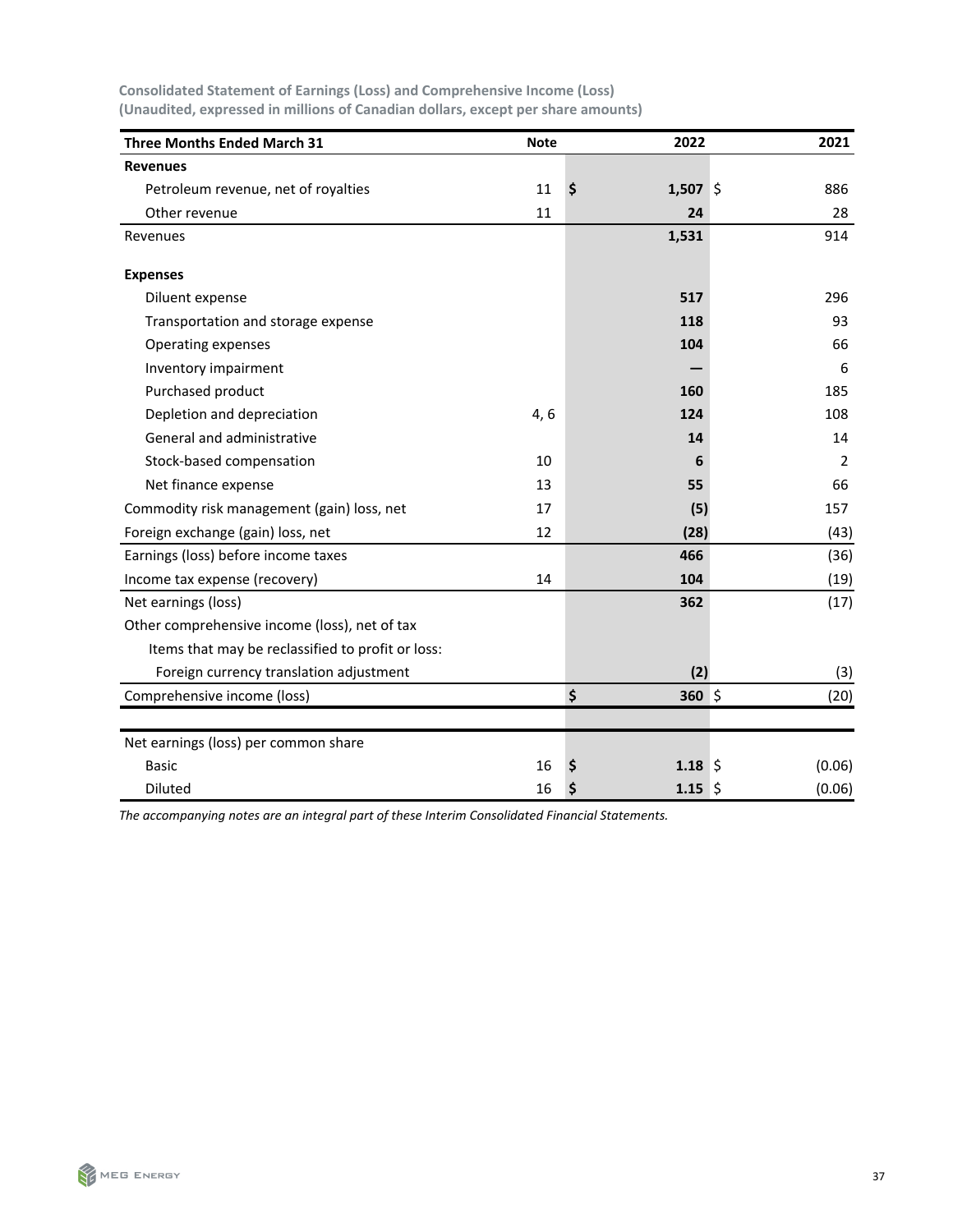**Consolidated Statement of Earnings (Loss) and Comprehensive Income (Loss)**
**(Unaudited, expressed in millions of Canadian dollars, except per share amounts)**

| Three Months Ended March 31 | Note | 2022 | 2021 |
|---|---|---|---|
| **Revenues** | | | |
| Petroleum revenue, net of royalties | 11 | **$ 1,507** | $ 886 |
| Other revenue | 11 | **24** | 28 |
| Revenues | | **1,531** | 914 |
| | | | |
| **Expenses** | | | |
| Diluent expense | | **517** | 296 |
| Transportation and storage expense | | **118** | 93 |
| Operating expenses | | **104** | 66 |
| Inventory impairment | | **—** | 6 |
| Purchased product | | **160** | 185 |
| Depletion and depreciation | 4, 6 | **124** | 108 |
| General and administrative | | **14** | 14 |
| Stock-based compensation | 10 | **6** | 2 |
| Net finance expense | 13 | **55** | 66 |
| Commodity risk management (gain) loss, net | 17 | **(5)** | 157 |
| Foreign exchange (gain) loss, net | 12 | **(28)** | (43) |
| Earnings (loss) before income taxes | | **466** | (36) |
| Income tax expense (recovery) | 14 | **104** | (19) |
| Net earnings (loss) | | **362** | (17) |
| Other comprehensive income (loss), net of tax | | | |
| Items that may be reclassified to profit or loss: | | | |
| Foreign currency translation adjustment | | **(2)** | (3) |
| Comprehensive income (loss) | | **$ 360** | $ (20) |
| | | | |
| Net earnings (loss) per common share | | | |
| Basic | 16 | **$ 1.18** | $ (0.06) |
| Diluted | 16 | **$ 1.15** | $ (0.06) |

*The accompanying notes are an integral part of these Interim Consolidated Financial Statements.*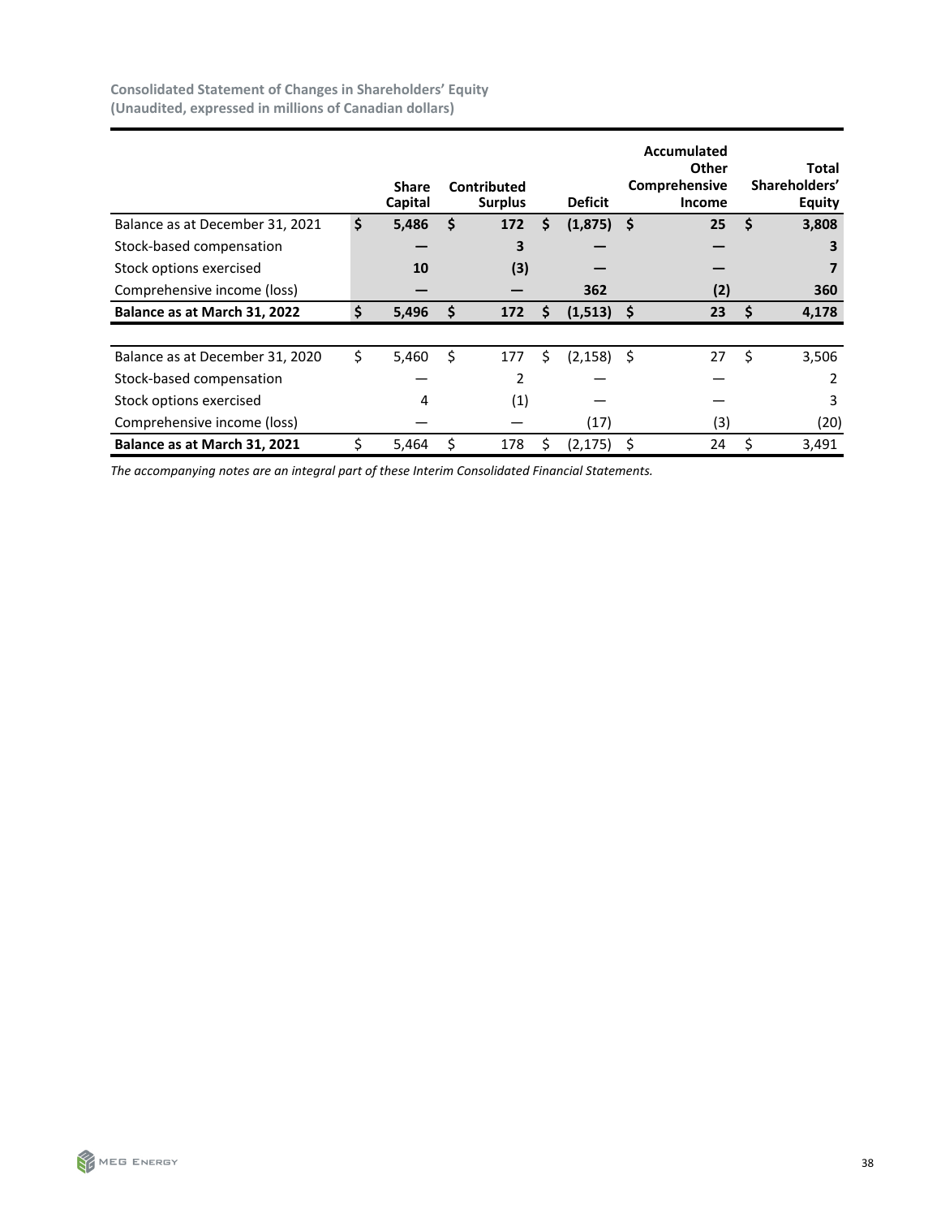**Consolidated Statement of Changes in Shareholders' Equity**
**(Unaudited, expressed in millions of Canadian dollars)**

| | Share Capital | Contributed Surplus | Deficit | Accumulated Other Comprehensive Income | Total Shareholders' Equity |
|---|---|---|---|---|---|
| Balance as at December 31, 2021 | **$ 5,486** | **$ 172** | **$ (1,875)** | **$ 25** | **$ 3,808** |
| Stock-based compensation | **—** | **3** | **—** | **—** | **3** |
| Stock options exercised | **10** | **(3)** | **—** | **—** | **7** |
| Comprehensive income (loss) | **—** | **—** | **362** | **(2)** | **360** |
| **Balance as at March 31, 2022** | **$ 5,496** | **$ 172** | **$ (1,513)** | **$ 23** | **$ 4,178** |
| | | | | | |
| Balance as at December 31, 2020 | $ 5,460 | $ 177 | $ (2,158) | $ 27 | $ 3,506 |
| Stock-based compensation | — | 2 | — | — | 2 |
| Stock options exercised | 4 | (1) | — | — | 3 |
| Comprehensive income (loss) | — | — | (17) | (3) | (20) |
| **Balance as at March 31, 2021** | $ 5,464 | $ 178 | $ (2,175) | $ 24 | $ 3,491 |

*The accompanying notes are an integral part of these Interim Consolidated Financial Statements.*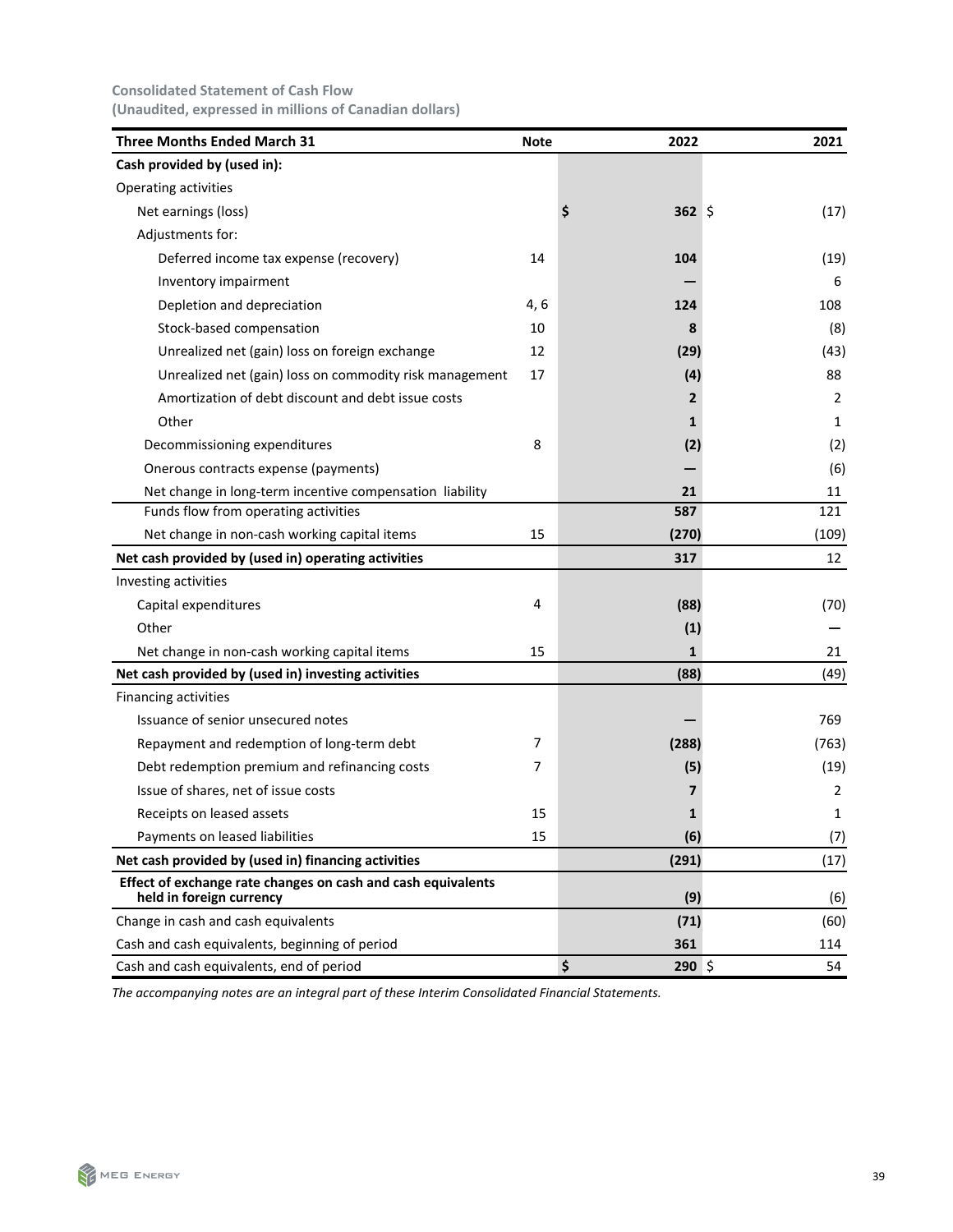**Consolidated Statement of Cash Flow**
**(Unaudited, expressed in millions of Canadian dollars)**

| Three Months Ended March 31 | Note | 2022 | 2021 |
|---|---|---|---|
| **Cash provided by (used in):** | | | |
| Operating activities | | | |
| Net earnings (loss) | | $ 362 | $ (17) |
| Adjustments for: | | | |
| Deferred income tax expense (recovery) | 14 | 104 | (19) |
| Inventory impairment | | — | 6 |
| Depletion and depreciation | 4, 6 | 124 | 108 |
| Stock-based compensation | 10 | 8 | (8) |
| Unrealized net (gain) loss on foreign exchange | 12 | (29) | (43) |
| Unrealized net (gain) loss on commodity risk management | 17 | (4) | 88 |
| Amortization of debt discount and debt issue costs | | 2 | 2 |
| Other | | 1 | 1 |
| Decommissioning expenditures | 8 | (2) | (2) |
| Onerous contracts expense (payments) | | — | (6) |
| Net change in long-term incentive compensation liability | | 21 | 11 |
| Funds flow from operating activities | | 587 | 121 |
| Net change in non-cash working capital items | 15 | (270) | (109) |
| **Net cash provided by (used in) operating activities** | | 317 | 12 |
| Investing activities | | | |
| Capital expenditures | 4 | (88) | (70) |
| Other | | (1) | — |
| Net change in non-cash working capital items | 15 | 1 | 21 |
| **Net cash provided by (used in) investing activities** | | (88) | (49) |
| Financing activities | | | |
| Issuance of senior unsecured notes | | — | 769 |
| Repayment and redemption of long-term debt | 7 | (288) | (763) |
| Debt redemption premium and refinancing costs | 7 | (5) | (19) |
| Issue of shares, net of issue costs | | 7 | 2 |
| Receipts on leased assets | 15 | 1 | 1 |
| Payments on leased liabilities | 15 | (6) | (7) |
| **Net cash provided by (used in) financing activities** | | (291) | (17) |
| **Effect of exchange rate changes on cash and cash equivalents held in foreign currency** | | (9) | (6) |
| Change in cash and cash equivalents | | (71) | (60) |
| Cash and cash equivalents, beginning of period | | 361 | 114 |
| Cash and cash equivalents, end of period | | $ 290 | $ 54 |

*The accompanying notes are an integral part of these Interim Consolidated Financial Statements.*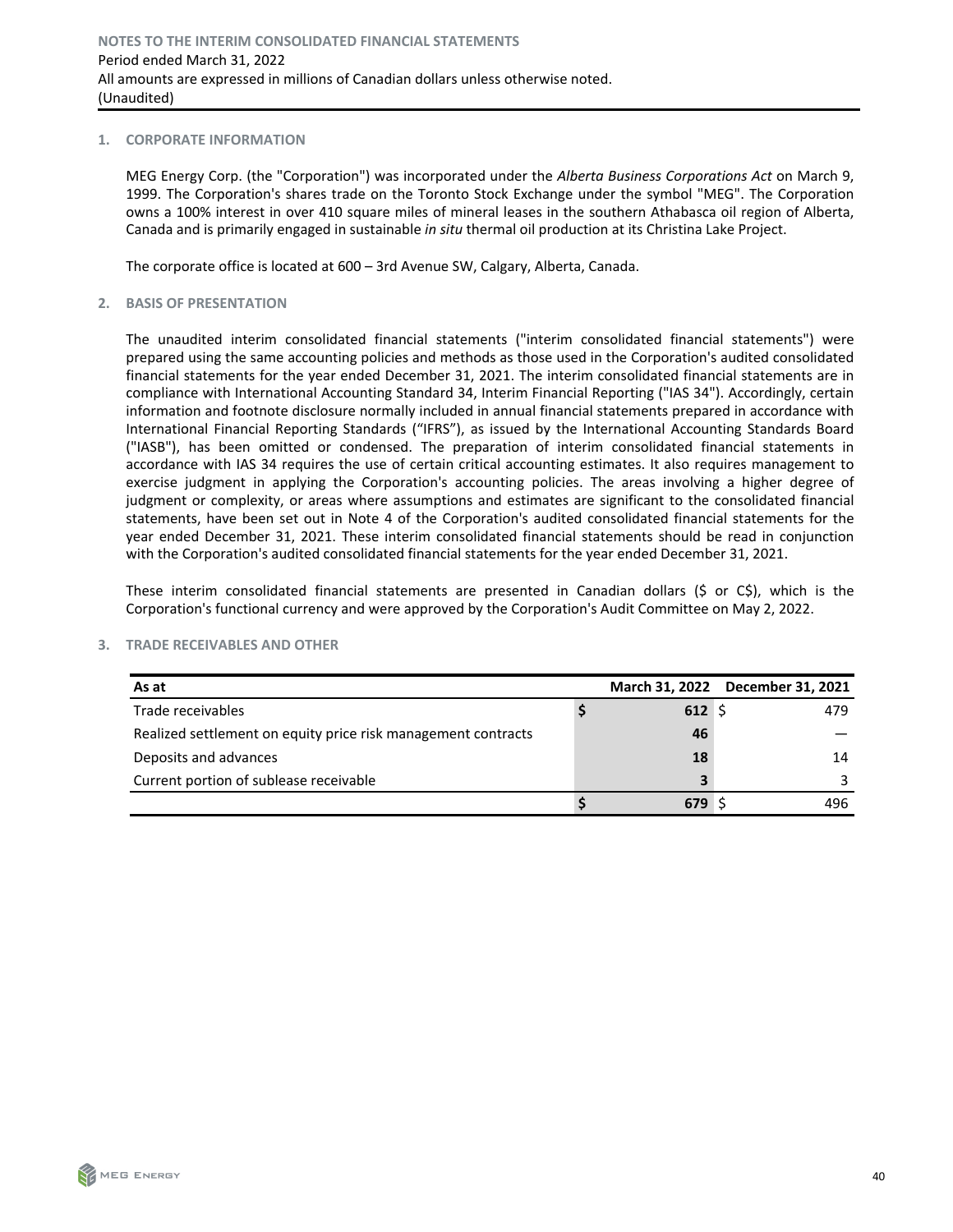## 1. CORPORATE INFORMATION

MEG Energy Corp. (the "Corporation") was incorporated under the *Alberta Business Corporations Act* on March 9, 1999. The Corporation's shares trade on the Toronto Stock Exchange under the symbol "MEG". The Corporation owns a 100% interest in over 410 square miles of mineral leases in the southern Athabasca oil region of Alberta, Canada and is primarily engaged in sustainable *in situ* thermal oil production at its Christina Lake Project.

The corporate office is located at 600 – 3rd Avenue SW, Calgary, Alberta, Canada.

## 2. BASIS OF PRESENTATION

The unaudited interim consolidated financial statements ("interim consolidated financial statements") were prepared using the same accounting policies and methods as those used in the Corporation's audited consolidated financial statements for the year ended December 31, 2021. The interim consolidated financial statements are in compliance with International Accounting Standard 34, Interim Financial Reporting ("IAS 34"). Accordingly, certain information and footnote disclosure normally included in annual financial statements prepared in accordance with International Financial Reporting Standards ("IFRS"), as issued by the International Accounting Standards Board ("IASB"), has been omitted or condensed. The preparation of interim consolidated financial statements in accordance with IAS 34 requires the use of certain critical accounting estimates. It also requires management to exercise judgment in applying the Corporation's accounting policies. The areas involving a higher degree of judgment or complexity, or areas where assumptions and estimates are significant to the consolidated financial statements, have been set out in Note 4 of the Corporation's audited consolidated financial statements for the year ended December 31, 2021. These interim consolidated financial statements should be read in conjunction with the Corporation's audited consolidated financial statements for the year ended December 31, 2021.

These interim consolidated financial statements are presented in Canadian dollars ($ or C$), which is the Corporation's functional currency and were approved by the Corporation's Audit Committee on May 2, 2022.

## 3. TRADE RECEIVABLES AND OTHER

| As at | March 31, 2022 | December 31, 2021 |
|---|---|---|
| Trade receivables | **$ 612** | $ 479 |
| Realized settlement on equity price risk management contracts | **46** | — |
| Deposits and advances | **18** | 14 |
| Current portion of sublease receivable | **3** | 3 |
| | **$ 679** | $ 496 |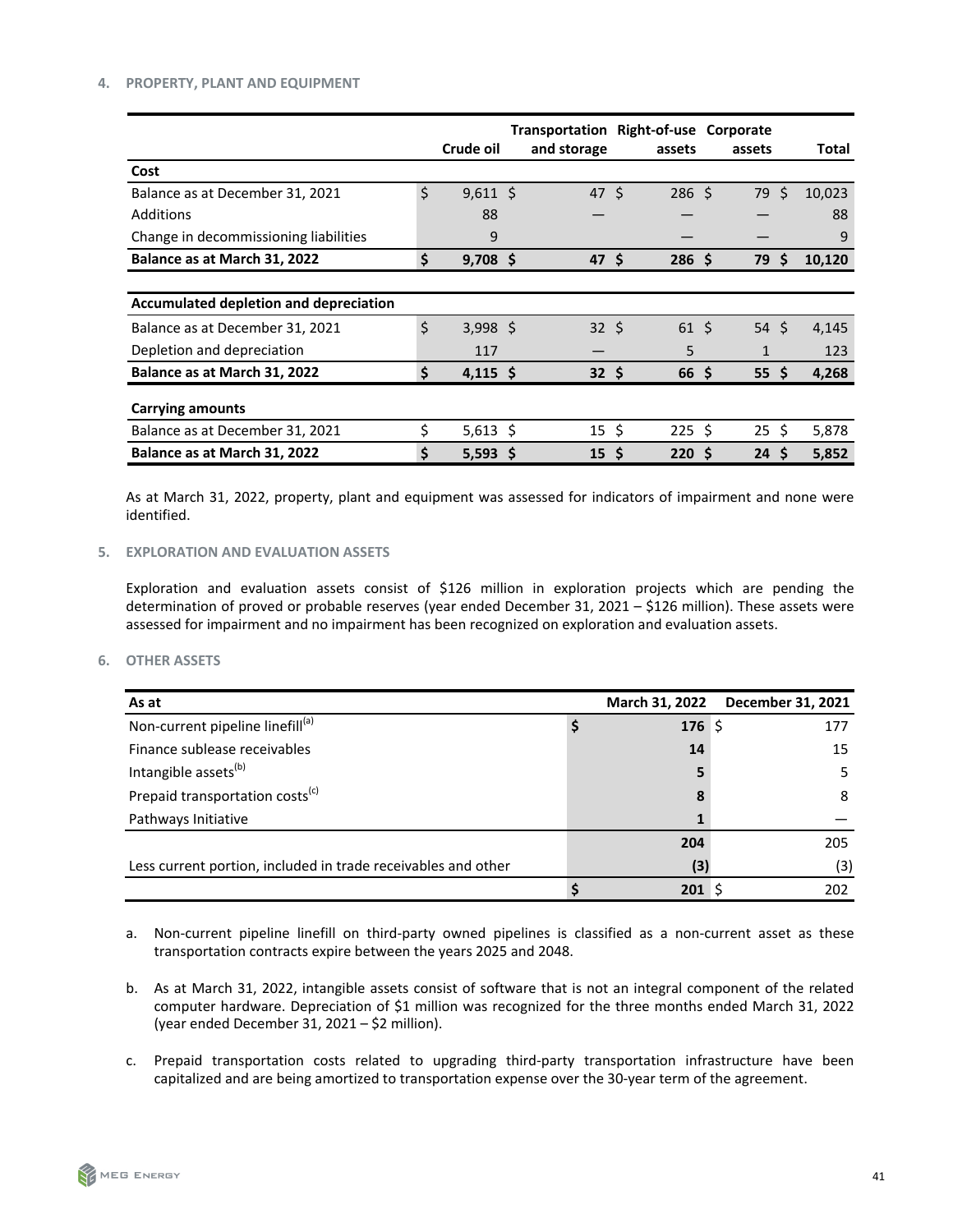## 4. PROPERTY, PLANT AND EQUIPMENT

| | Crude oil | Transportation and storage | Right-of-use assets | Corporate assets | Total |
|---|---|---|---|---|---|
| **Cost** | | | | | |
| Balance as at December 31, 2021 | $ 9,611 | $ 47 | $ 286 | $ 79 | $ 10,023 |
| Additions | 88 | — | — | — | 88 |
| Change in decommissioning liabilities | 9 | | — | — | 9 |
| **Balance as at March 31, 2022** | **$ 9,708** | **$ 47** | **$ 286** | **$ 79** | **$ 10,120** |
| | | | | | |
| **Accumulated depletion and depreciation** | | | | | |
| Balance as at December 31, 2021 | $ 3,998 | $ 32 | $ 61 | $ 54 | $ 4,145 |
| Depletion and depreciation | 117 | — | 5 | 1 | 123 |
| **Balance as at March 31, 2022** | **$ 4,115** | **$ 32** | **$ 66** | **$ 55** | **$ 4,268** |
| | | | | | |
| **Carrying amounts** | | | | | |
| Balance as at December 31, 2021 | $ 5,613 | $ 15 | $ 225 | $ 25 | $ 5,878 |
| **Balance as at March 31, 2022** | **$ 5,593** | **$ 15** | **$ 220** | **$ 24** | **$ 5,852** |

As at March 31, 2022, property, plant and equipment was assessed for indicators of impairment and none were identified.

## 5. EXPLORATION AND EVALUATION ASSETS

Exploration and evaluation assets consist of $126 million in exploration projects which are pending the determination of proved or probable reserves (year ended December 31, 2021 – $126 million). These assets were assessed for impairment and no impairment has been recognized on exploration and evaluation assets.

## 6. OTHER ASSETS

| As at | March 31, 2022 | December 31, 2021 |
|---|---|---|
| Non-current pipeline linefill[(a)] | **$ 176** | $ 177 |
| Finance sublease receivables | **14** | 15 |
| Intangible assets[(b)] | **5** | 5 |
| Prepaid transportation costs[(c)] | **8** | 8 |
| Pathways Initiative | **1** | — |
| | **204** | 205 |
| Less current portion, included in trade receivables and other | **(3)** | (3) |
| | **$ 201** | $ 202 |

a. Non-current pipeline linefill on third-party owned pipelines is classified as a non-current asset as these transportation contracts expire between the years 2025 and 2048.

b. As at March 31, 2022, intangible assets consist of software that is not an integral component of the related computer hardware. Depreciation of $1 million was recognized for the three months ended March 31, 2022 (year ended December 31, 2021 – $2 million).

c. Prepaid transportation costs related to upgrading third-party transportation infrastructure have been capitalized and are being amortized to transportation expense over the 30-year term of the agreement.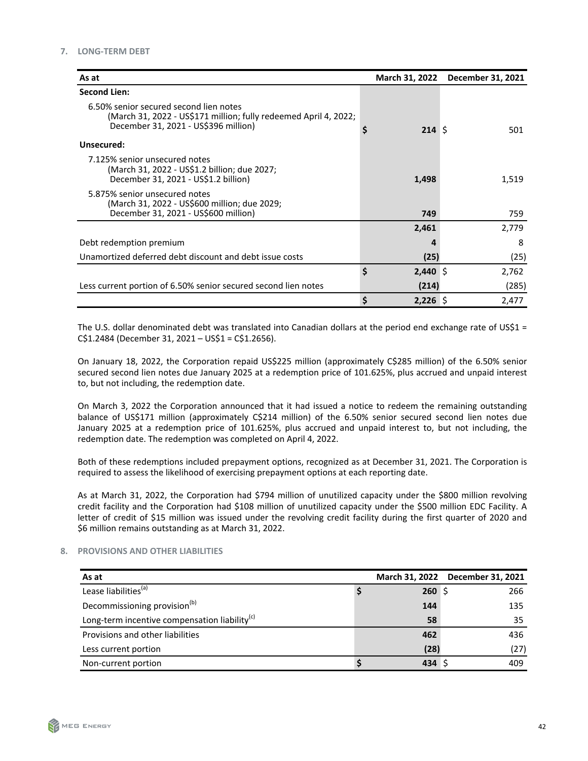## 7. LONG-TERM DEBT

| As at | March 31, 2022 | December 31, 2021 |
|---|---|---|
| **Second Lien:** | | |
| 6.50% senior secured second lien notes (March 31, 2022 - US$171 million; fully redeemed April 4, 2022; December 31, 2021 - US$396 million) | $ 214 | $ 501 |
| **Unsecured:** | | |
| 7.125% senior unsecured notes (March 31, 2022 - US$1.2 billion; due 2027; December 31, 2021 - US$1.2 billion) | 1,498 | 1,519 |
| 5.875% senior unsecured notes (March 31, 2022 - US$600 million; due 2029; December 31, 2021 - US$600 million) | 749 | 759 |
| | 2,461 | 2,779 |
| Debt redemption premium | 4 | 8 |
| Unamortized deferred debt discount and debt issue costs | (25) | (25) |
| | $ 2,440 | $ 2,762 |
| Less current portion of 6.50% senior secured second lien notes | (214) | (285) |
| | $ 2,226 | $ 2,477 |

The U.S. dollar denominated debt was translated into Canadian dollars at the period end exchange rate of US$1 = C$1.2484 (December 31, 2021 – US$1 = C$1.2656).

On January 18, 2022, the Corporation repaid US$225 million (approximately C$285 million) of the 6.50% senior secured second lien notes due January 2025 at a redemption price of 101.625%, plus accrued and unpaid interest to, but not including, the redemption date.

On March 3, 2022 the Corporation announced that it had issued a notice to redeem the remaining outstanding balance of US$171 million (approximately C$214 million) of the 6.50% senior secured second lien notes due January 2025 at a redemption price of 101.625%, plus accrued and unpaid interest to, but not including, the redemption date. The redemption was completed on April 4, 2022.

Both of these redemptions included prepayment options, recognized as at December 31, 2021. The Corporation is required to assess the likelihood of exercising prepayment options at each reporting date.

As at March 31, 2022, the Corporation had $794 million of unutilized capacity under the $800 million revolving credit facility and the Corporation had $108 million of unutilized capacity under the $500 million EDC Facility. A letter of credit of $15 million was issued under the revolving credit facility during the first quarter of 2020 and $6 million remains outstanding as at March 31, 2022.

## 8. PROVISIONS AND OTHER LIABILITIES

| As at | March 31, 2022 | December 31, 2021 |
|---|---|---|
| Lease liabilities[(a)] | $ 260 | $ 266 |
| Decommissioning provision[(b)] | 144 | 135 |
| Long-term incentive compensation liability[(c)] | 58 | 35 |
| Provisions and other liabilities | 462 | 436 |
| Less current portion | (28) | (27) |
| Non-current portion | $ 434 | $ 409 |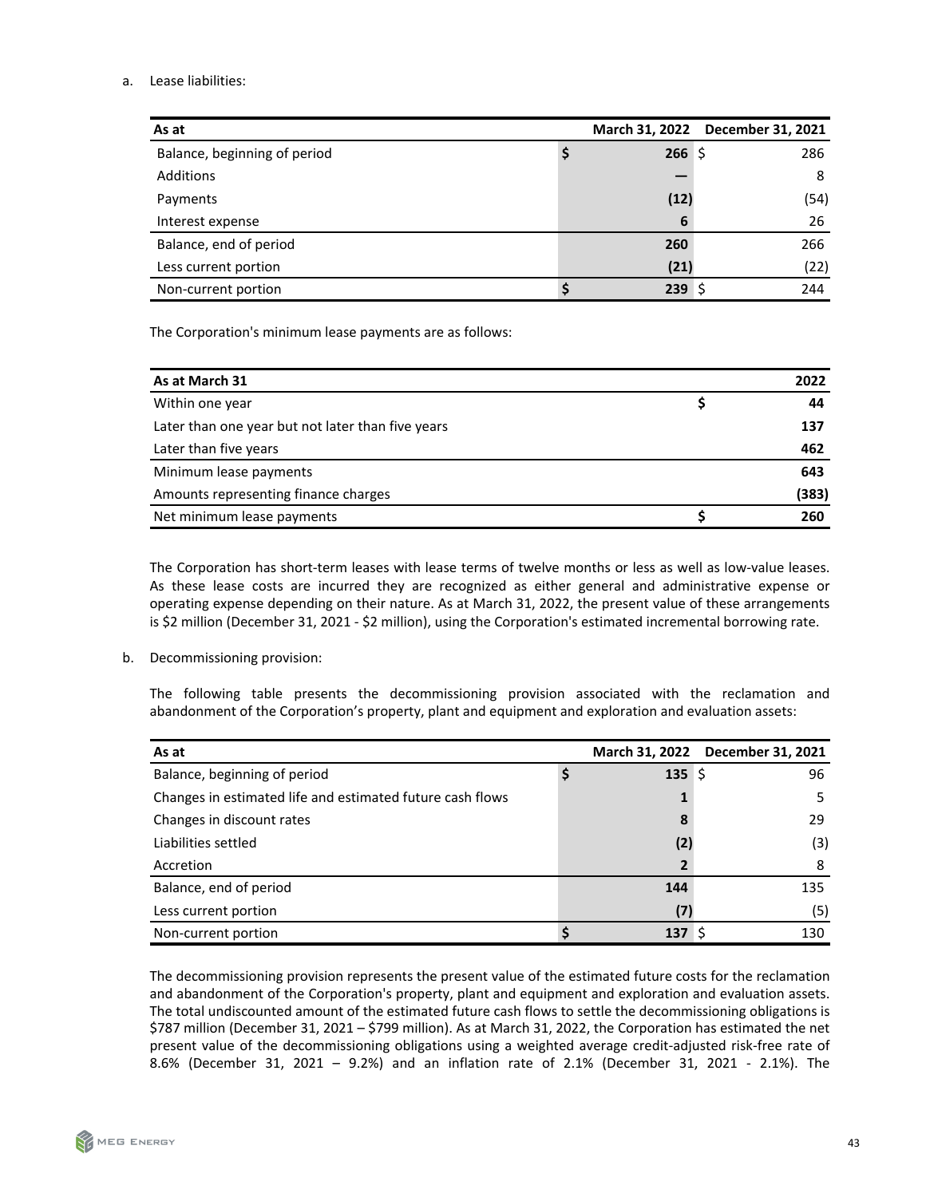a. Lease liabilities:

| As at | March 31, 2022 | December 31, 2021 |
|---|---|---|
| Balance, beginning of period | $ **266** | $ 286 |
| Additions | **—** | 8 |
| Payments | **(12)** | (54) |
| Interest expense | **6** | 26 |
| Balance, end of period | **260** | 266 |
| Less current portion | **(21)** | (22) |
| Non-current portion | $ **239** | $ 244 |

The Corporation's minimum lease payments are as follows:

| As at March 31 | 2022 |
|---|---|
| Within one year | $ **44** |
| Later than one year but not later than five years | **137** |
| Later than five years | **462** |
| Minimum lease payments | **643** |
| Amounts representing finance charges | **(383)** |
| Net minimum lease payments | $ **260** |

The Corporation has short-term leases with lease terms of twelve months or less as well as low-value leases. As these lease costs are incurred they are recognized as either general and administrative expense or operating expense depending on their nature. As at March 31, 2022, the present value of these arrangements is $2 million (December 31, 2021 - $2 million), using the Corporation's estimated incremental borrowing rate.

b. Decommissioning provision:

The following table presents the decommissioning provision associated with the reclamation and abandonment of the Corporation's property, plant and equipment and exploration and evaluation assets:

| As at | March 31, 2022 | December 31, 2021 |
|---|---|---|
| Balance, beginning of period | $ **135** | $ 96 |
| Changes in estimated life and estimated future cash flows | **1** | 5 |
| Changes in discount rates | **8** | 29 |
| Liabilities settled | **(2)** | (3) |
| Accretion | **2** | 8 |
| Balance, end of period | **144** | 135 |
| Less current portion | **(7)** | (5) |
| Non-current portion | $ **137** | $ 130 |

The decommissioning provision represents the present value of the estimated future costs for the reclamation and abandonment of the Corporation's property, plant and equipment and exploration and evaluation assets. The total undiscounted amount of the estimated future cash flows to settle the decommissioning obligations is $787 million (December 31, 2021 – $799 million). As at March 31, 2022, the Corporation has estimated the net present value of the decommissioning obligations using a weighted average credit-adjusted risk-free rate of 8.6% (December 31, 2021 – 9.2%) and an inflation rate of 2.1% (December 31, 2021 - 2.1%). The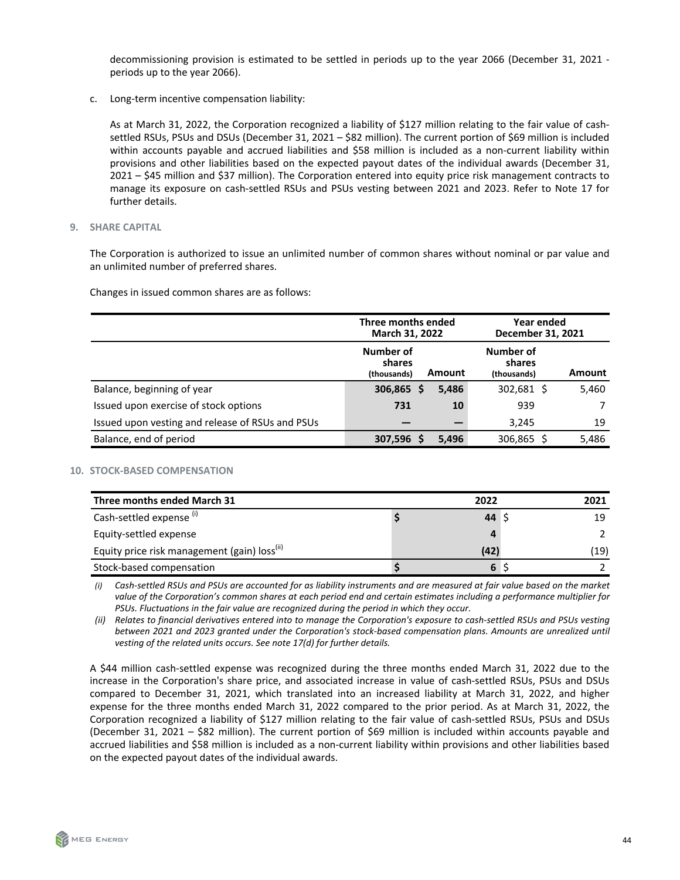decommissioning provision is estimated to be settled in periods up to the year 2066 (December 31, 2021 - periods up to the year 2066).

c. Long-term incentive compensation liability:

As at March 31, 2022, the Corporation recognized a liability of $127 million relating to the fair value of cash-settled RSUs, PSUs and DSUs (December 31, 2021 – $82 million). The current portion of $69 million is included within accounts payable and accrued liabilities and $58 million is included as a non-current liability within provisions and other liabilities based on the expected payout dates of the individual awards (December 31, 2021 – $45 million and $37 million). The Corporation entered into equity price risk management contracts to manage its exposure on cash-settled RSUs and PSUs vesting between 2021 and 2023. Refer to Note 17 for further details.

## 9. SHARE CAPITAL

The Corporation is authorized to issue an unlimited number of common shares without nominal or par value and an unlimited number of preferred shares.

Changes in issued common shares are as follows:

| | Three months ended March 31, 2022 | | Year ended December 31, 2021 | |
|---|---|---|---|---|
| | Number of shares (thousands) | Amount | Number of shares (thousands) | Amount |
| Balance, beginning of year | 306,865 | $ 5,486 | 302,681 | $ 5,460 |
| Issued upon exercise of stock options | 731 | 10 | 939 | 7 |
| Issued upon vesting and release of RSUs and PSUs | — | — | 3,245 | 19 |
| Balance, end of period | 307,596 | $ 5,496 | 306,865 | $ 5,486 |

## 10. STOCK-BASED COMPENSATION

| Three months ended March 31 | 2022 | 2021 |
|---|---|---|
| Cash-settled expense (i) | $ 44 | $ 19 |
| Equity-settled expense | 4 | 2 |
| Equity price risk management (gain) loss(ii) | (42) | (19) |
| Stock-based compensation | $ 6 | $ 2 |

*(i) Cash-settled RSUs and PSUs are accounted for as liability instruments and are measured at fair value based on the market value of the Corporation's common shares at each period end and certain estimates including a performance multiplier for PSUs. Fluctuations in the fair value are recognized during the period in which they occur.*

*(ii) Relates to financial derivatives entered into to manage the Corporation's exposure to cash-settled RSUs and PSUs vesting between 2021 and 2023 granted under the Corporation's stock-based compensation plans. Amounts are unrealized until vesting of the related units occurs. See note 17(d) for further details.*

A $44 million cash-settled expense was recognized during the three months ended March 31, 2022 due to the increase in the Corporation's share price, and associated increase in value of cash-settled RSUs, PSUs and DSUs compared to December 31, 2021, which translated into an increased liability at March 31, 2022, and higher expense for the three months ended March 31, 2022 compared to the prior period. As at March 31, 2022, the Corporation recognized a liability of $127 million relating to the fair value of cash-settled RSUs, PSUs and DSUs (December 31, 2021 – $82 million). The current portion of $69 million is included within accounts payable and accrued liabilities and $58 million is included as a non-current liability within provisions and other liabilities based on the expected payout dates of the individual awards.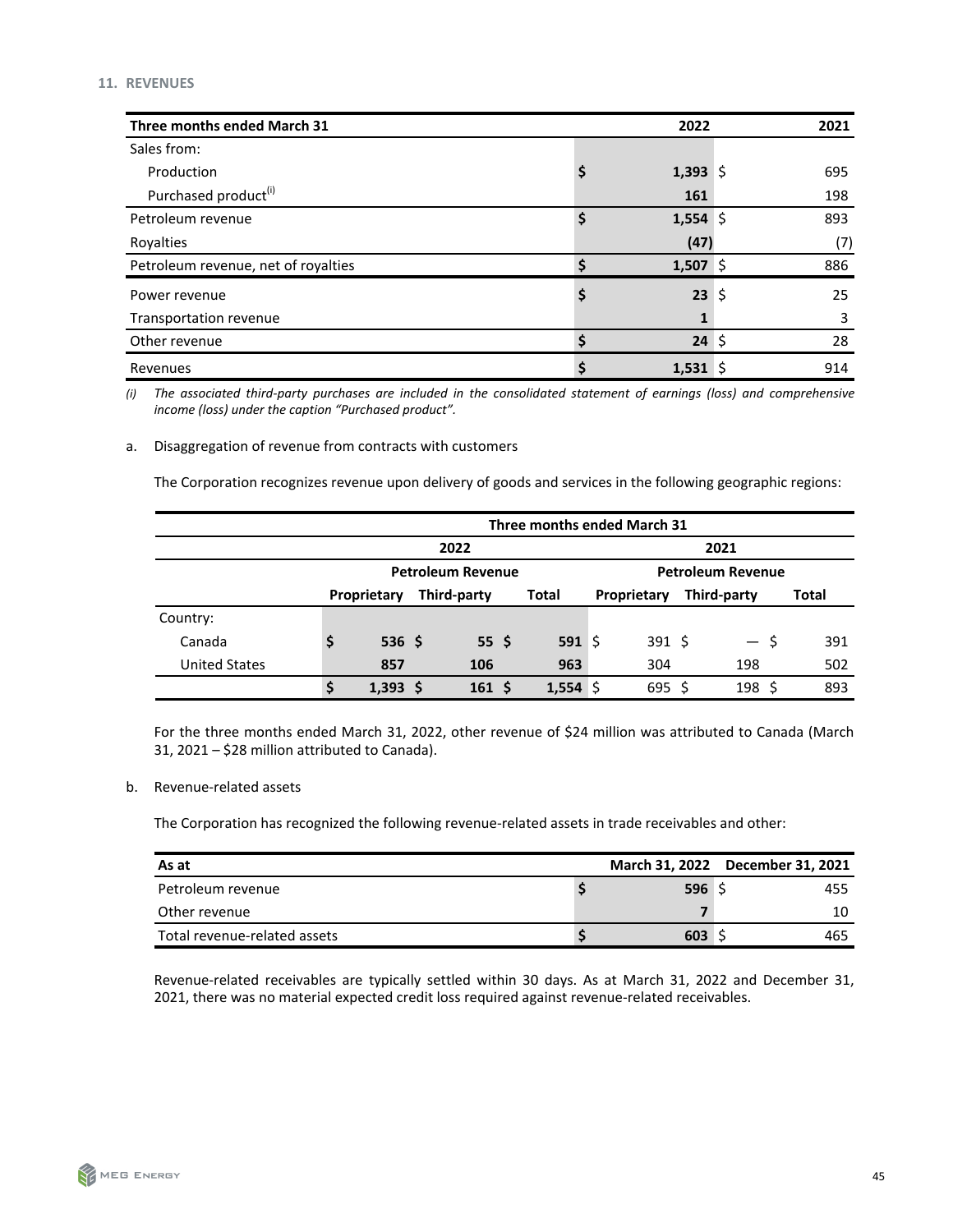## 11. REVENUES

| Three months ended March 31 | 2022 | 2021 |
|---|---|---|
| Sales from: | | |
| Production | $ 1,393 | $ 695 |
| Purchased product[(i)] | 161 | 198 |
| Petroleum revenue | $ 1,554 | $ 893 |
| Royalties | (47) | (7) |
| Petroleum revenue, net of royalties | $ 1,507 | $ 886 |
| Power revenue | $ 23 | $ 25 |
| Transportation revenue | 1 | 3 |
| Other revenue | $ 24 | $ 28 |
| Revenues | $ 1,531 | $ 914 |

*(i) The associated third-party purchases are included in the consolidated statement of earnings (loss) and comprehensive income (loss) under the caption "Purchased product".*

a. Disaggregation of revenue from contracts with customers

The Corporation recognizes revenue upon delivery of goods and services in the following geographic regions:

| | Three months ended March 31 | | | | | |
|---|---|---|---|---|---|---|
| | 2022 | | | 2021 | | |
| | Petroleum Revenue | | | Petroleum Revenue | | |
| | Proprietary | Third-party | Total | Proprietary | Third-party | Total |
| Country: | | | | | | |
| Canada | $ 536 | $ 55 | $ 591 | $ 391 | $ — | $ 391 |
| United States | 857 | 106 | 963 | 304 | 198 | 502 |
| | $ 1,393 | $ 161 | $ 1,554 | $ 695 | $ 198 | $ 893 |

For the three months ended March 31, 2022, other revenue of $24 million was attributed to Canada (March 31, 2021 – $28 million attributed to Canada).

b. Revenue-related assets

The Corporation has recognized the following revenue-related assets in trade receivables and other:

| As at | March 31, 2022 | December 31, 2021 |
|---|---|---|
| Petroleum revenue | $ 596 | $ 455 |
| Other revenue | 7 | 10 |
| Total revenue-related assets | $ 603 | $ 465 |

Revenue-related receivables are typically settled within 30 days. As at March 31, 2022 and December 31, 2021, there was no material expected credit loss required against revenue-related receivables.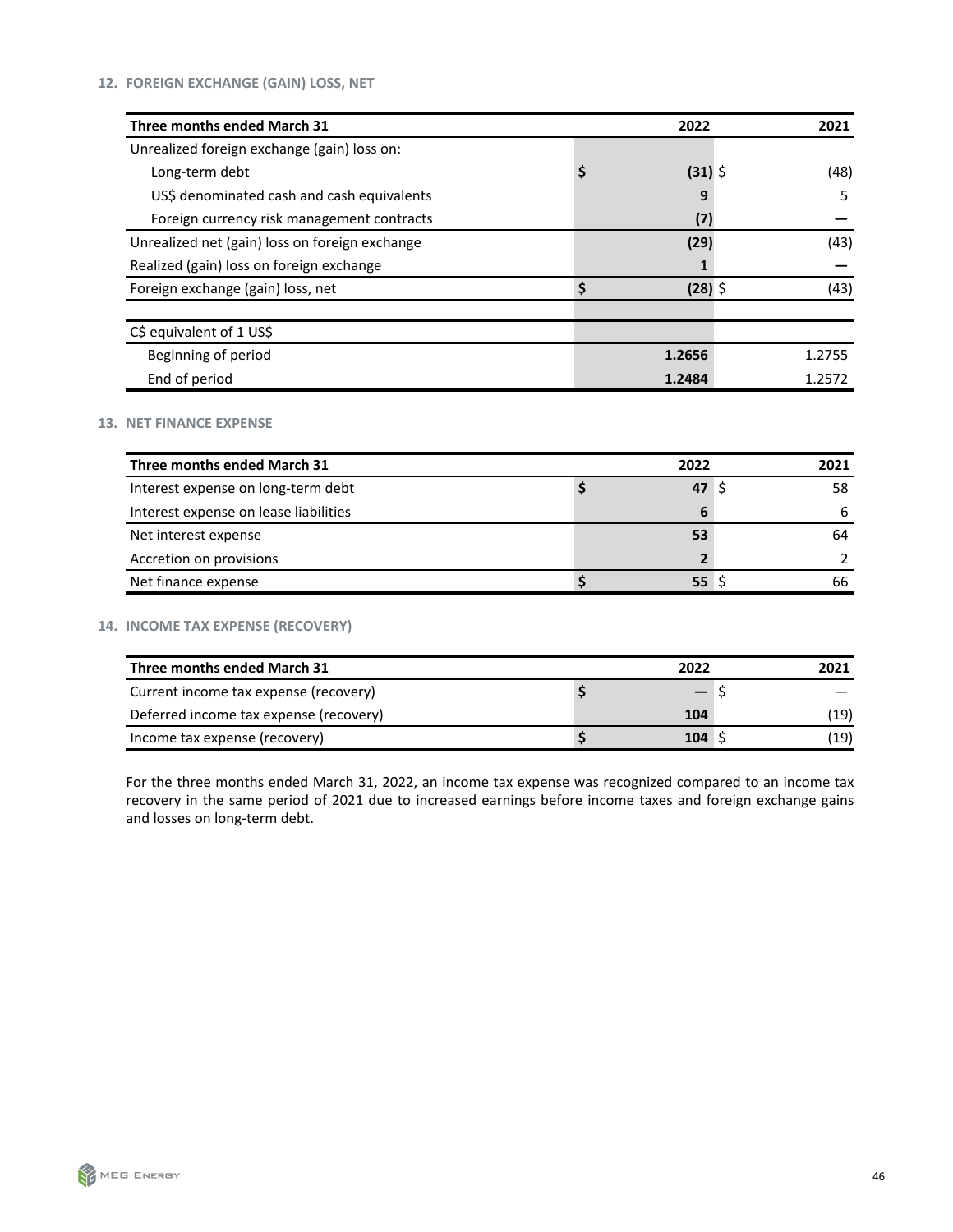## 12. FOREIGN EXCHANGE (GAIN) LOSS, NET

| Three months ended March 31 | 2022 | 2021 |
|---|---|---|
| Unrealized foreign exchange (gain) loss on: | | |
| Long-term debt | **$ (31)** | $ (48) |
| US$ denominated cash and cash equivalents | **9** | 5 |
| Foreign currency risk management contracts | **(7)** | — |
| Unrealized net (gain) loss on foreign exchange | **(29)** | (43) |
| Realized (gain) loss on foreign exchange | **1** | — |
| Foreign exchange (gain) loss, net | **$ (28)** | $ (43) |
| | | |
| C$ equivalent of 1 US$ | | |
| Beginning of period | **1.2656** | 1.2755 |
| End of period | **1.2484** | 1.2572 |

## 13. NET FINANCE EXPENSE

| Three months ended March 31 | 2022 | 2021 |
|---|---|---|
| Interest expense on long-term debt | **$ 47** | $ 58 |
| Interest expense on lease liabilities | **6** | 6 |
| Net interest expense | **53** | 64 |
| Accretion on provisions | **2** | 2 |
| Net finance expense | **$ 55** | $ 66 |

## 14. INCOME TAX EXPENSE (RECOVERY)

| Three months ended March 31 | 2022 | 2021 |
|---|---|---|
| Current income tax expense (recovery) | **$ —** | $ — |
| Deferred income tax expense (recovery) | **104** | (19) |
| Income tax expense (recovery) | **$ 104** | $ (19) |

For the three months ended March 31, 2022, an income tax expense was recognized compared to an income tax recovery in the same period of 2021 due to increased earnings before income taxes and foreign exchange gains and losses on long-term debt.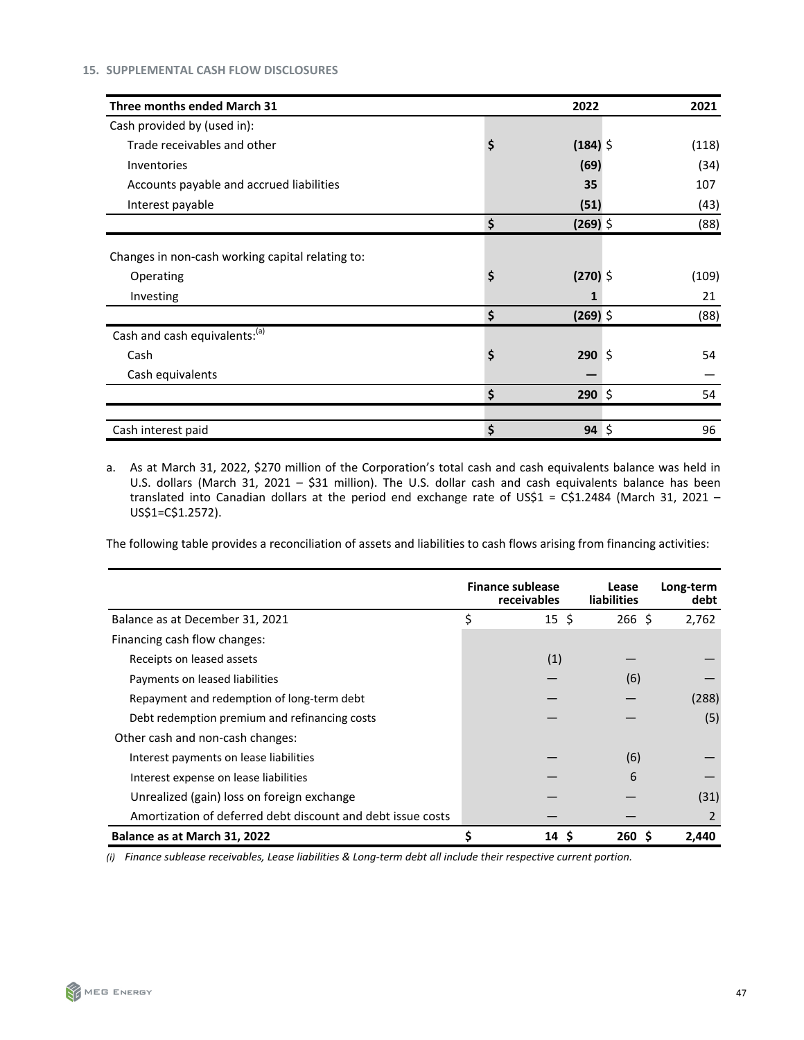### 15. SUPPLEMENTAL CASH FLOW DISCLOSURES

| Three months ended March 31 | 2022 | 2021 |
|---|---|---|
| Cash provided by (used in): | | |
| Trade receivables and other | **$ (184)** | $ (118) |
| Inventories | **(69)** | (34) |
| Accounts payable and accrued liabilities | **35** | 107 |
| Interest payable | **(51)** | (43) |
| | **$ (269)** | $ (88) |
| Changes in non-cash working capital relating to: | | |
| Operating | **$ (270)** | $ (109) |
| Investing | **1** | 21 |
| | **$ (269)** | $ (88) |
| Cash and cash equivalents:[a] | | |
| Cash | **$ 290** | $ 54 |
| Cash equivalents | **—** | — |
| | **$ 290** | $ 54 |
| Cash interest paid | **$ 94** | $ 96 |

a. As at March 31, 2022, $270 million of the Corporation's total cash and cash equivalents balance was held in U.S. dollars (March 31, 2021 – $31 million). The U.S. dollar cash and cash equivalents balance has been translated into Canadian dollars at the period end exchange rate of US$1 = C$1.2484 (March 31, 2021 – US$1=C$1.2572).

The following table provides a reconciliation of assets and liabilities to cash flows arising from financing activities:

| | Finance sublease receivables | Lease liabilities | Long-term debt |
|---|---|---|---|
| Balance as at December 31, 2021 | $ 15 | $ 266 | $ 2,762 |
| Financing cash flow changes: | | | |
| Receipts on leased assets | (1) | — | — |
| Payments on leased liabilities | — | (6) | — |
| Repayment and redemption of long-term debt | — | — | (288) |
| Debt redemption premium and refinancing costs | — | — | (5) |
| Other cash and non-cash changes: | | | |
| Interest payments on lease liabilities | — | (6) | — |
| Interest expense on lease liabilities | — | 6 | — |
| Unrealized (gain) loss on foreign exchange | — | — | (31) |
| Amortization of deferred debt discount and debt issue costs | — | — | 2 |
| **Balance as at March 31, 2022** | **$ 14** | **$ 260** | **$ 2,440** |

*(i) Finance sublease receivables, Lease liabilities & Long-term debt all include their respective current portion.*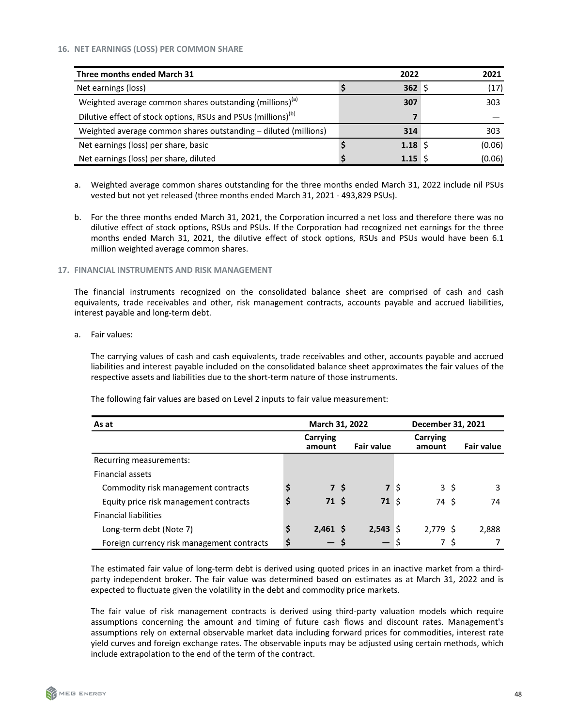## 16. NET EARNINGS (LOSS) PER COMMON SHARE

| Three months ended March 31 | 2022 | 2021 |
|---|---|---|
| Net earnings (loss) | $ 362 | $ (17) |
| Weighted average common shares outstanding (millions)[a] | 307 | 303 |
| Dilutive effect of stock options, RSUs and PSUs (millions)[b] | 7 | — |
| Weighted average common shares outstanding – diluted (millions) | 314 | 303 |
| Net earnings (loss) per share, basic | $ 1.18 | $ (0.06) |
| Net earnings (loss) per share, diluted | $ 1.15 | $ (0.06) |

a. Weighted average common shares outstanding for the three months ended March 31, 2022 include nil PSUs vested but not yet released (three months ended March 31, 2021 - 493,829 PSUs).

b. For the three months ended March 31, 2021, the Corporation incurred a net loss and therefore there was no dilutive effect of stock options, RSUs and PSUs. If the Corporation had recognized net earnings for the three months ended March 31, 2021, the dilutive effect of stock options, RSUs and PSUs would have been 6.1 million weighted average common shares.

## 17. FINANCIAL INSTRUMENTS AND RISK MANAGEMENT

The financial instruments recognized on the consolidated balance sheet are comprised of cash and cash equivalents, trade receivables and other, risk management contracts, accounts payable and accrued liabilities, interest payable and long-term debt.

a. Fair values:

The carrying values of cash and cash equivalents, trade receivables and other, accounts payable and accrued liabilities and interest payable included on the consolidated balance sheet approximates the fair values of the respective assets and liabilities due to the short-term nature of those instruments.

The following fair values are based on Level 2 inputs to fair value measurement:

| As at | March 31, 2022 | | December 31, 2021 | |
|---|---|---|---|---|
| | Carrying amount | Fair value | Carrying amount | Fair value |
| Recurring measurements: | | | | |
| Financial assets | | | | |
| Commodity risk management contracts | $ 7 | $ 7 | $ 3 | $ 3 |
| Equity price risk management contracts | $ 71 | $ 71 | $ 74 | $ 74 |
| Financial liabilities | | | | |
| Long-term debt (Note 7) | $ 2,461 | $ 2,543 | $ 2,779 | $ 2,888 |
| Foreign currency risk management contracts | $ — | $ — | $ 7 | $ 7 |

The estimated fair value of long-term debt is derived using quoted prices in an inactive market from a third-party independent broker. The fair value was determined based on estimates as at March 31, 2022 and is expected to fluctuate given the volatility in the debt and commodity price markets.

The fair value of risk management contracts is derived using third-party valuation models which require assumptions concerning the amount and timing of future cash flows and discount rates. Management's assumptions rely on external observable market data including forward prices for commodities, interest rate yield curves and foreign exchange rates. The observable inputs may be adjusted using certain methods, which include extrapolation to the end of the term of the contract.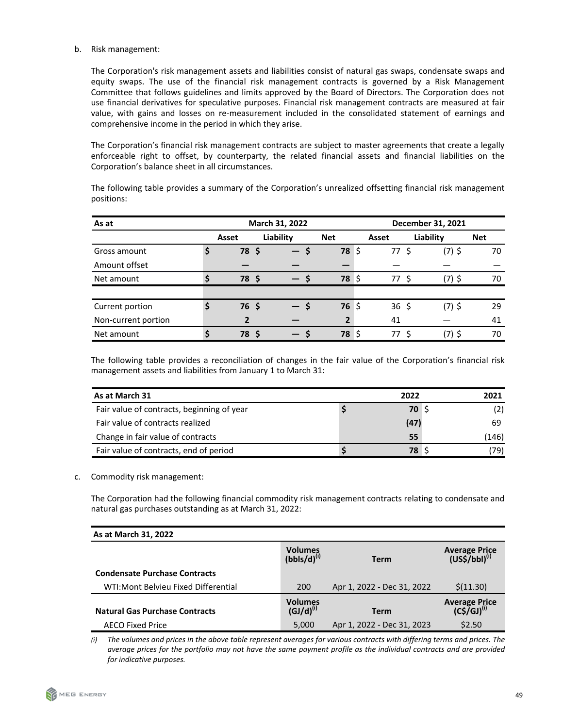b. Risk management:

The Corporation's risk management assets and liabilities consist of natural gas swaps, condensate swaps and equity swaps. The use of the financial risk management contracts is governed by a Risk Management Committee that follows guidelines and limits approved by the Board of Directors. The Corporation does not use financial derivatives for speculative purposes. Financial risk management contracts are measured at fair value, with gains and losses on re-measurement included in the consolidated statement of earnings and comprehensive income in the period in which they arise.

The Corporation's financial risk management contracts are subject to master agreements that create a legally enforceable right to offset, by counterparty, the related financial assets and financial liabilities on the Corporation's balance sheet in all circumstances.

The following table provides a summary of the Corporation's unrealized offsetting financial risk management positions:

| As at | March 31, 2022 | | | December 31, 2021 | | |
|---|---|---|---|---|---|---|
| | Asset | Liability | Net | Asset | Liability | Net |
| Gross amount | $ 78 | $ — | $ 78 | $ 77 | $ (7) | $ 70 |
| Amount offset | — | — | — | — | — | — |
| Net amount | $ 78 | $ — | $ 78 | $ 77 | $ (7) | $ 70 |
| | | | | | | |
| Current portion | $ 76 | $ — | $ 76 | $ 36 | $ (7) | $ 29 |
| Non-current portion | 2 | — | 2 | 41 | — | 41 |
| Net amount | $ 78 | $ — | $ 78 | $ 77 | $ (7) | $ 70 |

The following table provides a reconciliation of changes in the fair value of the Corporation's financial risk management assets and liabilities from January 1 to March 31:

| As at March 31 | 2022 | 2021 |
|---|---|---|
| Fair value of contracts, beginning of year | $ 70 | $ (2) |
| Fair value of contracts realized | (47) | 69 |
| Change in fair value of contracts | 55 | (146) |
| Fair value of contracts, end of period | $ 78 | $ (79) |

c. Commodity risk management:

The Corporation had the following financial commodity risk management contracts relating to condensate and natural gas purchases outstanding as at March 31, 2022:

| As at March 31, 2022 | | | |
|---|---|---|---|
| **Condensate Purchase Contracts** | **Volumes (bbls/d)[(i)]** | **Term** | **Average Price (US$/bbl)[(i)]** |
| WTI:Mont Belvieu Fixed Differential | 200 | Apr 1, 2022 - Dec 31, 2022 | $(11.30) |
| **Natural Gas Purchase Contracts** | **Volumes (GJ/d)[(i)]** | **Term** | **Average Price (C$/GJ)[(i)]** |
| AECO Fixed Price | 5,000 | Apr 1, 2022 - Dec 31, 2023 | $2.50 |

*(i) The volumes and prices in the above table represent averages for various contracts with differing terms and prices. The average prices for the portfolio may not have the same payment profile as the individual contracts and are provided for indicative purposes.*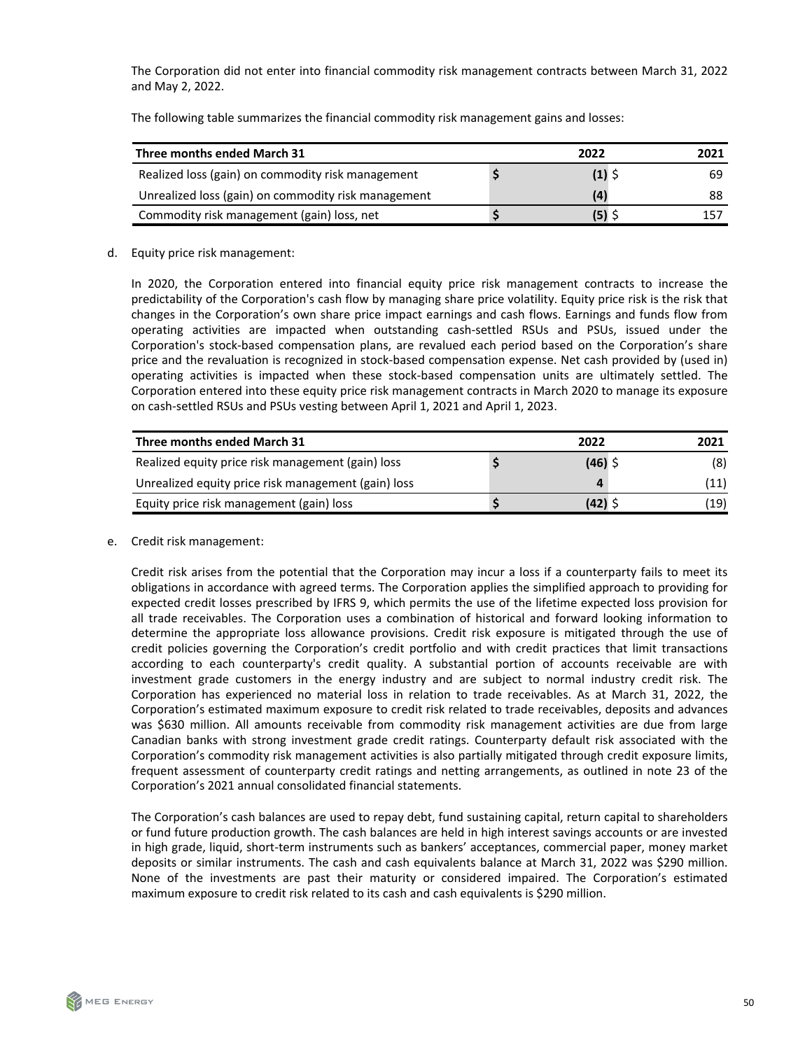The Corporation did not enter into financial commodity risk management contracts between March 31, 2022 and May 2, 2022.

The following table summarizes the financial commodity risk management gains and losses:

| Three months ended March 31 | | 2022 | | 2021 |
|---|---|---|---|---|
| Realized loss (gain) on commodity risk management | $ | **(1)** | $ | 69 |
| Unrealized loss (gain) on commodity risk management | | **(4)** | | 88 |
| Commodity risk management (gain) loss, net | $ | **(5)** | $ | 157 |

d. Equity price risk management:

In 2020, the Corporation entered into financial equity price risk management contracts to increase the predictability of the Corporation's cash flow by managing share price volatility. Equity price risk is the risk that changes in the Corporation's own share price impact earnings and cash flows. Earnings and funds flow from operating activities are impacted when outstanding cash-settled RSUs and PSUs, issued under the Corporation's stock-based compensation plans, are revalued each period based on the Corporation's share price and the revaluation is recognized in stock-based compensation expense. Net cash provided by (used in) operating activities is impacted when these stock-based compensation units are ultimately settled. The Corporation entered into these equity price risk management contracts in March 2020 to manage its exposure on cash-settled RSUs and PSUs vesting between April 1, 2021 and April 1, 2023.

| Three months ended March 31 | | 2022 | | 2021 |
|---|---|---|---|---|
| Realized equity price risk management (gain) loss | $ | **(46)** | $ | (8) |
| Unrealized equity price risk management (gain) loss | | **4** | | (11) |
| Equity price risk management (gain) loss | $ | **(42)** | $ | (19) |

e. Credit risk management:

Credit risk arises from the potential that the Corporation may incur a loss if a counterparty fails to meet its obligations in accordance with agreed terms. The Corporation applies the simplified approach to providing for expected credit losses prescribed by IFRS 9, which permits the use of the lifetime expected loss provision for all trade receivables. The Corporation uses a combination of historical and forward looking information to determine the appropriate loss allowance provisions. Credit risk exposure is mitigated through the use of credit policies governing the Corporation's credit portfolio and with credit practices that limit transactions according to each counterparty's credit quality. A substantial portion of accounts receivable are with investment grade customers in the energy industry and are subject to normal industry credit risk. The Corporation has experienced no material loss in relation to trade receivables. As at March 31, 2022, the Corporation's estimated maximum exposure to credit risk related to trade receivables, deposits and advances was $630 million. All amounts receivable from commodity risk management activities are due from large Canadian banks with strong investment grade credit ratings. Counterparty default risk associated with the Corporation's commodity risk management activities is also partially mitigated through credit exposure limits, frequent assessment of counterparty credit ratings and netting arrangements, as outlined in note 23 of the Corporation's 2021 annual consolidated financial statements.

The Corporation's cash balances are used to repay debt, fund sustaining capital, return capital to shareholders or fund future production growth. The cash balances are held in high interest savings accounts or are invested in high grade, liquid, short-term instruments such as bankers' acceptances, commercial paper, money market deposits or similar instruments. The cash and cash equivalents balance at March 31, 2022 was $290 million. None of the investments are past their maturity or considered impaired. The Corporation's estimated maximum exposure to credit risk related to its cash and cash equivalents is $290 million.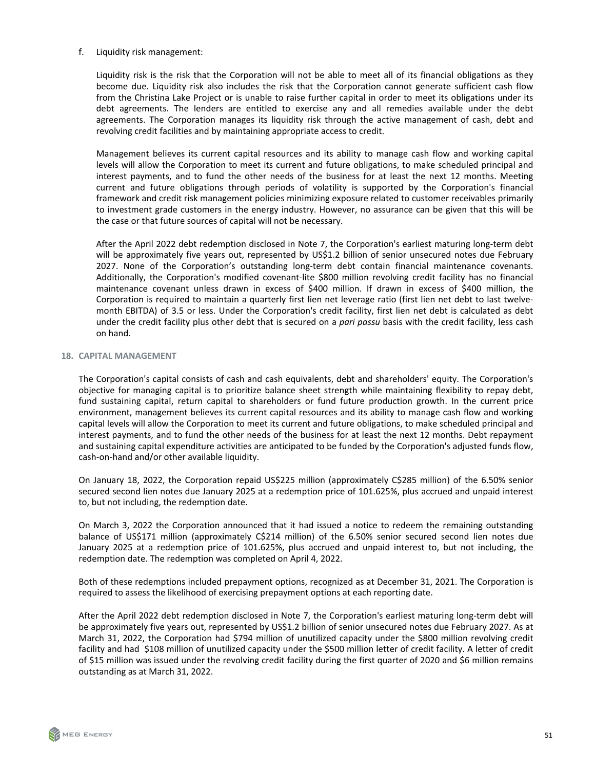f. Liquidity risk management:

Liquidity risk is the risk that the Corporation will not be able to meet all of its financial obligations as they become due. Liquidity risk also includes the risk that the Corporation cannot generate sufficient cash flow from the Christina Lake Project or is unable to raise further capital in order to meet its obligations under its debt agreements. The lenders are entitled to exercise any and all remedies available under the debt agreements. The Corporation manages its liquidity risk through the active management of cash, debt and revolving credit facilities and by maintaining appropriate access to credit.

Management believes its current capital resources and its ability to manage cash flow and working capital levels will allow the Corporation to meet its current and future obligations, to make scheduled principal and interest payments, and to fund the other needs of the business for at least the next 12 months. Meeting current and future obligations through periods of volatility is supported by the Corporation's financial framework and credit risk management policies minimizing exposure related to customer receivables primarily to investment grade customers in the energy industry. However, no assurance can be given that this will be the case or that future sources of capital will not be necessary.

After the April 2022 debt redemption disclosed in Note 7, the Corporation's earliest maturing long-term debt will be approximately five years out, represented by US$1.2 billion of senior unsecured notes due February 2027. None of the Corporation's outstanding long-term debt contain financial maintenance covenants. Additionally, the Corporation's modified covenant-lite $800 million revolving credit facility has no financial maintenance covenant unless drawn in excess of $400 million. If drawn in excess of $400 million, the Corporation is required to maintain a quarterly first lien net leverage ratio (first lien net debt to last twelve-month EBITDA) of 3.5 or less. Under the Corporation's credit facility, first lien net debt is calculated as debt under the credit facility plus other debt that is secured on a *pari passu* basis with the credit facility, less cash on hand.

## 18. CAPITAL MANAGEMENT

The Corporation's capital consists of cash and cash equivalents, debt and shareholders' equity. The Corporation's objective for managing capital is to prioritize balance sheet strength while maintaining flexibility to repay debt, fund sustaining capital, return capital to shareholders or fund future production growth. In the current price environment, management believes its current capital resources and its ability to manage cash flow and working capital levels will allow the Corporation to meet its current and future obligations, to make scheduled principal and interest payments, and to fund the other needs of the business for at least the next 12 months. Debt repayment and sustaining capital expenditure activities are anticipated to be funded by the Corporation's adjusted funds flow, cash-on-hand and/or other available liquidity.

On January 18, 2022, the Corporation repaid US$225 million (approximately C$285 million) of the 6.50% senior secured second lien notes due January 2025 at a redemption price of 101.625%, plus accrued and unpaid interest to, but not including, the redemption date.

On March 3, 2022 the Corporation announced that it had issued a notice to redeem the remaining outstanding balance of US$171 million (approximately C$214 million) of the 6.50% senior secured second lien notes due January 2025 at a redemption price of 101.625%, plus accrued and unpaid interest to, but not including, the redemption date. The redemption was completed on April 4, 2022.

Both of these redemptions included prepayment options, recognized as at December 31, 2021. The Corporation is required to assess the likelihood of exercising prepayment options at each reporting date.

After the April 2022 debt redemption disclosed in Note 7, the Corporation's earliest maturing long-term debt will be approximately five years out, represented by US$1.2 billion of senior unsecured notes due February 2027. As at March 31, 2022, the Corporation had $794 million of unutilized capacity under the $800 million revolving credit facility and had $108 million of unutilized capacity under the $500 million letter of credit facility. A letter of credit of $15 million was issued under the revolving credit facility during the first quarter of 2020 and $6 million remains outstanding as at March 31, 2022.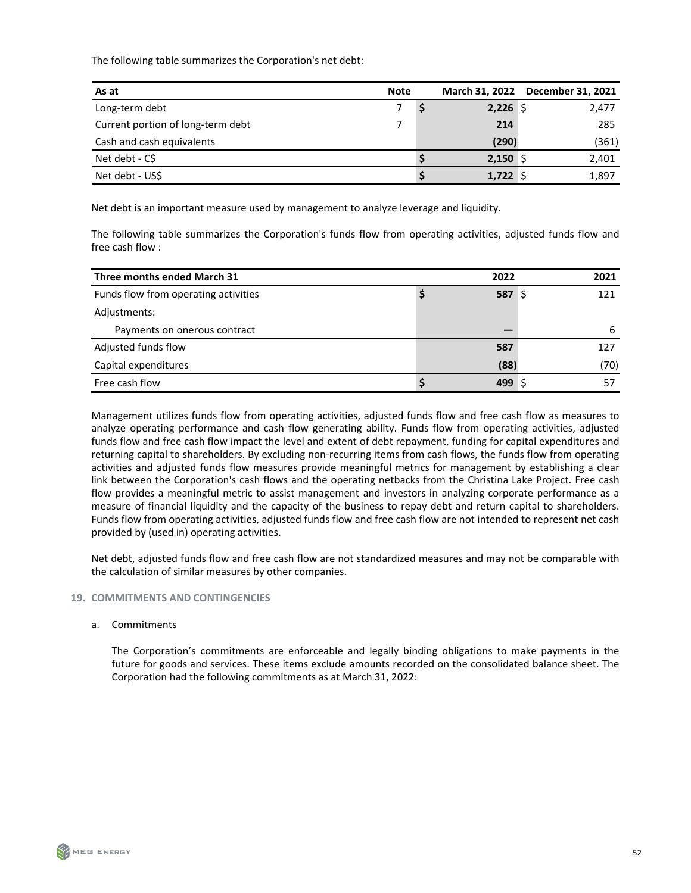The following table summarizes the Corporation's net debt:

| As at | Note | March 31, 2022 | December 31, 2021 |
|---|---|---|---|
| Long-term debt | 7 | **$ 2,226** | $ 2,477 |
| Current portion of long-term debt | 7 | **214** | 285 |
| Cash and cash equivalents | | **(290)** | (361) |
| Net debt - C$ | | **$ 2,150** | $ 2,401 |
| Net debt - US$ | | **$ 1,722** | $ 1,897 |

Net debt is an important measure used by management to analyze leverage and liquidity.

The following table summarizes the Corporation's funds flow from operating activities, adjusted funds flow and free cash flow :

| Three months ended March 31 | 2022 | 2021 |
|---|---|---|
| Funds flow from operating activities | **$ 587** | $ 121 |
| Adjustments: | | |
| Payments on onerous contract | **—** | 6 |
| Adjusted funds flow | **587** | 127 |
| Capital expenditures | **(88)** | (70) |
| Free cash flow | **$ 499** | $ 57 |

Management utilizes funds flow from operating activities, adjusted funds flow and free cash flow as measures to analyze operating performance and cash flow generating ability. Funds flow from operating activities, adjusted funds flow and free cash flow impact the level and extent of debt repayment, funding for capital expenditures and returning capital to shareholders. By excluding non-recurring items from cash flows, the funds flow from operating activities and adjusted funds flow measures provide meaningful metrics for management by establishing a clear link between the Corporation's cash flows and the operating netbacks from the Christina Lake Project. Free cash flow provides a meaningful metric to assist management and investors in analyzing corporate performance as a measure of financial liquidity and the capacity of the business to repay debt and return capital to shareholders. Funds flow from operating activities, adjusted funds flow and free cash flow are not intended to represent net cash provided by (used in) operating activities.

Net debt, adjusted funds flow and free cash flow are not standardized measures and may not be comparable with the calculation of similar measures by other companies.

## 19. COMMITMENTS AND CONTINGENCIES

a. Commitments

The Corporation's commitments are enforceable and legally binding obligations to make payments in the future for goods and services. These items exclude amounts recorded on the consolidated balance sheet. The Corporation had the following commitments as at March 31, 2022: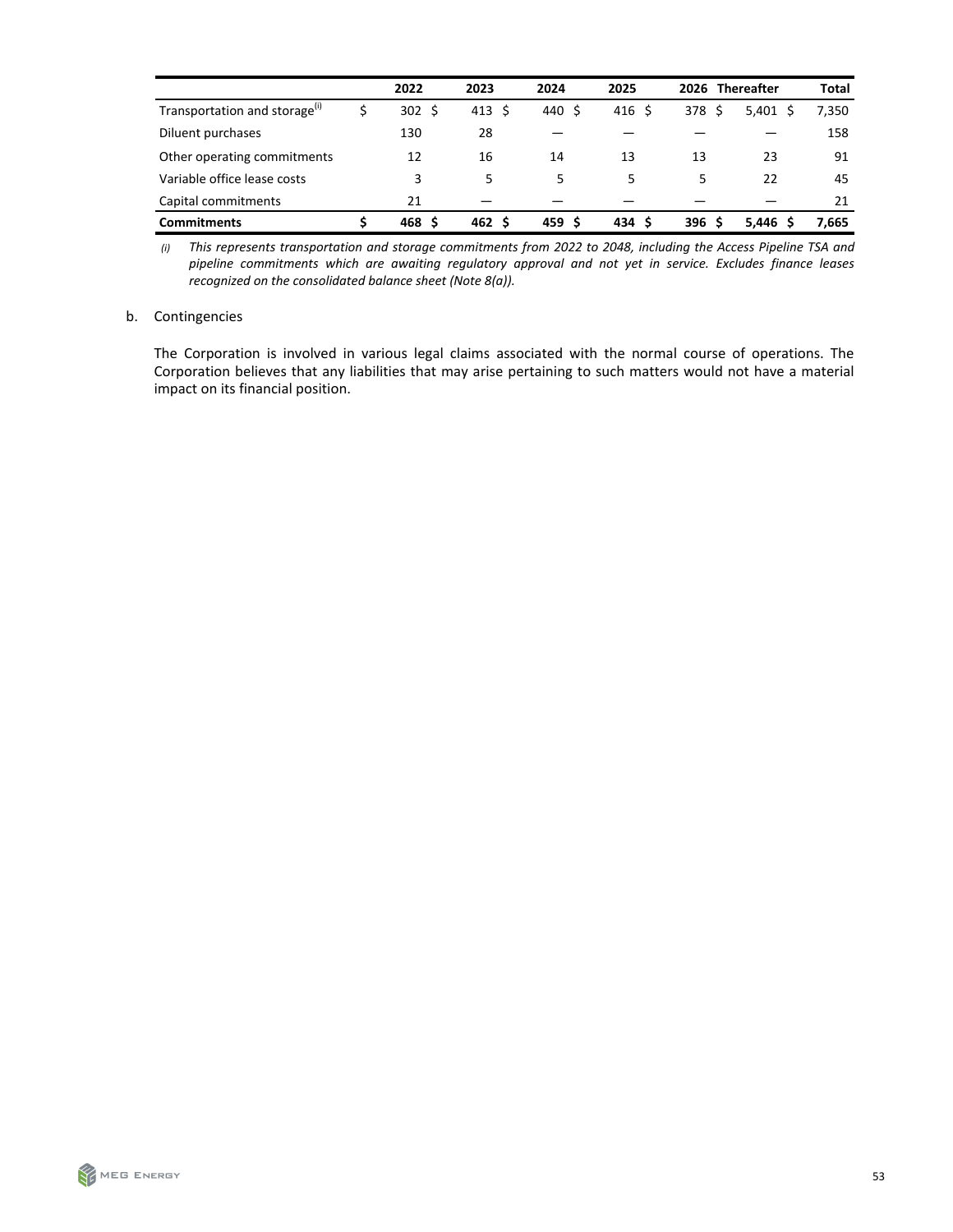| | 2022 | 2023 | 2024 | 2025 | 2026 | Thereafter | Total |
|---|---|---|---|---|---|---|---|
| Transportation and storage[(i)] | $ 302 | $ 413 | $ 440 | $ 416 | $ 378 | $ 5,401 | $ 7,350 |
| Diluent purchases | 130 | 28 | — | — | — | — | 158 |
| Other operating commitments | 12 | 16 | 14 | 13 | 13 | 23 | 91 |
| Variable office lease costs | 3 | 5 | 5 | 5 | 5 | 22 | 45 |
| Capital commitments | 21 | — | — | — | — | — | 21 |
| **Commitments** | **$ 468** | **$ 462** | **$ 459** | **$ 434** | **$ 396** | **$ 5,446** | **$ 7,665** |

(i) *This represents transportation and storage commitments from 2022 to 2048, including the Access Pipeline TSA and pipeline commitments which are awaiting regulatory approval and not yet in service. Excludes finance leases recognized on the consolidated balance sheet (Note 8(a)).*

b. Contingencies

The Corporation is involved in various legal claims associated with the normal course of operations. The Corporation believes that any liabilities that may arise pertaining to such matters would not have a material impact on its financial position.